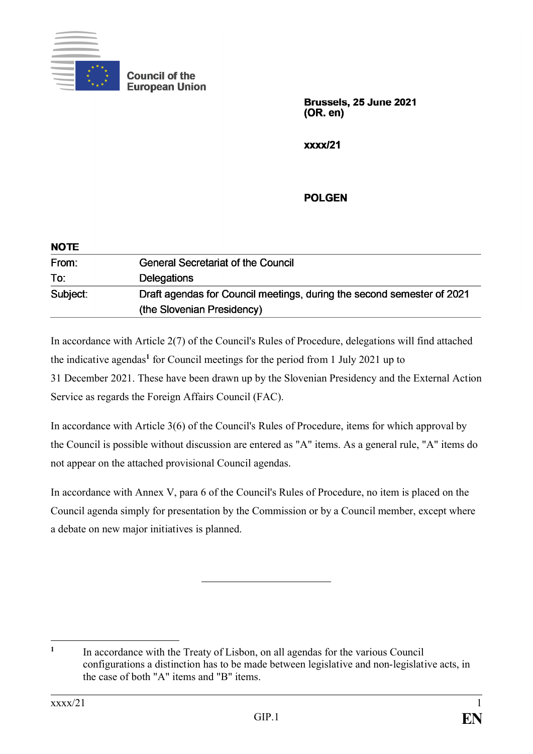Council of the European Union

**Brussels, 25 June 2021**
**(OR. en)**

**xxxx/21**

**POLGEN**

**NOTE**

| | |
|---|---|
| From: | General Secretariat of the Council |
| To: | Delegations |
| Subject: | Draft agendas for Council meetings, during the second semester of 2021 (the Slovenian Presidency) |

In accordance with Article 2(7) of the Council's Rules of Procedure, delegations will find attached the indicative agendas[1] for Council meetings for the period from 1 July 2021 up to 31 December 2021. These have been drawn up by the Slovenian Presidency and the External Action Service as regards the Foreign Affairs Council (FAC).

In accordance with Article 3(6) of the Council's Rules of Procedure, items for which approval by the Council is possible without discussion are entered as "A" items. As a general rule, "A" items do not appear on the attached provisional Council agendas.

In accordance with Annex V, para 6 of the Council's Rules of Procedure, no item is placed on the Council agenda simply for presentation by the Commission or by a Council member, except where a debate on new major initiatives is planned.

---

[1] In accordance with the Treaty of Lisbon, on all agendas for the various Council configurations a distinction has to be made between legislative and non-legislative acts, in the case of both "A" items and "B" items.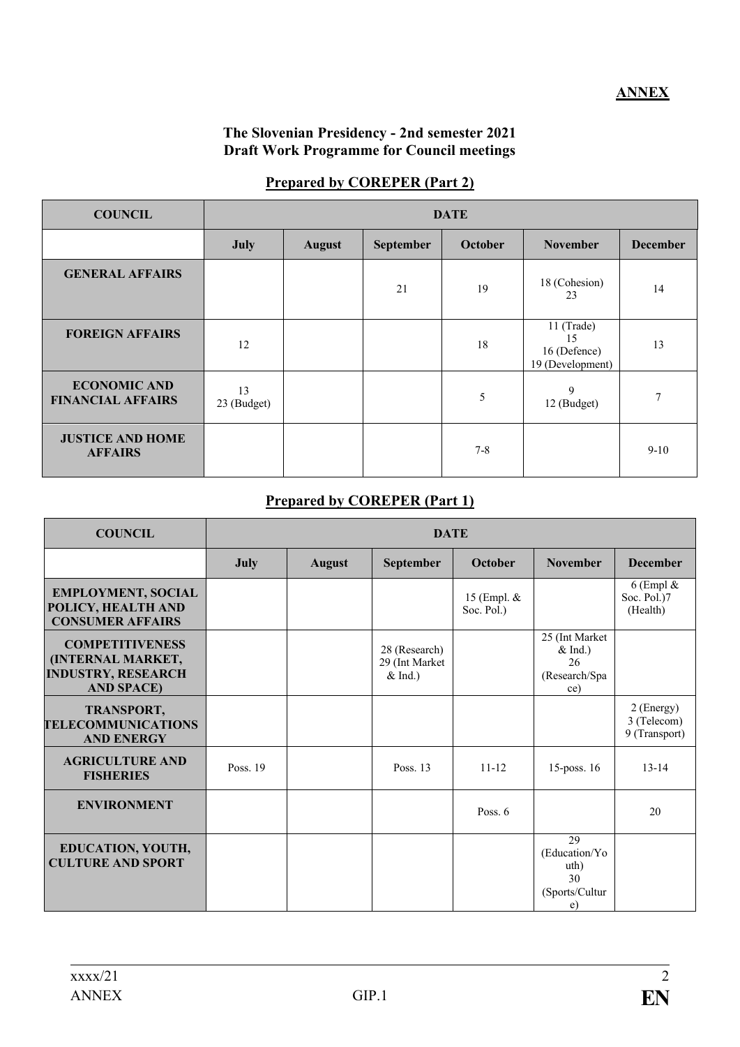**ANNEX**

**The Slovenian Presidency - 2nd semester 2021**
**Draft Work Programme for Council meetings**

## Prepared by COREPER (Part 2)

| COUNCIL | DATE | | | | | |
|---|---|---|---|---|---|---|
| | **July** | **August** | **September** | **October** | **November** | **December** |
| **GENERAL AFFAIRS** | | | 21 | 19 | 18 (Cohesion)<br>23 | 14 |
| **FOREIGN AFFAIRS** | 12 | | | 18 | 11 (Trade)<br>15<br>16 (Defence)<br>19 (Development) | 13 |
| **ECONOMIC AND FINANCIAL AFFAIRS** | 13<br>23 (Budget) | | | 5 | 9<br>12 (Budget) | 7 |
| **JUSTICE AND HOME AFFAIRS** | | | | 7-8 | | 9-10 |

## Prepared by COREPER (Part 1)

| COUNCIL | DATE | | | | | |
|---|---|---|---|---|---|---|
| | **July** | **August** | **September** | **October** | **November** | **December** |
| **EMPLOYMENT, SOCIAL POLICY, HEALTH AND CONSUMER AFFAIRS** | | | | 15 (Empl. & Soc. Pol.) | | 6 (Empl & Soc. Pol.)7 (Health) |
| **COMPETITIVENESS (INTERNAL MARKET, INDUSTRY, RESEARCH AND SPACE)** | | | 28 (Research)<br>29 (Int Market & Ind.) | | 25 (Int Market & Ind.)<br>26 (Research/Space) | |
| **TRANSPORT, TELECOMMUNICATIONS AND ENERGY** | | | | | | 2 (Energy)<br>3 (Telecom)<br>9 (Transport) |
| **AGRICULTURE AND FISHERIES** | Poss. 19 | | Poss. 13 | 11-12 | 15-poss. 16 | 13-14 |
| **ENVIRONMENT** | | | | Poss. 6 | | 20 |
| **EDUCATION, YOUTH, CULTURE AND SPORT** | | | | | 29 (Education/Youth)<br>30 (Sports/Culture) | |

xxxx/21
ANNEX GIP.1 **EN**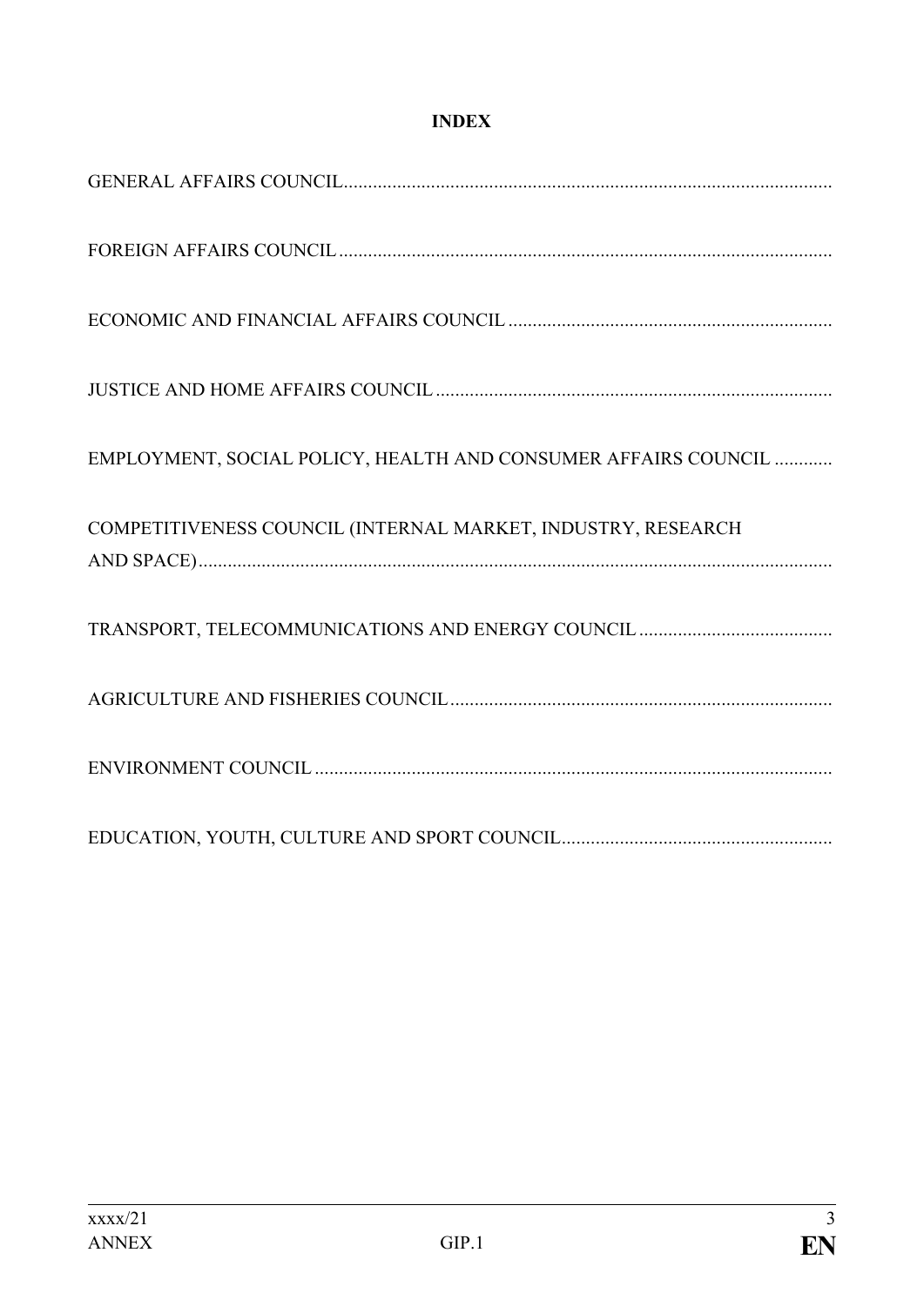# INDEX

GENERAL AFFAIRS COUNCIL

FOREIGN AFFAIRS COUNCIL

ECONOMIC AND FINANCIAL AFFAIRS COUNCIL

JUSTICE AND HOME AFFAIRS COUNCIL

EMPLOYMENT, SOCIAL POLICY, HEALTH AND CONSUMER AFFAIRS COUNCIL

COMPETITIVENESS COUNCIL (INTERNAL MARKET, INDUSTRY, RESEARCH AND SPACE)

TRANSPORT, TELECOMMUNICATIONS AND ENERGY COUNCIL

AGRICULTURE AND FISHERIES COUNCIL

ENVIRONMENT COUNCIL

EDUCATION, YOUTH, CULTURE AND SPORT COUNCIL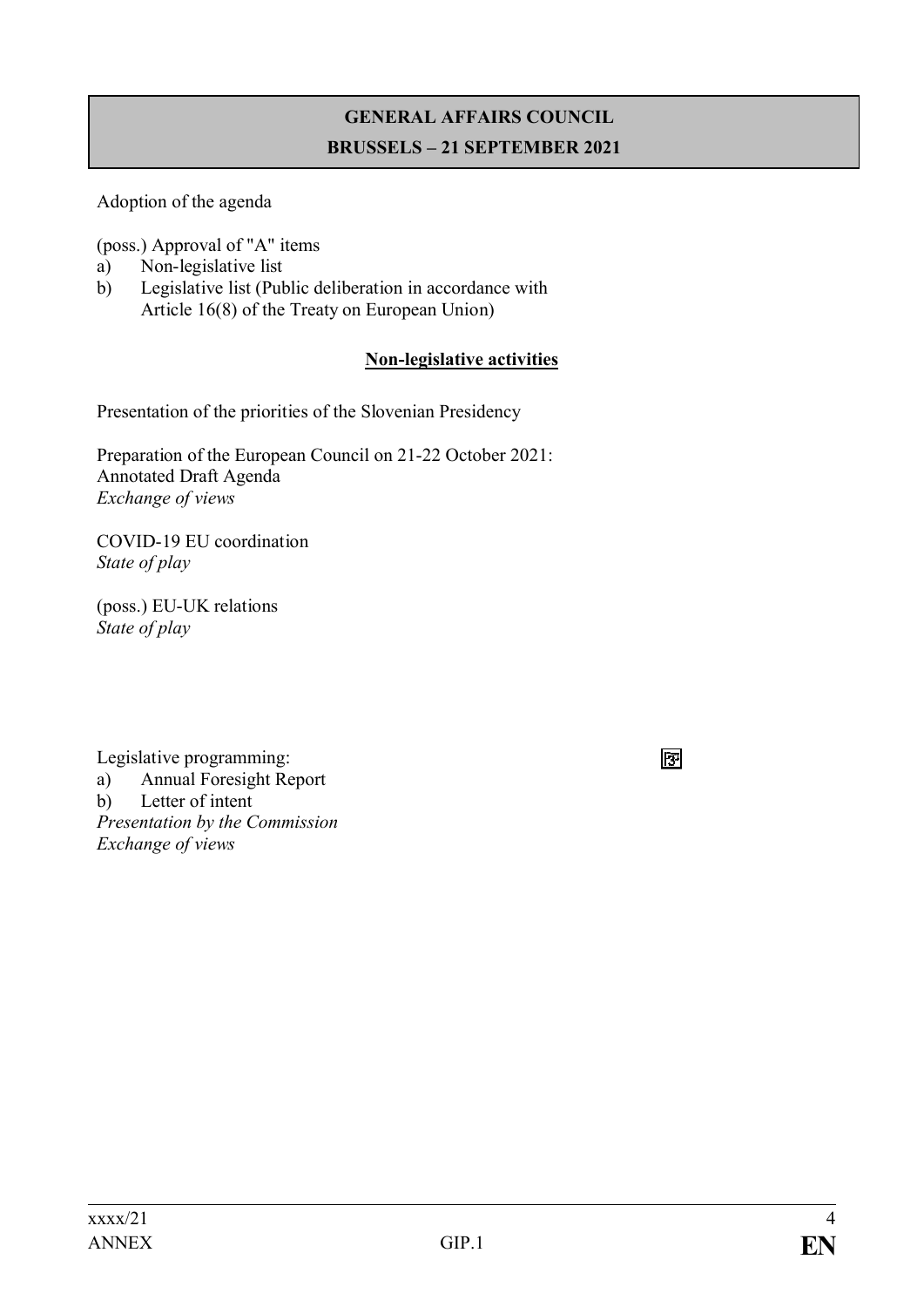# GENERAL AFFAIRS COUNCIL
## BRUSSELS – 21 SEPTEMBER 2021

Adoption of the agenda

(poss.) Approval of "A" items

a) Non-legislative list
b) Legislative list (Public deliberation in accordance with Article 16(8) of the Treaty on European Union)

**Non-legislative activities**

Presentation of the priorities of the Slovenian Presidency

Preparation of the European Council on 21-22 October 2021:
Annotated Draft Agenda
*Exchange of views*

COVID-19 EU coordination
*State of play*

(poss.) EU-UK relations
*State of play*

Legislative programming:

a) Annual Foresight Report
b) Letter of intent

*Presentation by the Commission*
*Exchange of views*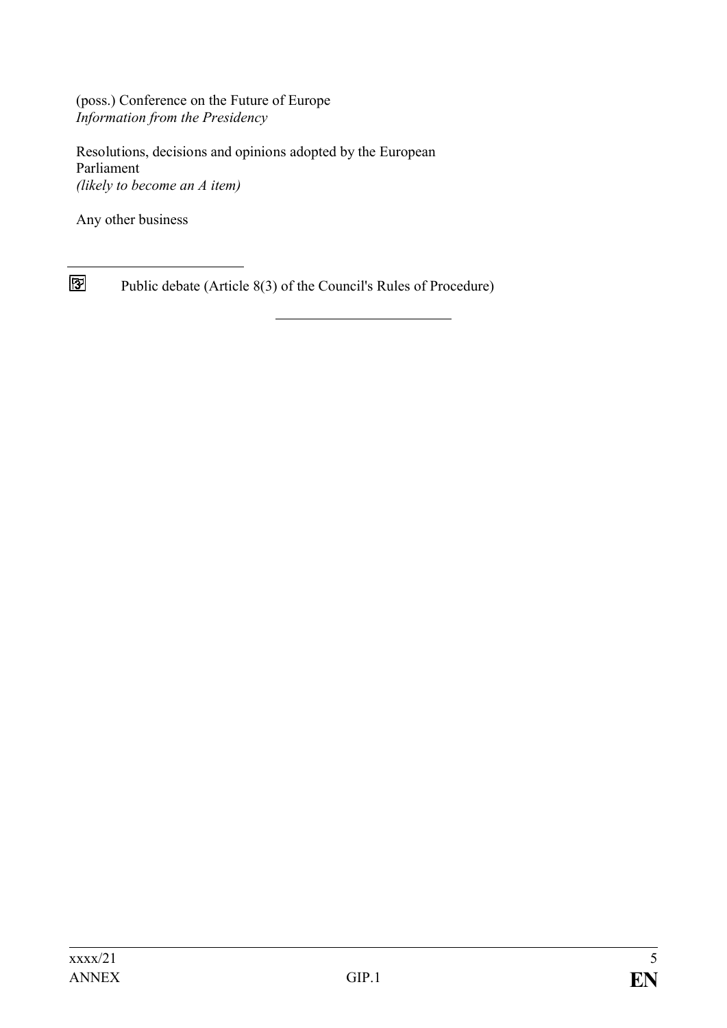(poss.) Conference on the Future of Europe
*Information from the Presidency*

Resolutions, decisions and opinions adopted by the European Parliament
*(likely to become an A item)*

Any other business

---

Public debate (Article 8(3) of the Council's Rules of Procedure)

---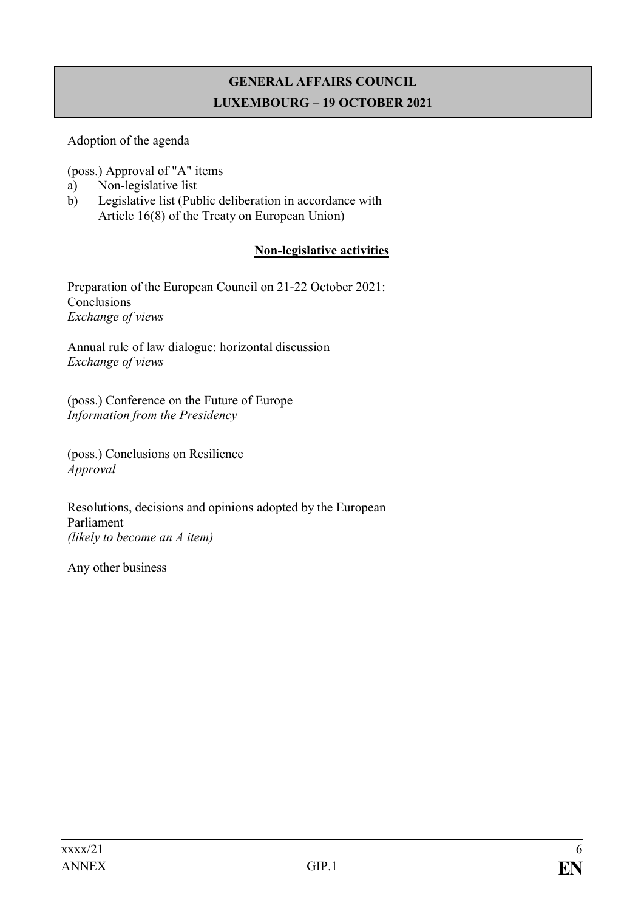## GENERAL AFFAIRS COUNCIL
## LUXEMBOURG – 19 OCTOBER 2021

Adoption of the agenda

(poss.) Approval of "A" items
a) Non-legislative list
b) Legislative list (Public deliberation in accordance with Article 16(8) of the Treaty on European Union)

**Non-legislative activities**

Preparation of the European Council on 21-22 October 2021: Conclusions
*Exchange of views*

Annual rule of law dialogue: horizontal discussion
*Exchange of views*

(poss.) Conference on the Future of Europe
*Information from the Presidency*

(poss.) Conclusions on Resilience
*Approval*

Resolutions, decisions and opinions adopted by the European Parliament
*(likely to become an A item)*

Any other business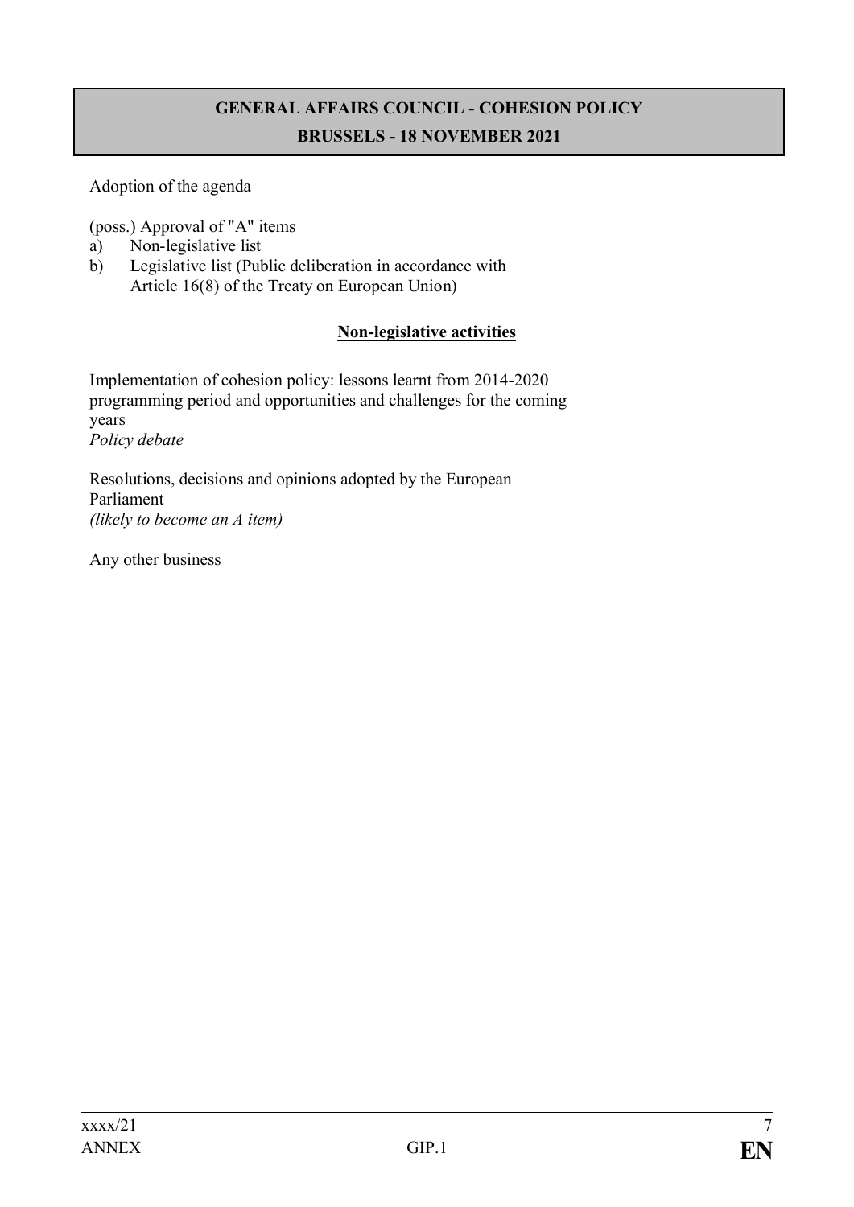## GENERAL AFFAIRS COUNCIL - COHESION POLICY
## BRUSSELS - 18 NOVEMBER 2021

Adoption of the agenda

(poss.) Approval of "A" items
a) Non-legislative list
b) Legislative list (Public deliberation in accordance with Article 16(8) of the Treaty on European Union)

**Non-legislative activities**

Implementation of cohesion policy: lessons learnt from 2014-2020 programming period and opportunities and challenges for the coming years
*Policy debate*

Resolutions, decisions and opinions adopted by the European Parliament
*(likely to become an A item)*

Any other business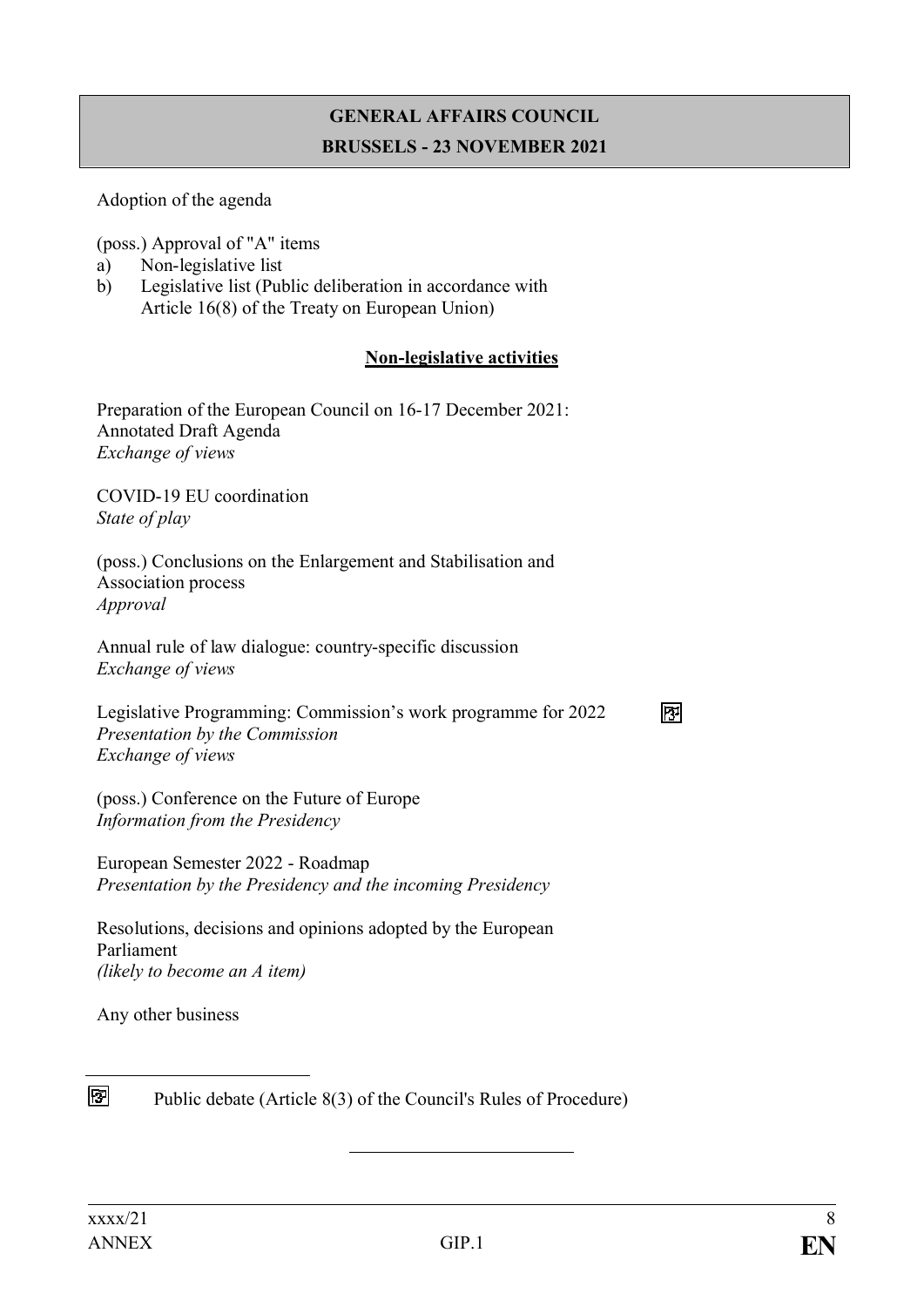## GENERAL AFFAIRS COUNCIL
## BRUSSELS - 23 NOVEMBER 2021

Adoption of the agenda

(poss.) Approval of "A" items

a) Non-legislative list
b) Legislative list (Public deliberation in accordance with Article 16(8) of the Treaty on European Union)

**Non-legislative activities**

Preparation of the European Council on 16-17 December 2021: Annotated Draft Agenda
*Exchange of views*

COVID-19 EU coordination
*State of play*

(poss.) Conclusions on the Enlargement and Stabilisation and Association process
*Approval*

Annual rule of law dialogue: country-specific discussion
*Exchange of views*

Legislative Programming: Commission's work programme for 2022 [public debate symbol]
*Presentation by the Commission*
*Exchange of views*

(poss.) Conference on the Future of Europe
*Information from the Presidency*

European Semester 2022 - Roadmap
*Presentation by the Presidency and the incoming Presidency*

Resolutions, decisions and opinions adopted by the European Parliament
*(likely to become an A item)*

Any other business

---

[public debate symbol] Public debate (Article 8(3) of the Council's Rules of Procedure)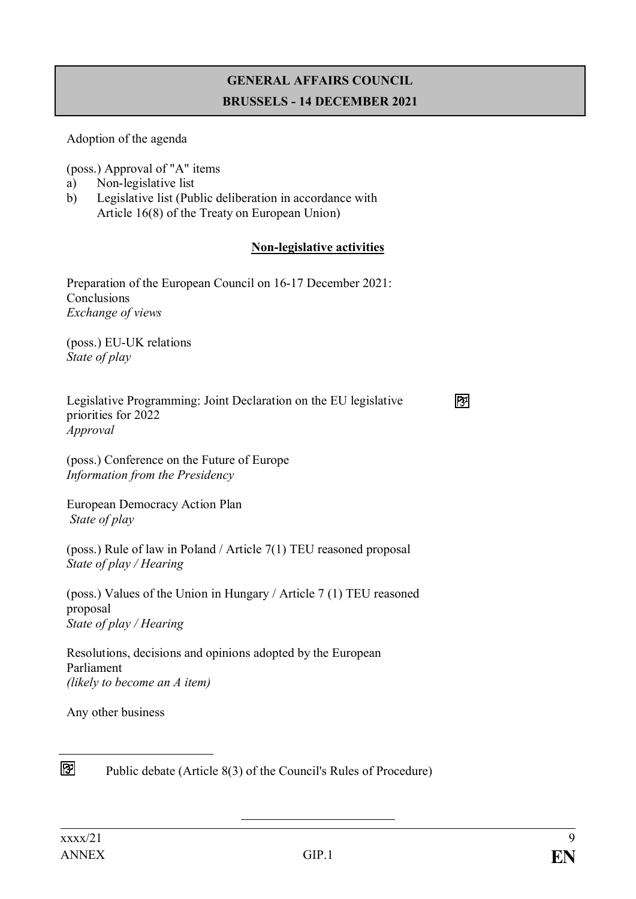**GENERAL AFFAIRS COUNCIL**
**BRUSSELS - 14 DECEMBER 2021**

Adoption of the agenda

(poss.) Approval of "A" items
a) Non-legislative list
b) Legislative list (Public deliberation in accordance with Article 16(8) of the Treaty on European Union)

**Non-legislative activities**

Preparation of the European Council on 16-17 December 2021: Conclusions
*Exchange of views*

(poss.) EU-UK relations
*State of play*

Legislative Programming: Joint Declaration on the EU legislative priorities for 2022 [1]
*Approval*

(poss.) Conference on the Future of Europe
*Information from the Presidency*

European Democracy Action Plan
*State of play*

(poss.) Rule of law in Poland / Article 7(1) TEU reasoned proposal
*State of play / Hearing*

(poss.) Values of the Union in Hungary / Article 7 (1) TEU reasoned proposal
*State of play / Hearing*

Resolutions, decisions and opinions adopted by the European Parliament
*(likely to become an A item)*

Any other business

---

[1] Public debate (Article 8(3) of the Council's Rules of Procedure)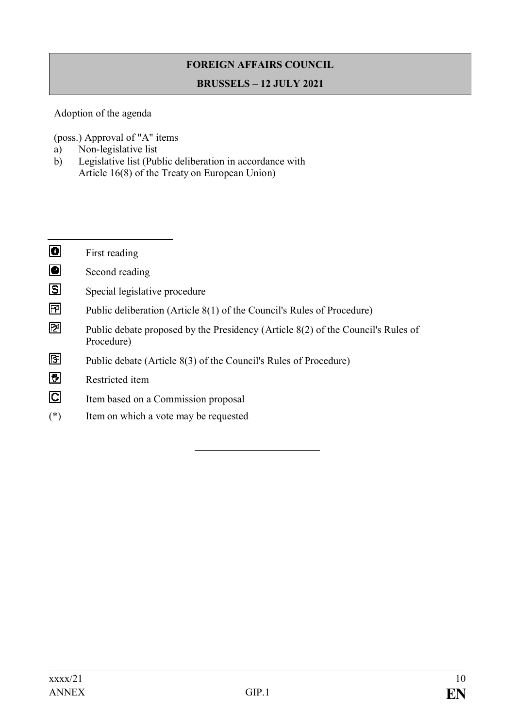**FOREIGN AFFAIRS COUNCIL**

**BRUSSELS – 12 JULY 2021**

Adoption of the agenda

(poss.) Approval of "A" items

a) Non-legislative list
b) Legislative list (Public deliberation in accordance with Article 16(8) of the Treaty on European Union)

---

- First reading
- Second reading
- Special legislative procedure
- Public deliberation (Article 8(1) of the Council's Rules of Procedure)
- Public debate proposed by the Presidency (Article 8(2) of the Council's Rules of Procedure)
- Public debate (Article 8(3) of the Council's Rules of Procedure)
- Restricted item
- Item based on a Commission proposal
- (*) Item on which a vote may be requested

---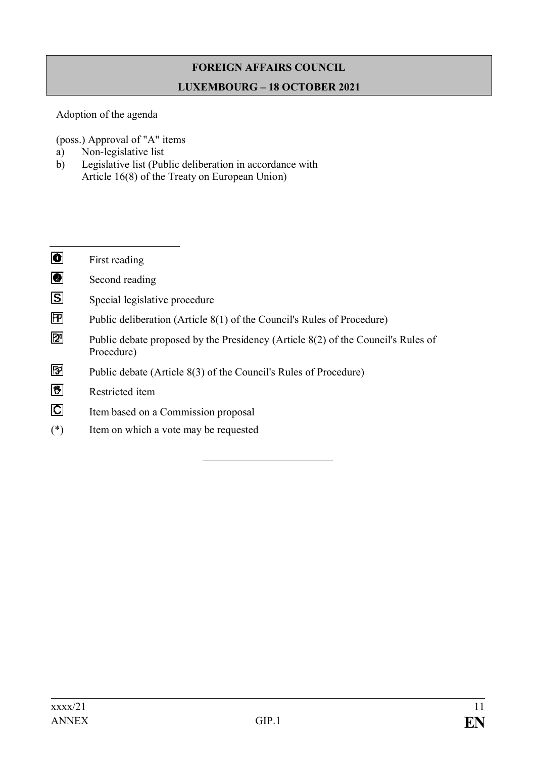**FOREIGN AFFAIRS COUNCIL**

**LUXEMBOURG – 18 OCTOBER 2021**

Adoption of the agenda

(poss.) Approval of "A" items

a) Non-legislative list
b) Legislative list (Public deliberation in accordance with Article 16(8) of the Treaty on European Union)

---

| | |
|---|---|
| ❶ | First reading |
| ❷ | Second reading |
| S | Special legislative procedure |
| PP | Public deliberation (Article 8(1) of the Council's Rules of Procedure) |
| 2 | Public debate proposed by the Presidency (Article 8(2) of the Council's Rules of Procedure) |
| 3 | Public debate (Article 8(3) of the Council's Rules of Procedure) |
| R | Restricted item |
| C | Item based on a Commission proposal |
| (*) | Item on which a vote may be requested |

---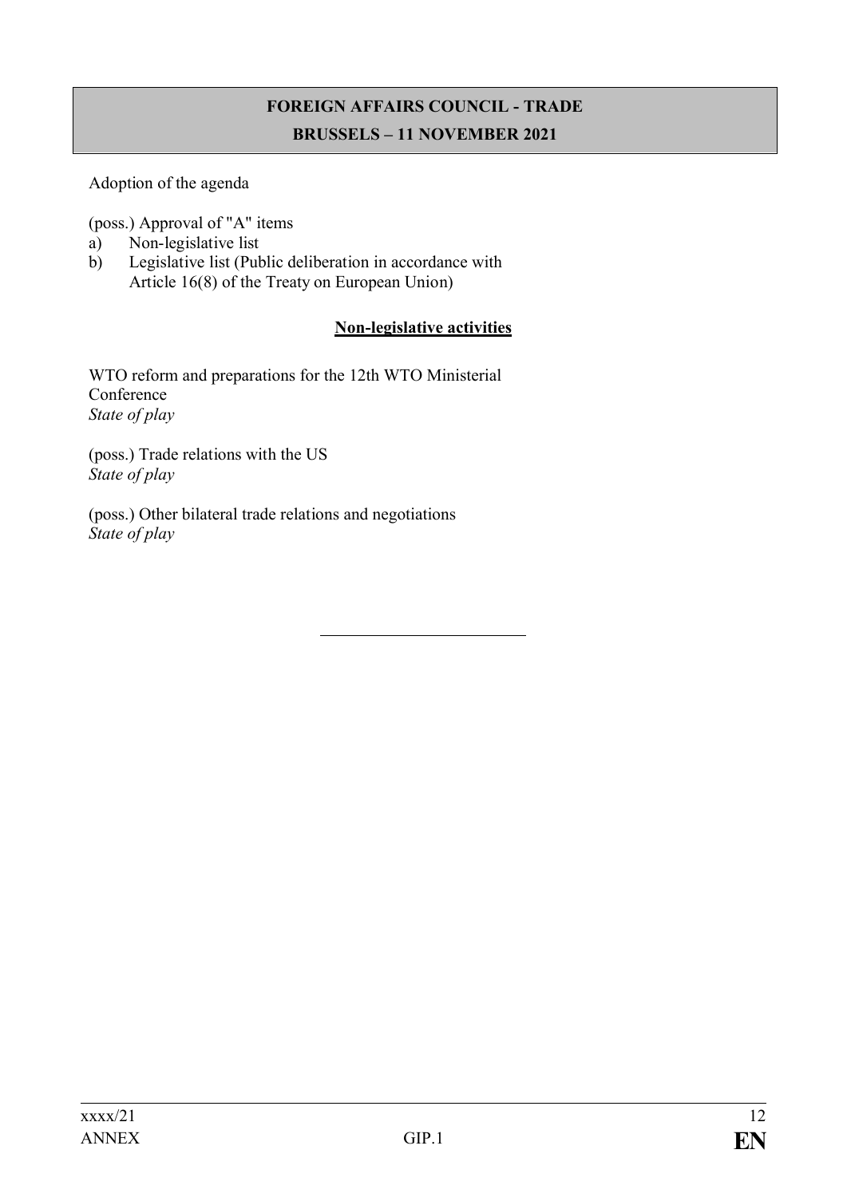## FOREIGN AFFAIRS COUNCIL - TRADE
## BRUSSELS – 11 NOVEMBER 2021

Adoption of the agenda

(poss.) Approval of "A" items

a) Non-legislative list
b) Legislative list (Public deliberation in accordance with Article 16(8) of the Treaty on European Union)

**Non-legislative activities**

WTO reform and preparations for the 12th WTO Ministerial Conference
*State of play*

(poss.) Trade relations with the US
*State of play*

(poss.) Other bilateral trade relations and negotiations
*State of play*

---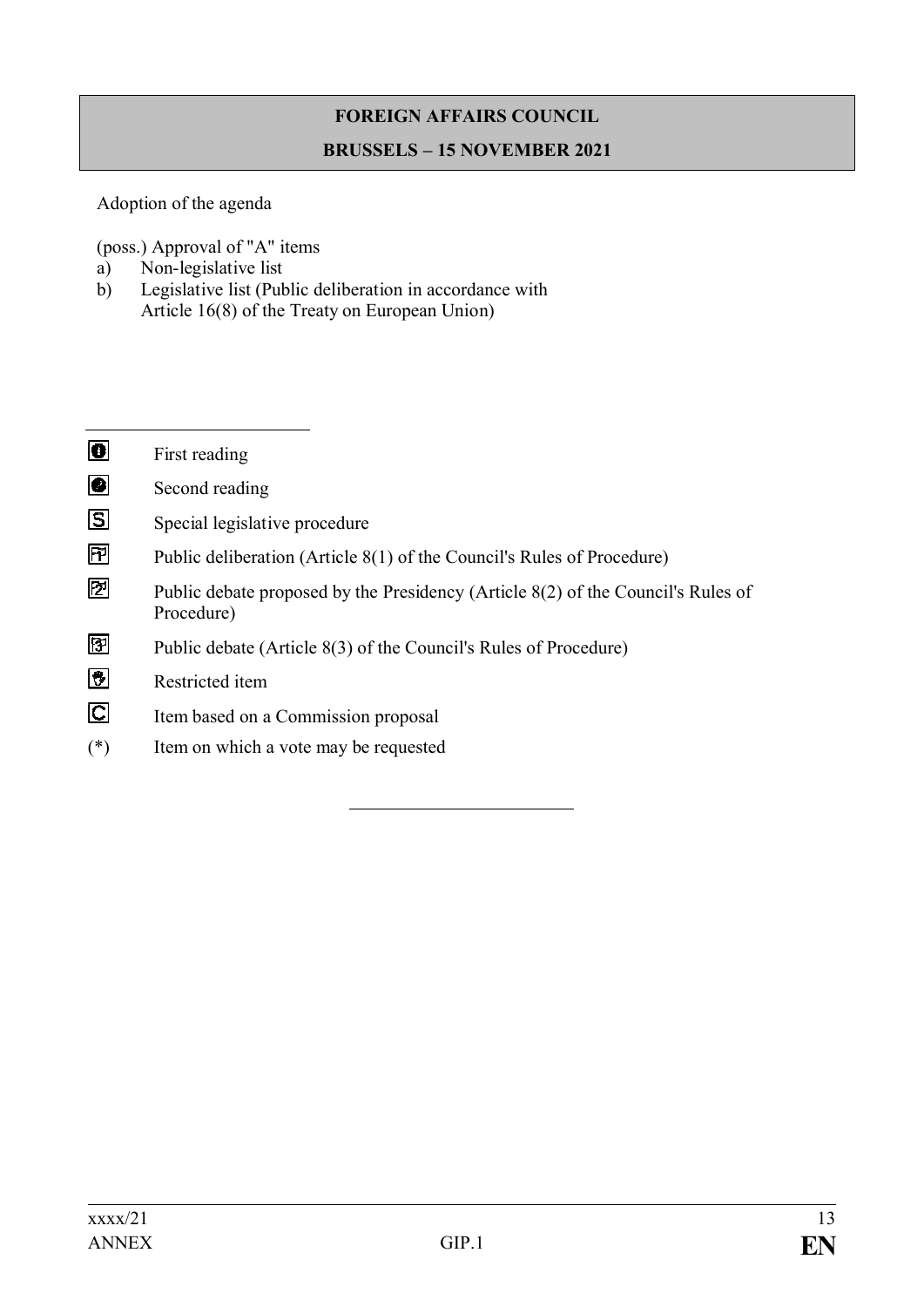**FOREIGN AFFAIRS COUNCIL**

**BRUSSELS – 15 NOVEMBER 2021**

Adoption of the agenda

(poss.) Approval of "A" items
a) Non-legislative list
b) Legislative list (Public deliberation in accordance with Article 16(8) of the Treaty on European Union)

---

- ❶ First reading
- ❷ Second reading
- S Special legislative procedure
- P1 Public deliberation (Article 8(1) of the Council's Rules of Procedure)
- P2 Public debate proposed by the Presidency (Article 8(2) of the Council's Rules of Procedure)
- P3 Public debate (Article 8(3) of the Council's Rules of Procedure)
- ✋ Restricted item
- C Item based on a Commission proposal
- (*) Item on which a vote may be requested

---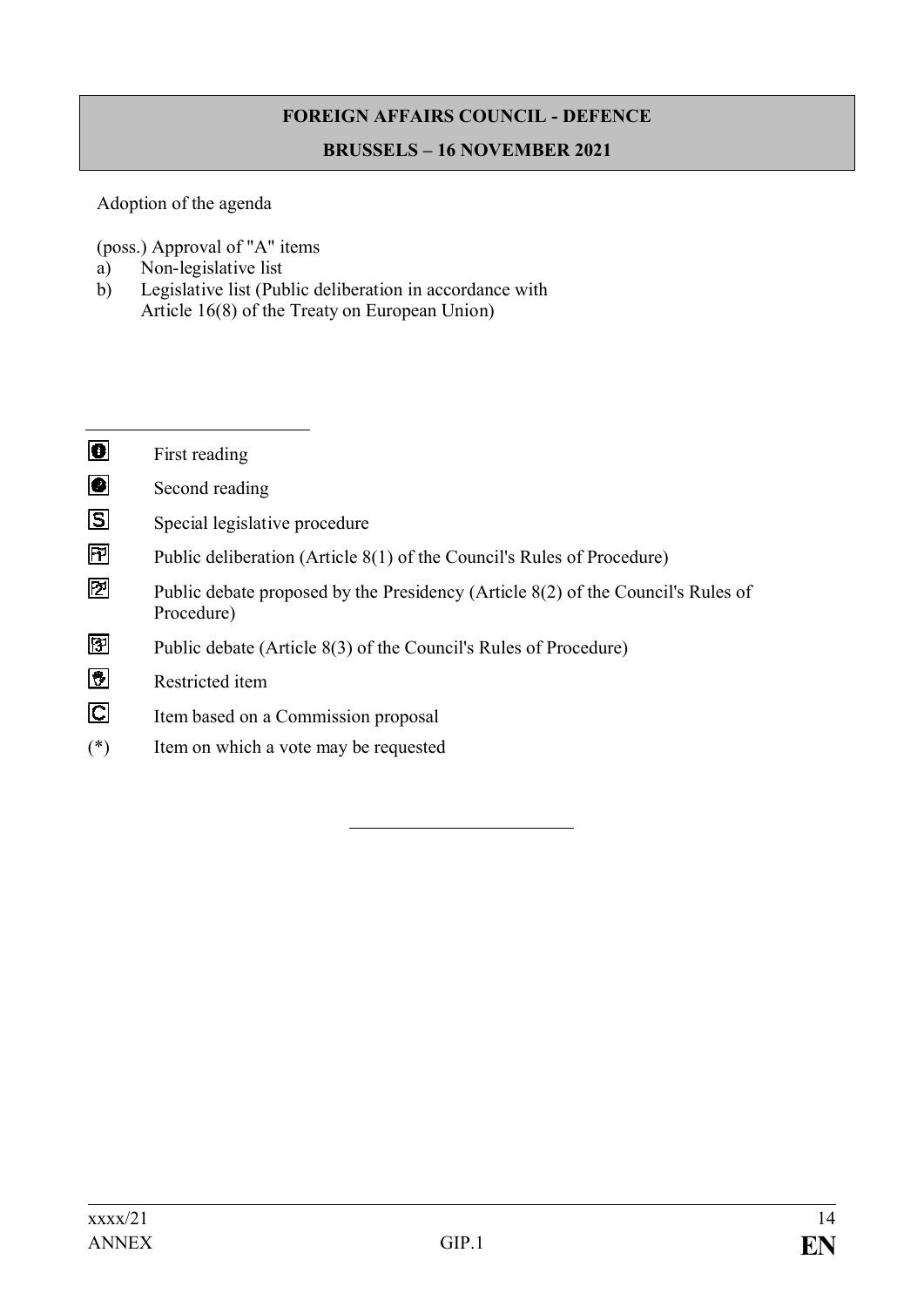**FOREIGN AFFAIRS COUNCIL - DEFENCE**

**BRUSSELS – 16 NOVEMBER 2021**

Adoption of the agenda

(poss.) Approval of "A" items

a) Non-legislative list
b) Legislative list (Public deliberation in accordance with Article 16(8) of the Treaty on European Union)

---

- ❶ First reading
- ❷ Second reading
- Ⓢ Special legislative procedure
- P1 Public deliberation (Article 8(1) of the Council's Rules of Procedure)
- P2 Public debate proposed by the Presidency (Article 8(2) of the Council's Rules of Procedure)
- P3 Public debate (Article 8(3) of the Council's Rules of Procedure)
- ✋ Restricted item
- Ⓒ Item based on a Commission proposal
- (*) Item on which a vote may be requested

---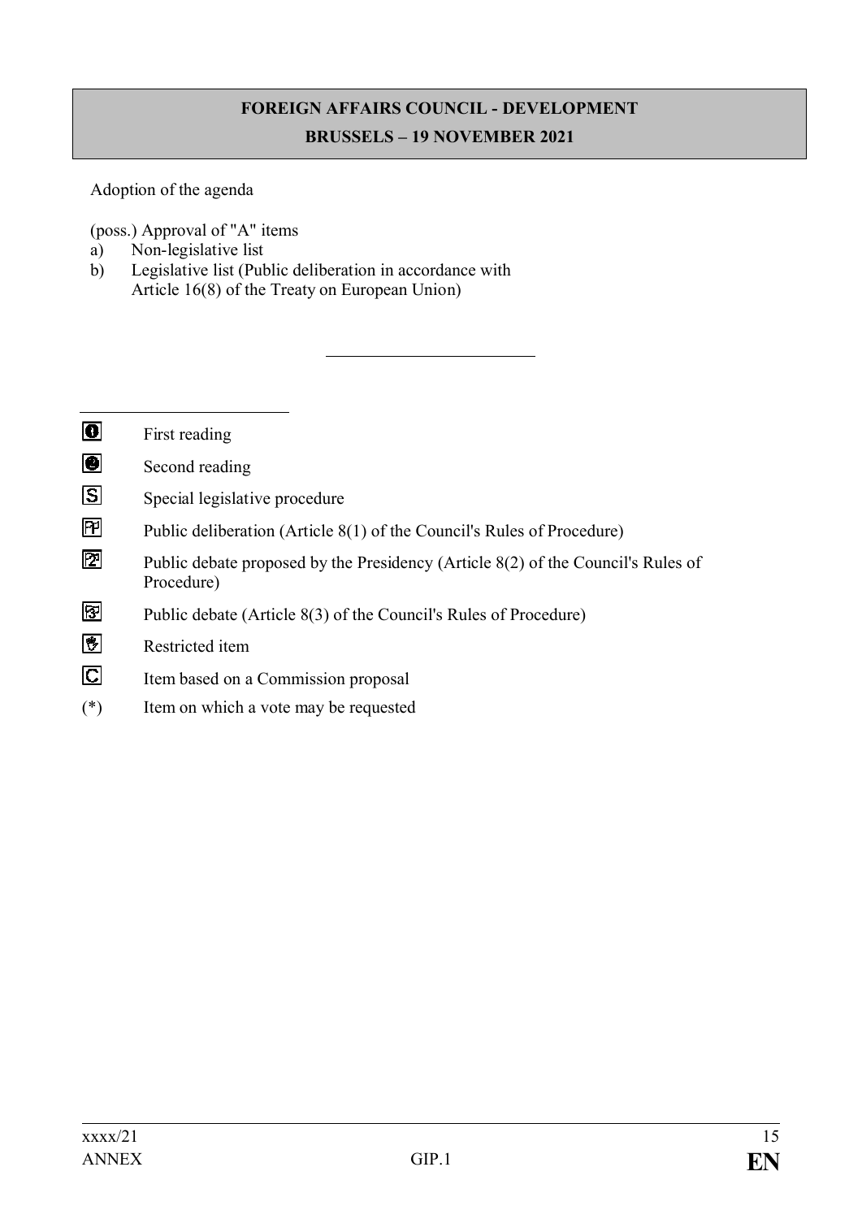**FOREIGN AFFAIRS COUNCIL - DEVELOPMENT**
**BRUSSELS – 19 NOVEMBER 2021**

Adoption of the agenda

(poss.) Approval of "A" items
a) Non-legislative list
b) Legislative list (Public deliberation in accordance with Article 16(8) of the Treaty on European Union)

---

- 1 First reading
- 2 Second reading
- S Special legislative procedure
- P1 Public deliberation (Article 8(1) of the Council's Rules of Procedure)
- P2 Public debate proposed by the Presidency (Article 8(2) of the Council's Rules of Procedure)
- P3 Public debate (Article 8(3) of the Council's Rules of Procedure)
- Restricted item
- C Item based on a Commission proposal
- (*) Item on which a vote may be requested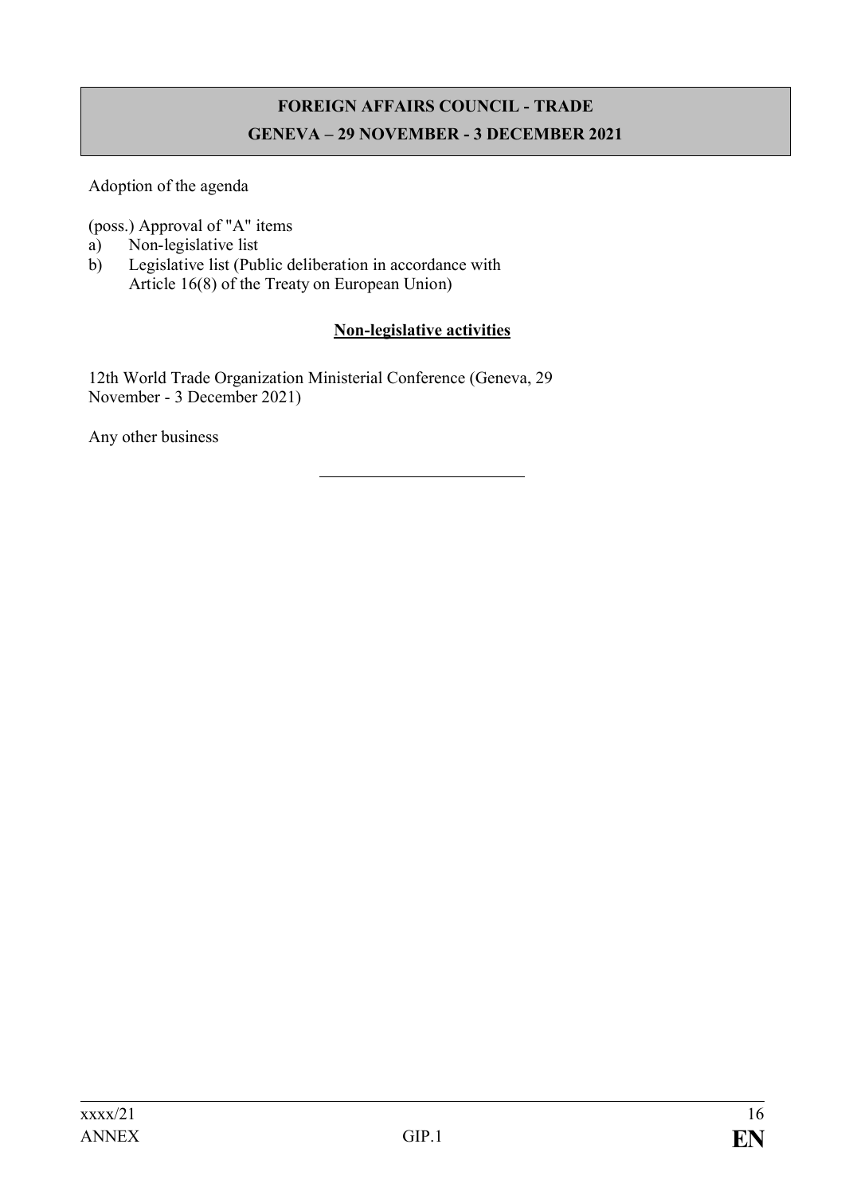## FOREIGN AFFAIRS COUNCIL - TRADE
## GENEVA – 29 NOVEMBER - 3 DECEMBER 2021

Adoption of the agenda

(poss.) Approval of "A" items

a) Non-legislative list
b) Legislative list (Public deliberation in accordance with Article 16(8) of the Treaty on European Union)

**Non-legislative activities**

12th World Trade Organization Ministerial Conference (Geneva, 29 November - 3 December 2021)

Any other business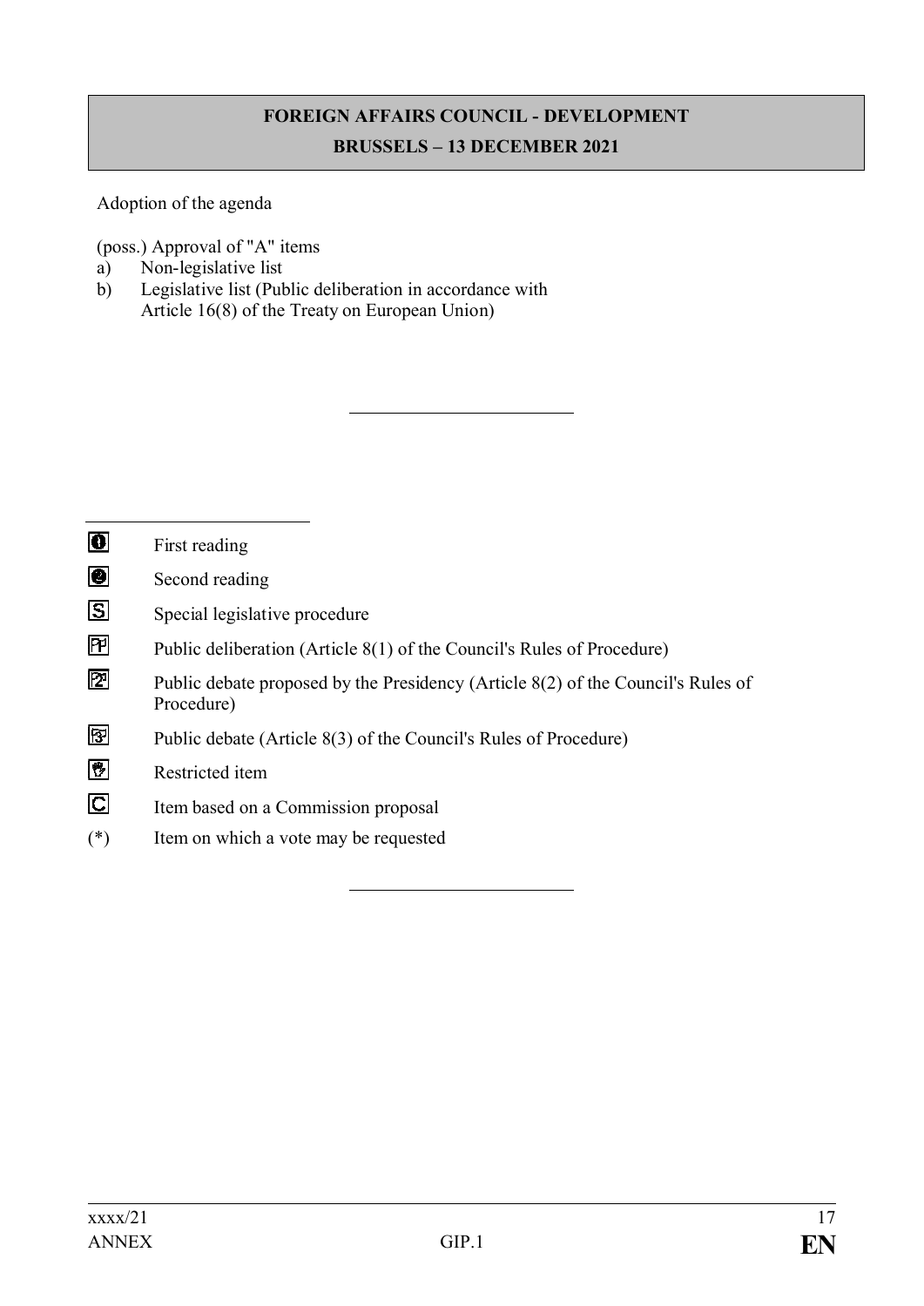**FOREIGN AFFAIRS COUNCIL - DEVELOPMENT**

**BRUSSELS – 13 DECEMBER 2021**

Adoption of the agenda

(poss.) Approval of "A" items

a) Non-legislative list
b) Legislative list (Public deliberation in accordance with Article 16(8) of the Treaty on European Union)

---

---

- ❶ First reading
- ❷ Second reading
- S Special legislative procedure
- P1 Public deliberation (Article 8(1) of the Council's Rules of Procedure)
- 2 Public debate proposed by the Presidency (Article 8(2) of the Council's Rules of Procedure)
- 3 Public debate (Article 8(3) of the Council's Rules of Procedure)
- Restricted item
- C Item based on a Commission proposal
- (*) Item on which a vote may be requested

---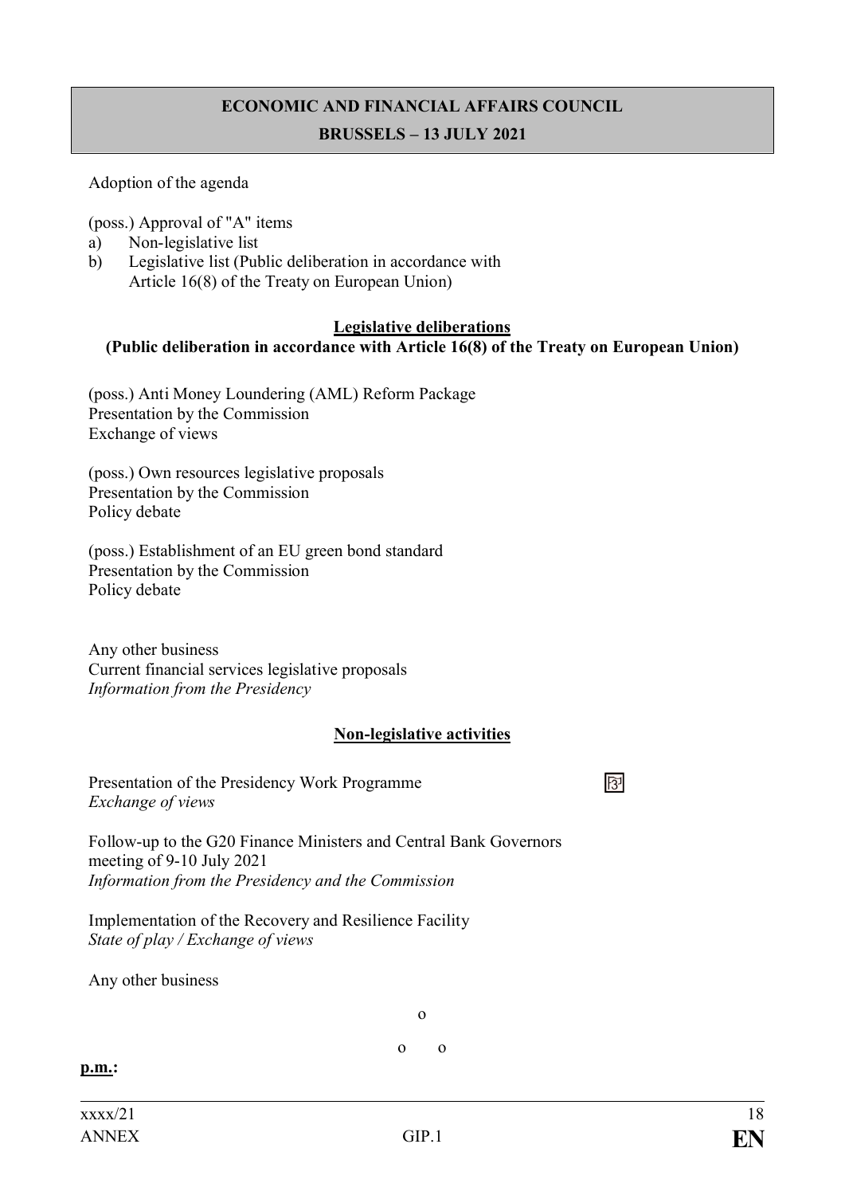**ECONOMIC AND FINANCIAL AFFAIRS COUNCIL**

**BRUSSELS – 13 JULY 2021**

Adoption of the agenda

(poss.) Approval of "A" items
a) Non-legislative list
b) Legislative list (Public deliberation in accordance with Article 16(8) of the Treaty on European Union)

**Legislative deliberations**
**(Public deliberation in accordance with Article 16(8) of the Treaty on European Union)**

(poss.) Anti Money Loundering (AML) Reform Package
Presentation by the Commission
Exchange of views

(poss.) Own resources legislative proposals
Presentation by the Commission
Policy debate

(poss.) Establishment of an EU green bond standard
Presentation by the Commission
Policy debate

Any other business
Current financial services legislative proposals
*Information from the Presidency*

**Non-legislative activities**

Presentation of the Presidency Work Programme
*Exchange of views*

Follow-up to the G20 Finance Ministers and Central Bank Governors meeting of 9-10 July 2021
*Information from the Presidency and the Commission*

Implementation of the Recovery and Resilience Facility
*State of play / Exchange of views*

Any other business

o

o o

**p.m.:**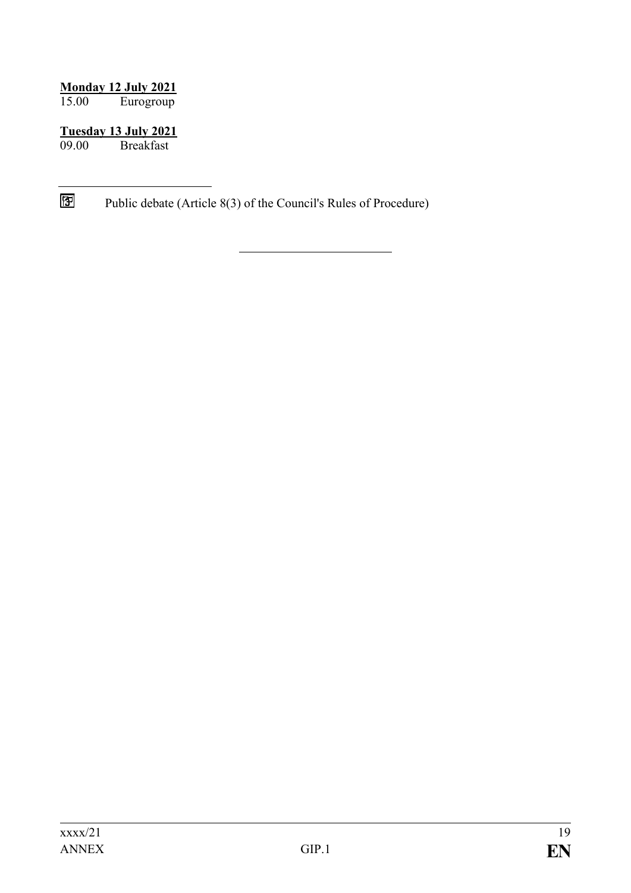**Monday 12 July 2021**

15.00 Eurogroup

**Tuesday 13 July 2021**

09.00 Breakfast

---

Public debate (Article 8(3) of the Council's Rules of Procedure)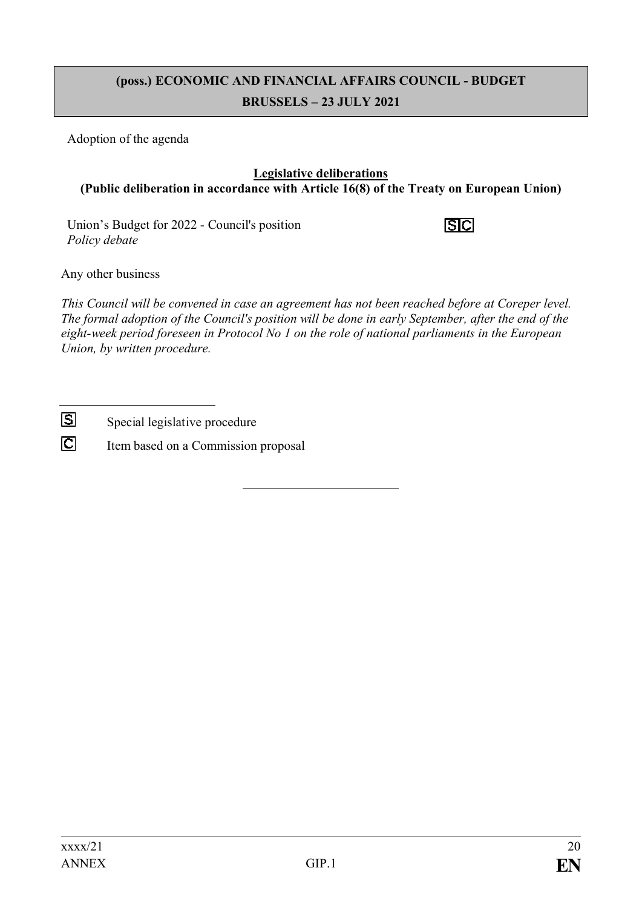**(poss.) ECONOMIC AND FINANCIAL AFFAIRS COUNCIL - BUDGET**
**BRUSSELS – 23 JULY 2021**

Adoption of the agenda

**Legislative deliberations**
**(Public deliberation in accordance with Article 16(8) of the Treaty on European Union)**

Union's Budget for 2022 - Council's position [S][C]
*Policy debate*

Any other business

*This Council will be convened in case an agreement has not been reached before at Coreper level. The formal adoption of the Council's position will be done in early September, after the end of the eight-week period foreseen in Protocol No 1 on the role of national parliaments in the European Union, by written procedure.*

---

[S] Special legislative procedure

[C] Item based on a Commission proposal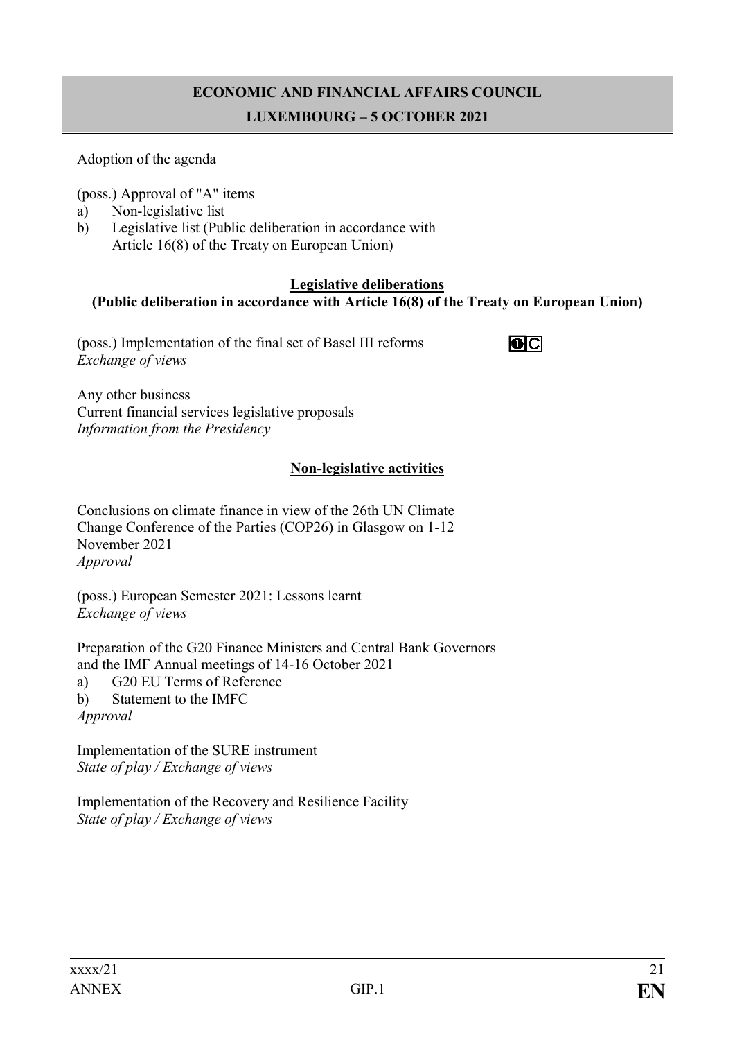## ECONOMIC AND FINANCIAL AFFAIRS COUNCIL
## LUXEMBOURG – 5 OCTOBER 2021

Adoption of the agenda

(poss.) Approval of "A" items
- a) Non-legislative list
- b) Legislative list (Public deliberation in accordance with Article 16(8) of the Treaty on European Union)

**Legislative deliberations**
**(Public deliberation in accordance with Article 16(8) of the Treaty on European Union)**

(poss.) Implementation of the final set of Basel III reforms
*Exchange of views*

Any other business
Current financial services legislative proposals
*Information from the Presidency*

**Non-legislative activities**

Conclusions on climate finance in view of the 26th UN Climate Change Conference of the Parties (COP26) in Glasgow on 1-12 November 2021
*Approval*

(poss.) European Semester 2021: Lessons learnt
*Exchange of views*

Preparation of the G20 Finance Ministers and Central Bank Governors and the IMF Annual meetings of 14-16 October 2021
- a) G20 EU Terms of Reference
- b) Statement to the IMFC

*Approval*

Implementation of the SURE instrument
*State of play / Exchange of views*

Implementation of the Recovery and Resilience Facility
*State of play / Exchange of views*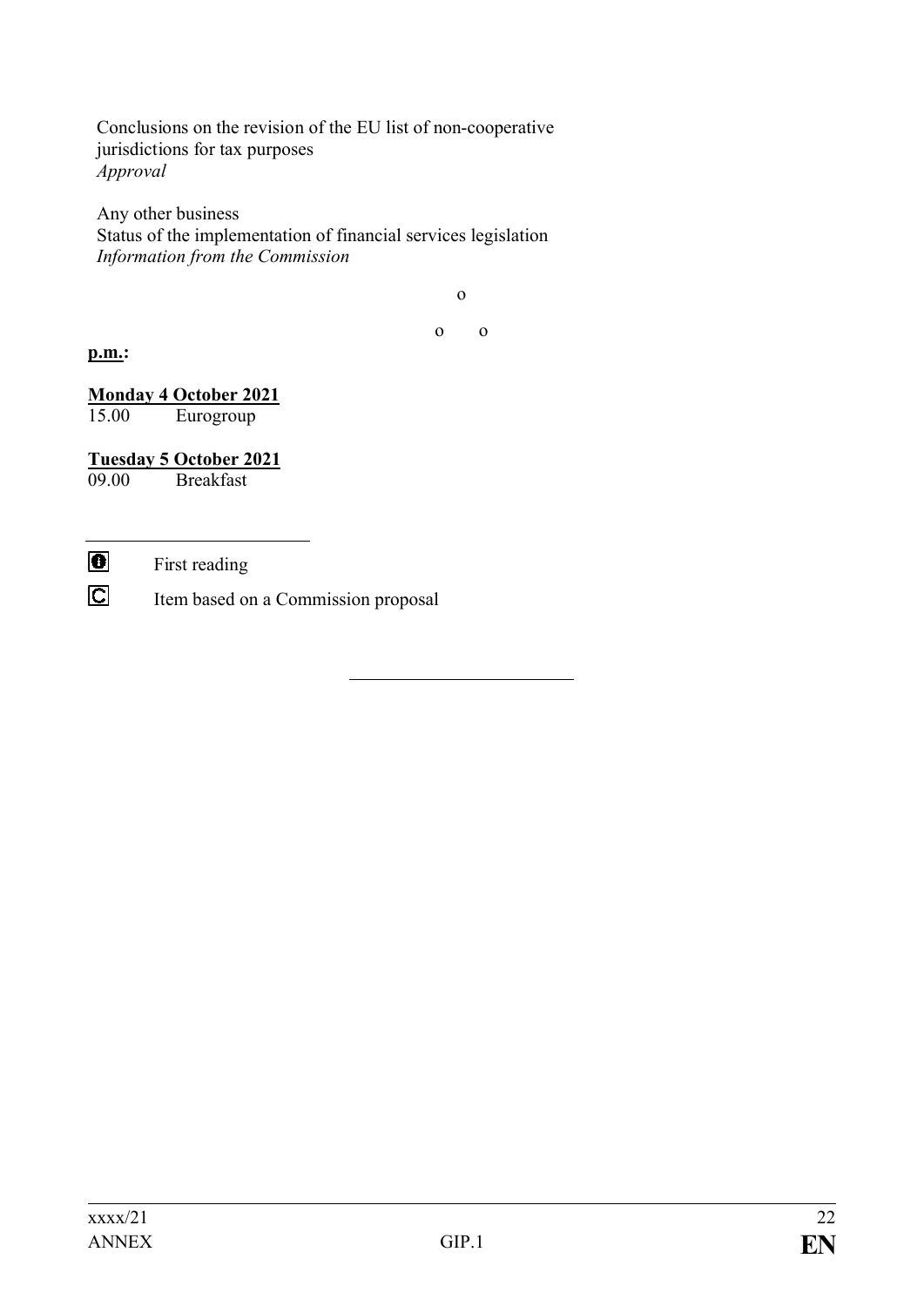Conclusions on the revision of the EU list of non-cooperative jurisdictions for tax purposes
*Approval*

Any other business
Status of the implementation of financial services legislation
*Information from the Commission*

o

o o

**p.m.:**

**Monday 4 October 2021**
15.00 Eurogroup

**Tuesday 5 October 2021**
09.00 Breakfast

---

🛈 First reading

🄲 Item based on a Commission proposal

---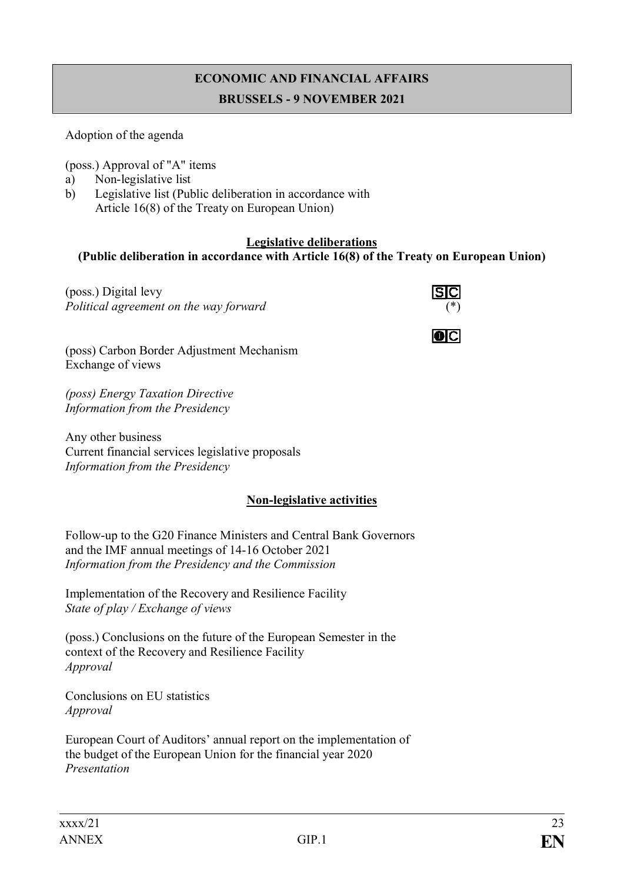**ECONOMIC AND FINANCIAL AFFAIRS**

**BRUSSELS - 9 NOVEMBER 2021**

Adoption of the agenda

(poss.) Approval of "A" items
a) Non-legislative list
b) Legislative list (Public deliberation in accordance with Article 16(8) of the Treaty on European Union)

**Legislative deliberations**
**(Public deliberation in accordance with Article 16(8) of the Treaty on European Union)**

(poss.) Digital levy
*Political agreement on the way forward* (*)

(poss) Carbon Border Adjustment Mechanism
Exchange of views

*(poss) Energy Taxation Directive*
*Information from the Presidency*

Any other business
Current financial services legislative proposals
*Information from the Presidency*

**Non-legislative activities**

Follow-up to the G20 Finance Ministers and Central Bank Governors and the IMF annual meetings of 14-16 October 2021
*Information from the Presidency and the Commission*

Implementation of the Recovery and Resilience Facility
*State of play / Exchange of views*

(poss.) Conclusions on the future of the European Semester in the context of the Recovery and Resilience Facility
*Approval*

Conclusions on EU statistics
*Approval*

European Court of Auditors' annual report on the implementation of the budget of the European Union for the financial year 2020
*Presentation*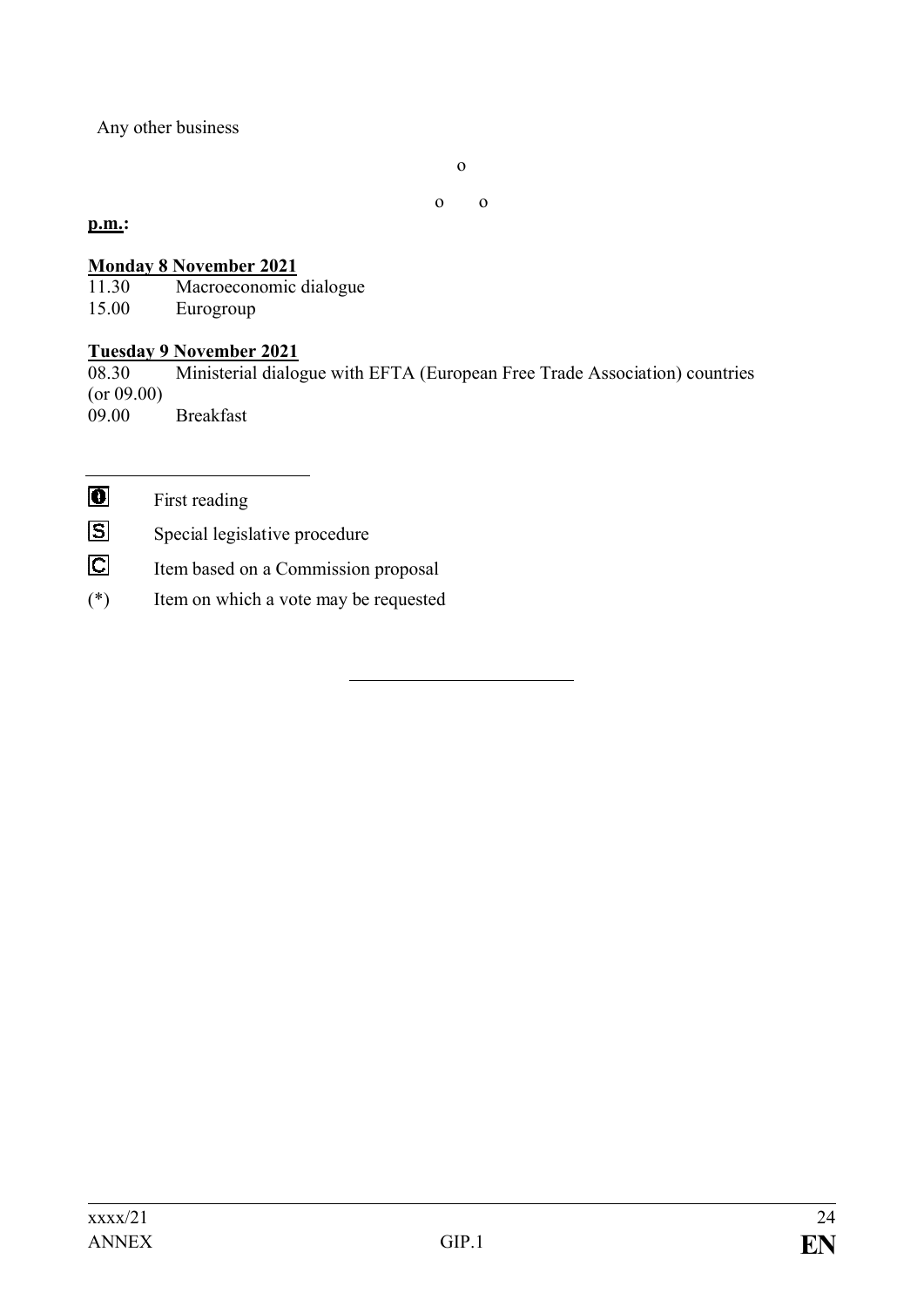Any other business

o

o o

**p.m.:**

**Monday 8 November 2021**

11.30 Macroeconomic dialogue
15.00 Eurogroup

**Tuesday 9 November 2021**

08.30 (or 09.00) Ministerial dialogue with EFTA (European Free Trade Association) countries
09.00 Breakfast

---

- 1 First reading
- S Special legislative procedure
- C Item based on a Commission proposal
- (*) Item on which a vote may be requested

---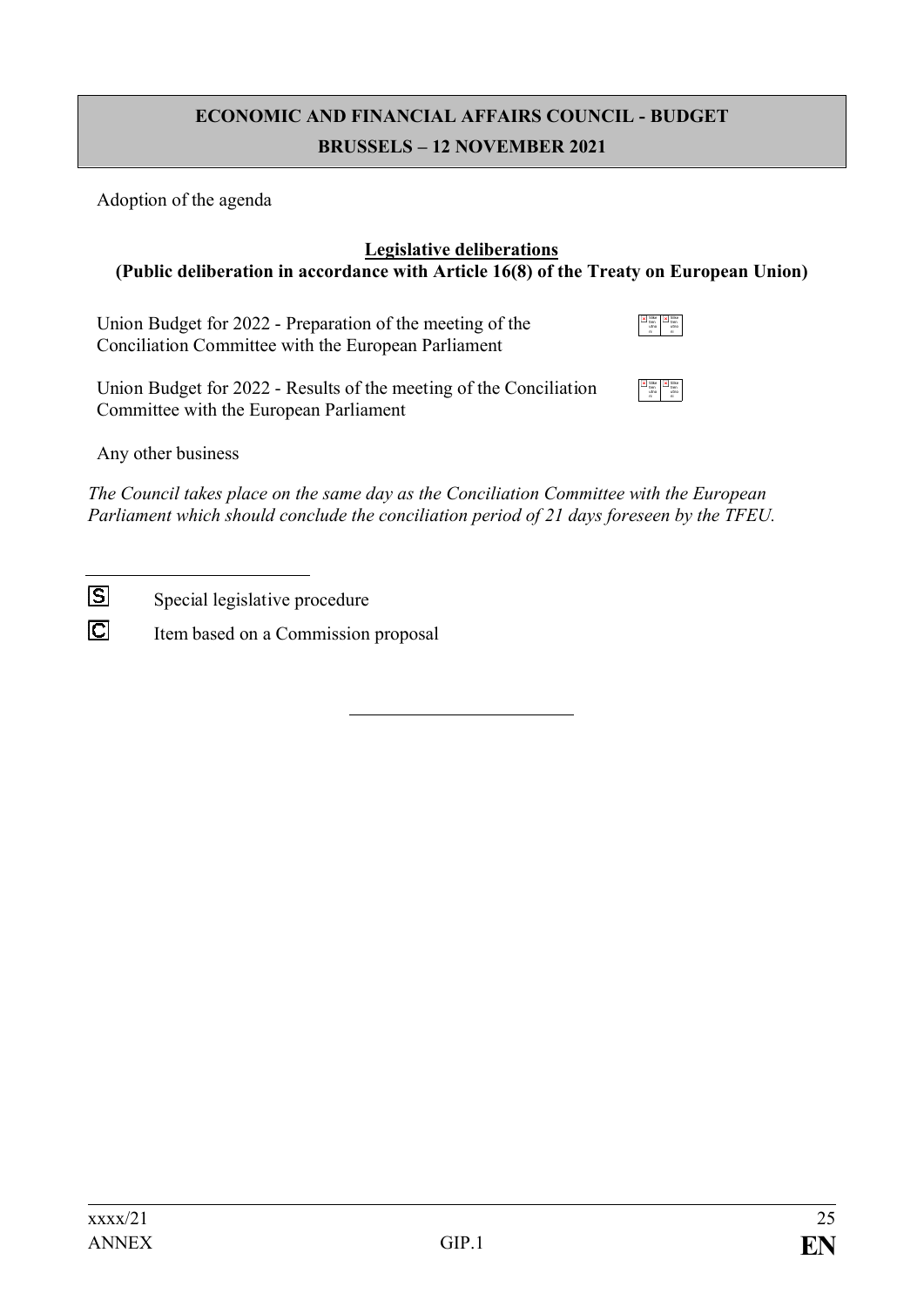## ECONOMIC AND FINANCIAL AFFAIRS COUNCIL - BUDGET
## BRUSSELS – 12 NOVEMBER 2021

Adoption of the agenda

**Legislative deliberations**
**(Public deliberation in accordance with Article 16(8) of the Treaty on European Union)**

Union Budget for 2022 - Preparation of the meeting of the Conciliation Committee with the European Parliament

Union Budget for 2022 - Results of the meeting of the Conciliation Committee with the European Parliament

Any other business

*The Council takes place on the same day as the Conciliation Committee with the European Parliament which should conclude the conciliation period of 21 days foreseen by the TFEU.*

---

S Special legislative procedure

C Item based on a Commission proposal

---

xxxx/21
ANNEX
GIP.1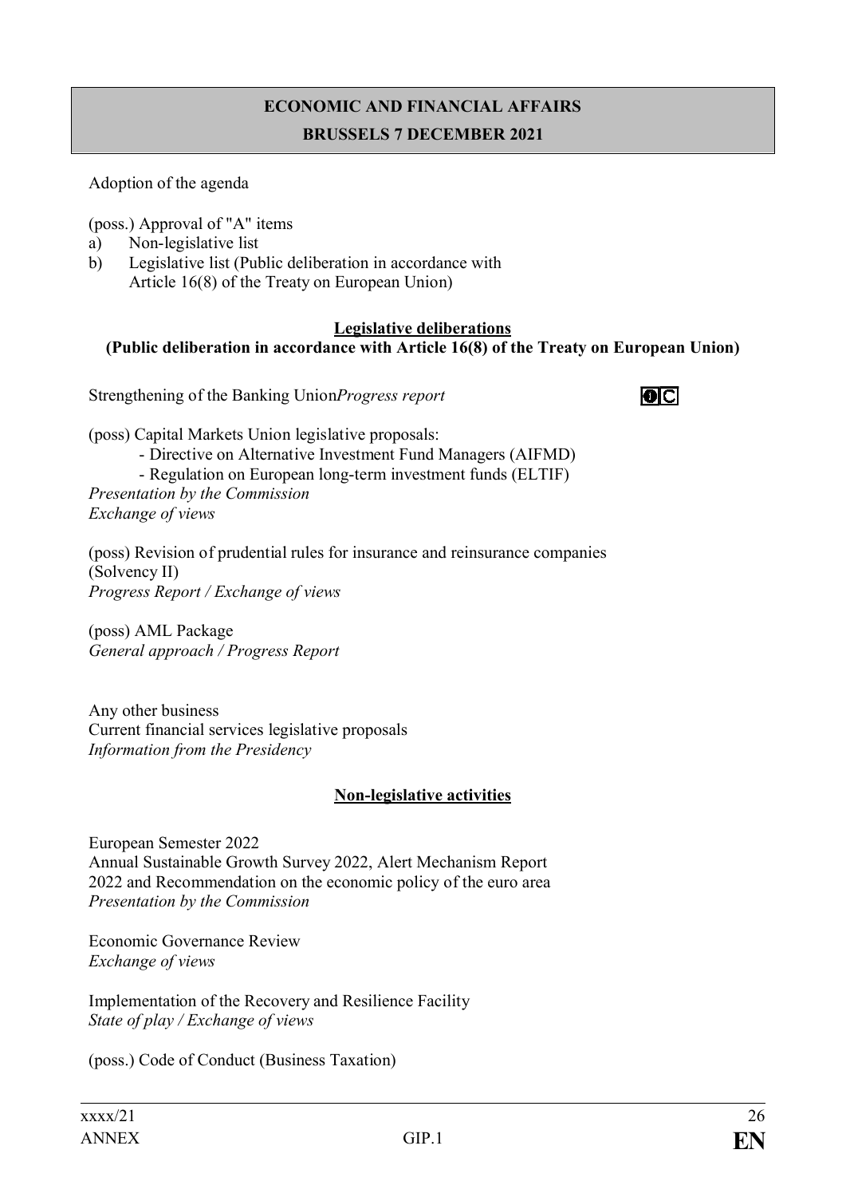## ECONOMIC AND FINANCIAL AFFAIRS
## BRUSSELS 7 DECEMBER 2021

Adoption of the agenda

(poss.) Approval of "A" items
- a) Non-legislative list
- b) Legislative list (Public deliberation in accordance with Article 16(8) of the Treaty on European Union)

**Legislative deliberations**
**(Public deliberation in accordance with Article 16(8) of the Treaty on European Union)**

Strengthening of the Banking Union*Progress report*

(poss) Capital Markets Union legislative proposals:
- Directive on Alternative Investment Fund Managers (AIFMD)
- Regulation on European long-term investment funds (ELTIF)

*Presentation by the Commission*
*Exchange of views*

(poss) Revision of prudential rules for insurance and reinsurance companies (Solvency II)
*Progress Report / Exchange of views*

(poss) AML Package
*General approach / Progress Report*

Any other business
Current financial services legislative proposals
*Information from the Presidency*

**Non-legislative activities**

European Semester 2022
Annual Sustainable Growth Survey 2022, Alert Mechanism Report 2022 and Recommendation on the economic policy of the euro area
*Presentation by the Commission*

Economic Governance Review
*Exchange of views*

Implementation of the Recovery and Resilience Facility
*State of play / Exchange of views*

(poss.) Code of Conduct (Business Taxation)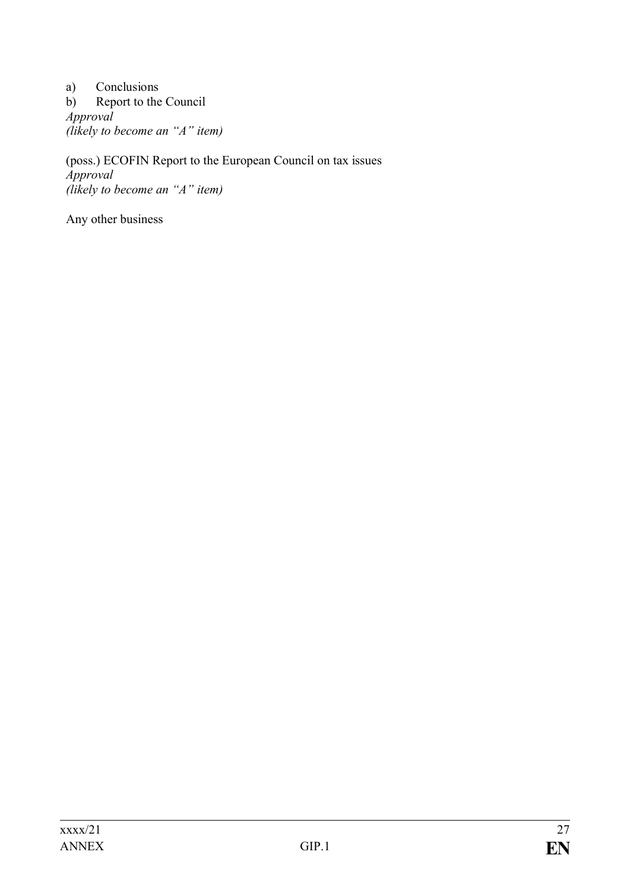a) Conclusions
b) Report to the Council
*Approval*
*(likely to become an "A" item)*

(poss.) ECOFIN Report to the European Council on tax issues
*Approval*
*(likely to become an "A" item)*

Any other business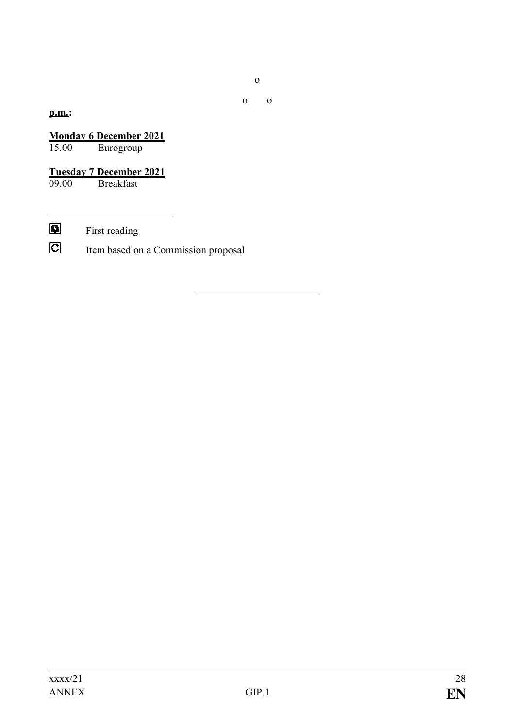o

o o

**p.m.:**

**Monday 6 December 2021**

15.00 Eurogroup

**Tuesday 7 December 2021**

09.00 Breakfast

---

❶ First reading

Ⓒ Item based on a Commission proposal

---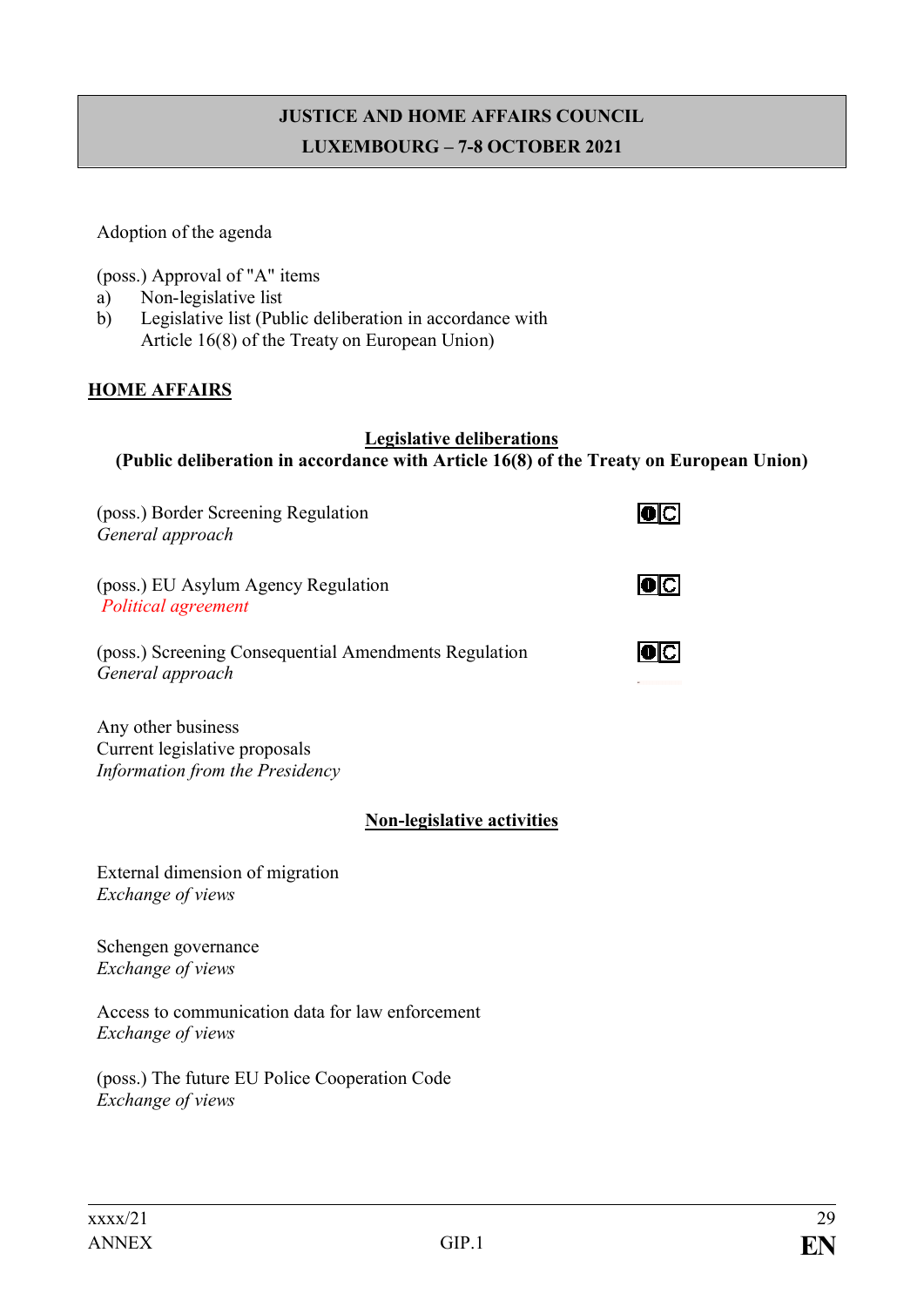**JUSTICE AND HOME AFFAIRS COUNCIL**

**LUXEMBOURG – 7-8 OCTOBER 2021**

Adoption of the agenda

(poss.) Approval of "A" items

a) Non-legislative list
b) Legislative list (Public deliberation in accordance with Article 16(8) of the Treaty on European Union)

## HOME AFFAIRS

**Legislative deliberations**
**(Public deliberation in accordance with Article 16(8) of the Treaty on European Union)**

(poss.) Border Screening Regulation
*General approach*

(poss.) EU Asylum Agency Regulation
*Political agreement*

(poss.) Screening Consequential Amendments Regulation
*General approach*

Any other business
Current legislative proposals
*Information from the Presidency*

**Non-legislative activities**

External dimension of migration
*Exchange of views*

Schengen governance
*Exchange of views*

Access to communication data for law enforcement
*Exchange of views*

(poss.) The future EU Police Cooperation Code
*Exchange of views*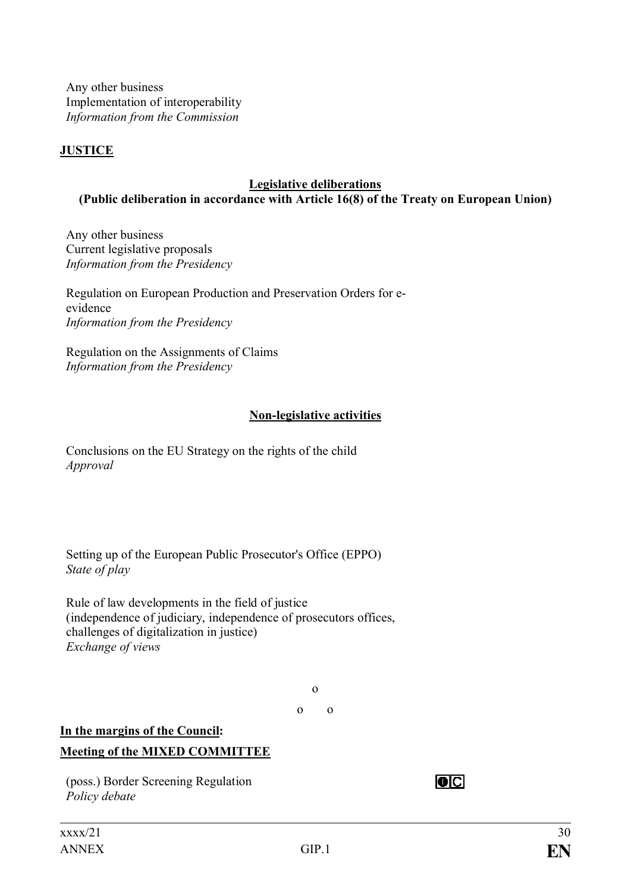Any other business
Implementation of interoperability
*Information from the Commission*

**JUSTICE**

**Legislative deliberations**
**(Public deliberation in accordance with Article 16(8) of the Treaty on European Union)**

Any other business
Current legislative proposals
*Information from the Presidency*

Regulation on European Production and Preservation Orders for e-evidence
*Information from the Presidency*

Regulation on the Assignments of Claims
*Information from the Presidency*

**Non-legislative activities**

Conclusions on the EU Strategy on the rights of the child
*Approval*

Setting up of the European Public Prosecutor's Office (EPPO)
*State of play*

Rule of law developments in the field of justice
(independence of judiciary, independence of prosecutors offices, challenges of digitalization in justice)
*Exchange of views*

o

o o

**In the margins of the Council:**

**Meeting of the MIXED COMMITTEE**

(poss.) Border Screening Regulation
*Policy debate*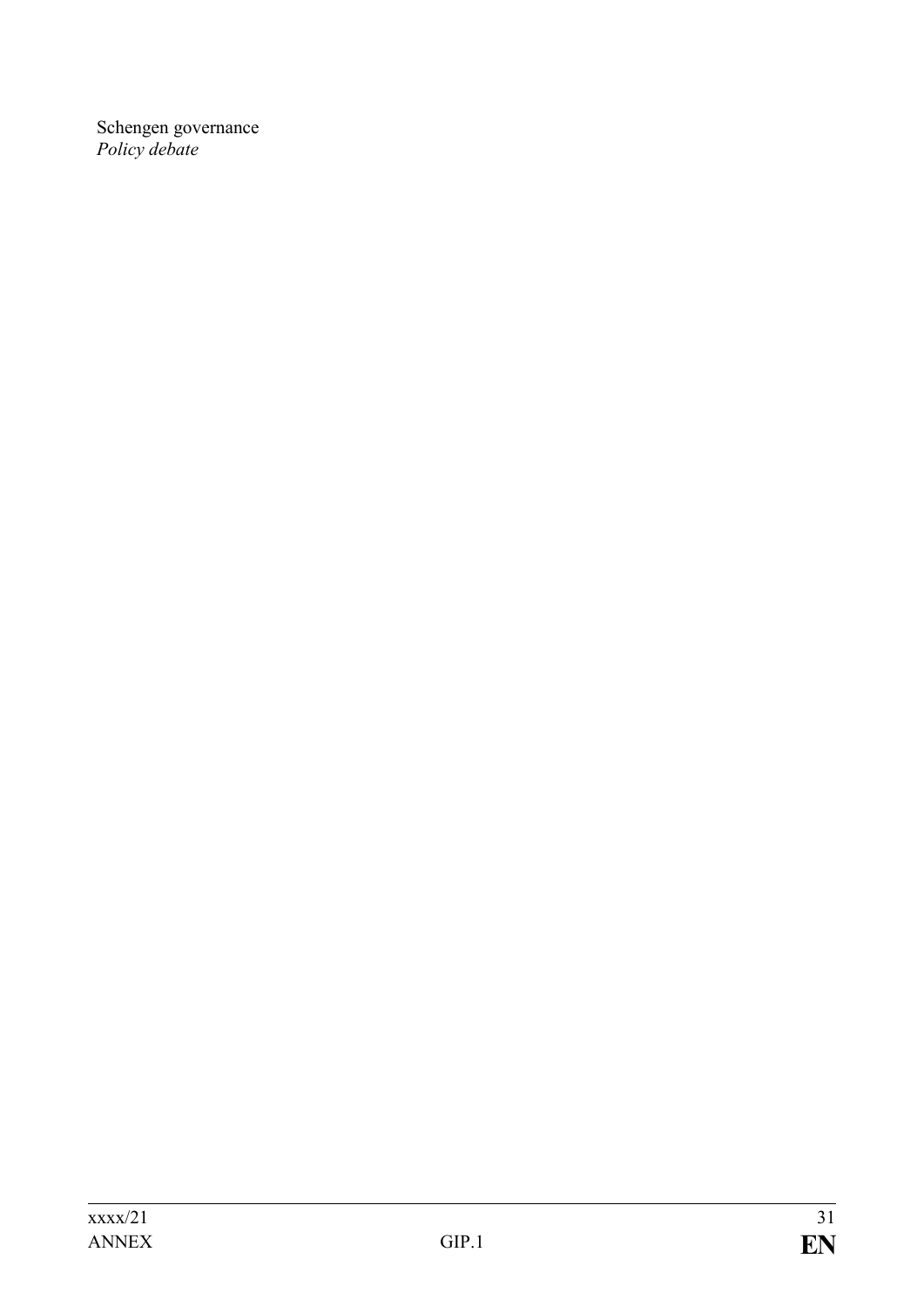Schengen governance
*Policy debate*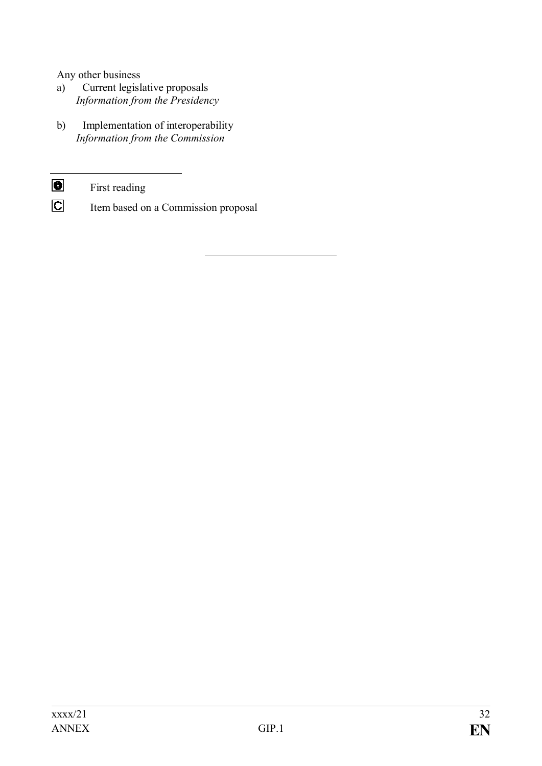Any other business

a) Current legislative proposals
*Information from the Presidency*

b) Implementation of interoperability
*Information from the Commission*

---

◐ First reading

Ⓒ Item based on a Commission proposal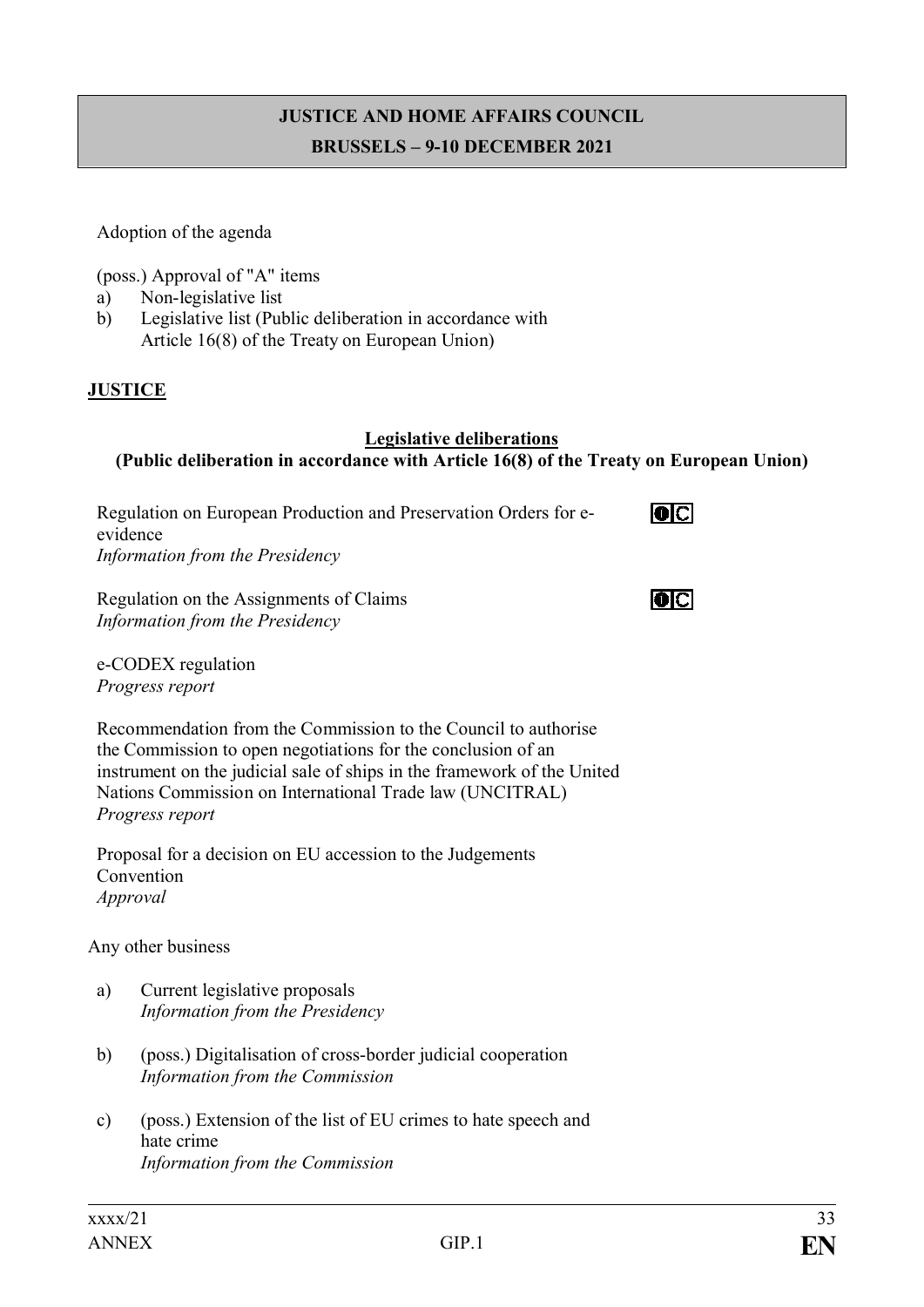## JUSTICE AND HOME AFFAIRS COUNCIL
## BRUSSELS – 9-10 DECEMBER 2021

Adoption of the agenda

(poss.) Approval of "A" items
- a) Non-legislative list
- b) Legislative list (Public deliberation in accordance with Article 16(8) of the Treaty on European Union)

**JUSTICE**

**Legislative deliberations**
**(Public deliberation in accordance with Article 16(8) of the Treaty on European Union)**

Regulation on European Production and Preservation Orders for e-evidence
*Information from the Presidency*

Regulation on the Assignments of Claims
*Information from the Presidency*

e-CODEX regulation
*Progress report*

Recommendation from the Commission to the Council to authorise the Commission to open negotiations for the conclusion of an instrument on the judicial sale of ships in the framework of the United Nations Commission on International Trade law (UNCITRAL)
*Progress report*

Proposal for a decision on EU accession to the Judgements Convention
*Approval*

Any other business

- a) Current legislative proposals
  *Information from the Presidency*
- b) (poss.) Digitalisation of cross-border judicial cooperation
  *Information from the Commission*
- c) (poss.) Extension of the list of EU crimes to hate speech and hate crime
  *Information from the Commission*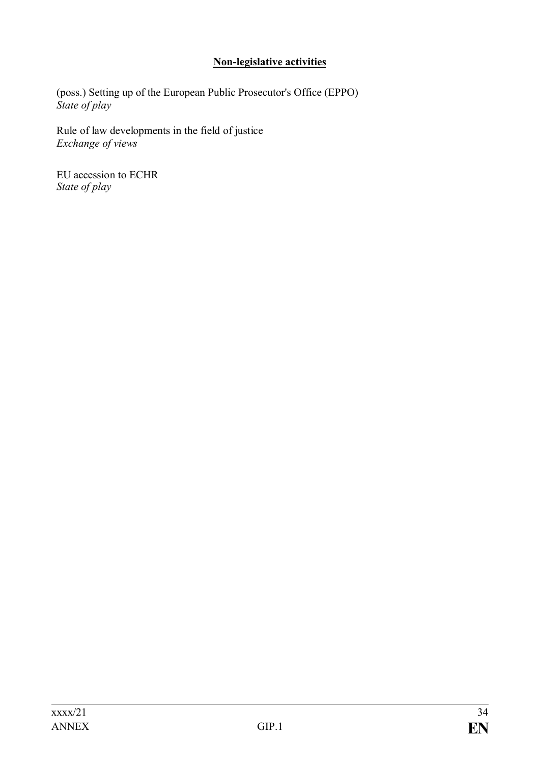**Non-legislative activities**

(poss.) Setting up of the European Public Prosecutor's Office (EPPO)
*State of play*

Rule of law developments in the field of justice
*Exchange of views*

EU accession to ECHR
*State of play*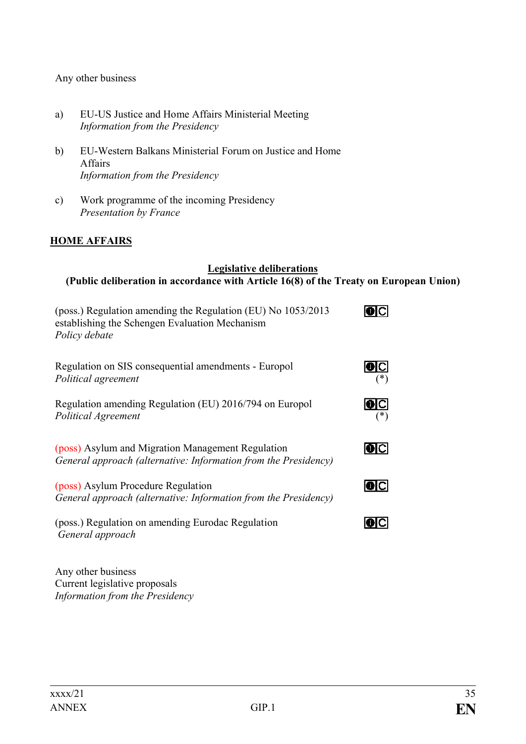Any other business

a) EU-US Justice and Home Affairs Ministerial Meeting
*Information from the Presidency*

b) EU-Western Balkans Ministerial Forum on Justice and Home Affairs
*Information from the Presidency*

c) Work programme of the incoming Presidency
*Presentation by France*

**HOME AFFAIRS**

**Legislative deliberations**
**(Public deliberation in accordance with Article 16(8) of the Treaty on European Union)**

(poss.) Regulation amending the Regulation (EU) No 1053/2013 establishing the Schengen Evaluation Mechanism
*Policy debate*

Regulation on SIS consequential amendments - Europol
*Political agreement* (*)

Regulation amending Regulation (EU) 2016/794 on Europol
*Political Agreement* (*)

(poss) Asylum and Migration Management Regulation
*General approach (alternative: Information from the Presidency)*

(poss) Asylum Procedure Regulation
*General approach (alternative: Information from the Presidency)*

(poss.) Regulation on amending Eurodac Regulation
*General approach*

Any other business
Current legislative proposals
*Information from the Presidency*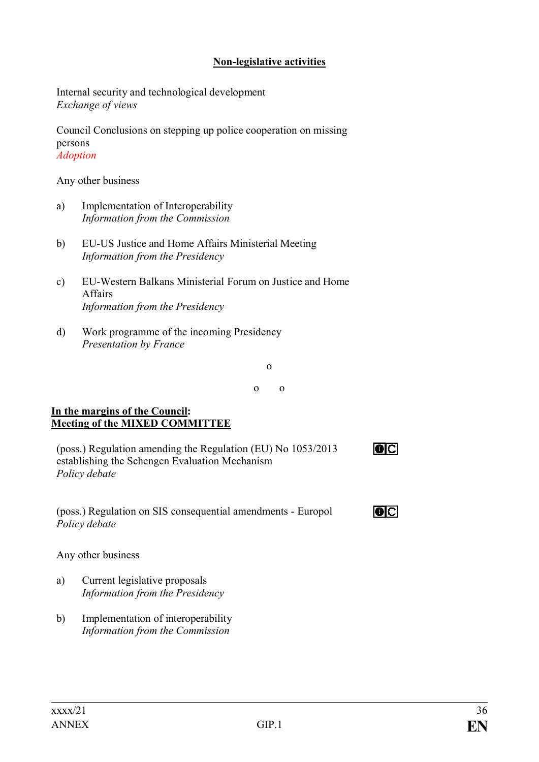## Non-legislative activities

Internal security and technological development
*Exchange of views*

Council Conclusions on stepping up police cooperation on missing persons
*Adoption*

Any other business

a) Implementation of Interoperability
*Information from the Commission*

b) EU-US Justice and Home Affairs Ministerial Meeting
*Information from the Presidency*

c) EU-Western Balkans Ministerial Forum on Justice and Home Affairs
*Information from the Presidency*

d) Work programme of the incoming Presidency
*Presentation by France*

o

o o

**In the margins of the Council:**
**Meeting of the MIXED COMMITTEE**

(poss.) Regulation amending the Regulation (EU) No 1053/2013 establishing the Schengen Evaluation Mechanism
*Policy debate*

(poss.) Regulation on SIS consequential amendments - Europol
*Policy debate*

Any other business

a) Current legislative proposals
*Information from the Presidency*

b) Implementation of interoperability
*Information from the Commission*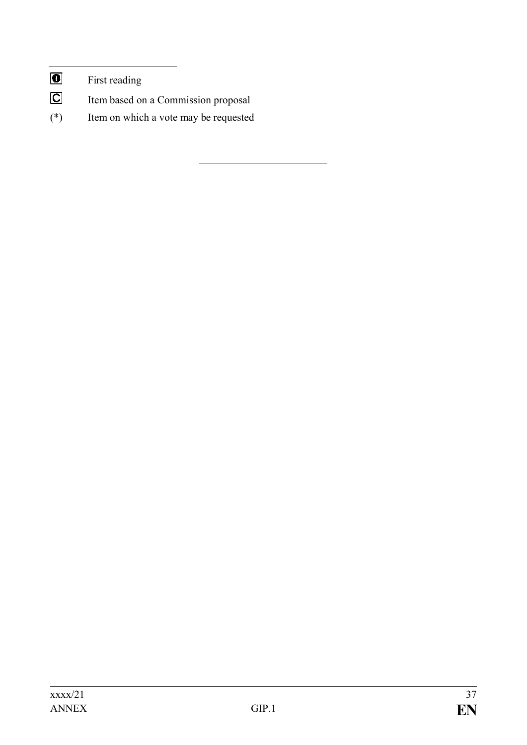| | |
|---|---|
| ❶ | First reading |
| Ⓒ | Item based on a Commission proposal |
| (*) | Item on which a vote may be requested |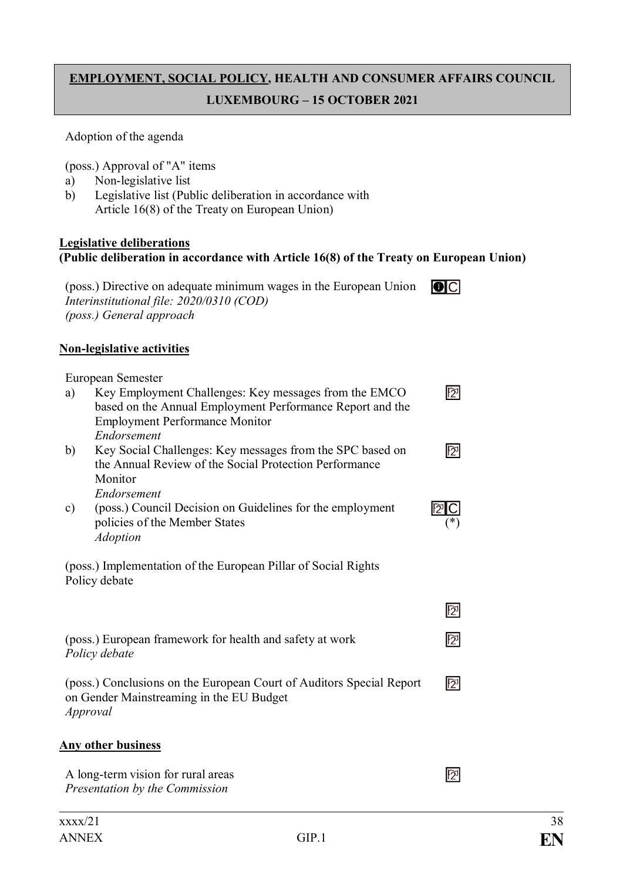## EMPLOYMENT, SOCIAL POLICY, HEALTH AND CONSUMER AFFAIRS COUNCIL
## LUXEMBOURG – 15 OCTOBER 2021

Adoption of the agenda

(poss.) Approval of "A" items
a) Non-legislative list
b) Legislative list (Public deliberation in accordance with Article 16(8) of the Treaty on European Union)

**Legislative deliberations**
**(Public deliberation in accordance with Article 16(8) of the Treaty on European Union)**

(poss.) Directive on adequate minimum wages in the European Union
*Interinstitutional file: 2020/0310 (COD)*
*(poss.) General approach*

**Non-legislative activities**

European Semester
a) Key Employment Challenges: Key messages from the EMCO based on the Annual Employment Performance Report and the Employment Performance Monitor
*Endorsement*
b) Key Social Challenges: Key messages from the SPC based on the Annual Review of the Social Protection Performance Monitor
*Endorsement*
c) (poss.) Council Decision on Guidelines for the employment policies of the Member States (*)
*Adoption*

(poss.) Implementation of the European Pillar of Social Rights
Policy debate

(poss.) European framework for health and safety at work
*Policy debate*

(poss.) Conclusions on the European Court of Auditors Special Report on Gender Mainstreaming in the EU Budget
*Approval*

**Any other business**

A long-term vision for rural areas
*Presentation by the Commission*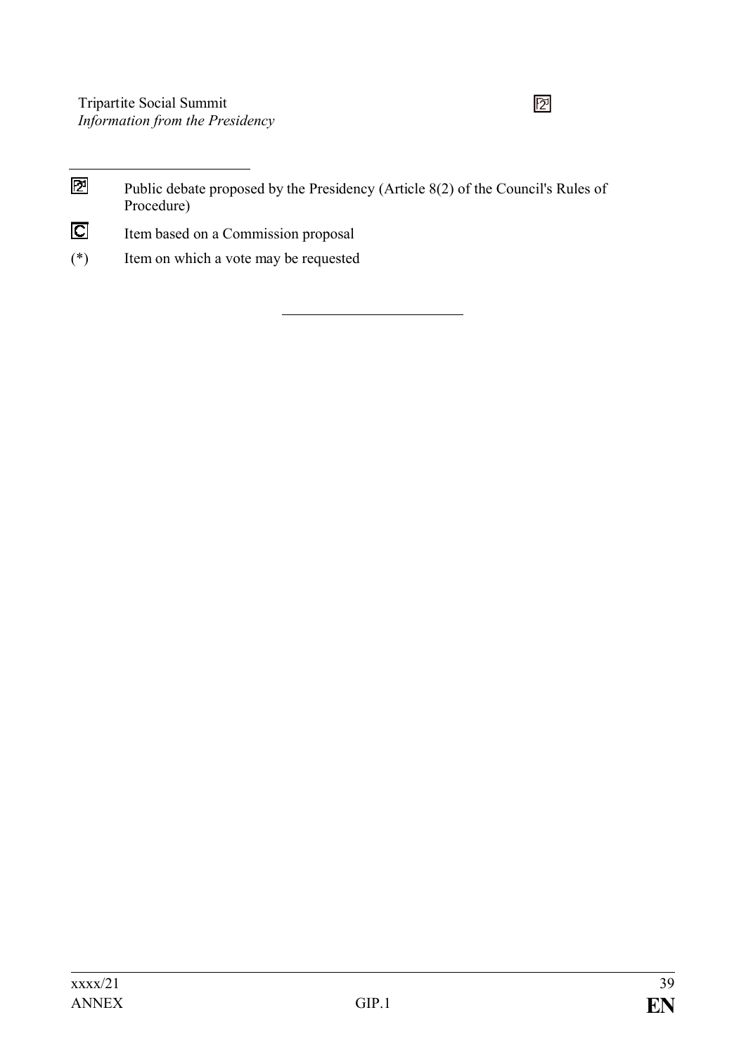Tripartite Social Summit
*Information from the Presidency*

---

| | |
|---|---|
| [P] | Public debate proposed by the Presidency (Article 8(2) of the Council's Rules of Procedure) |
| [C] | Item based on a Commission proposal |
| (*) | Item on which a vote may be requested |

---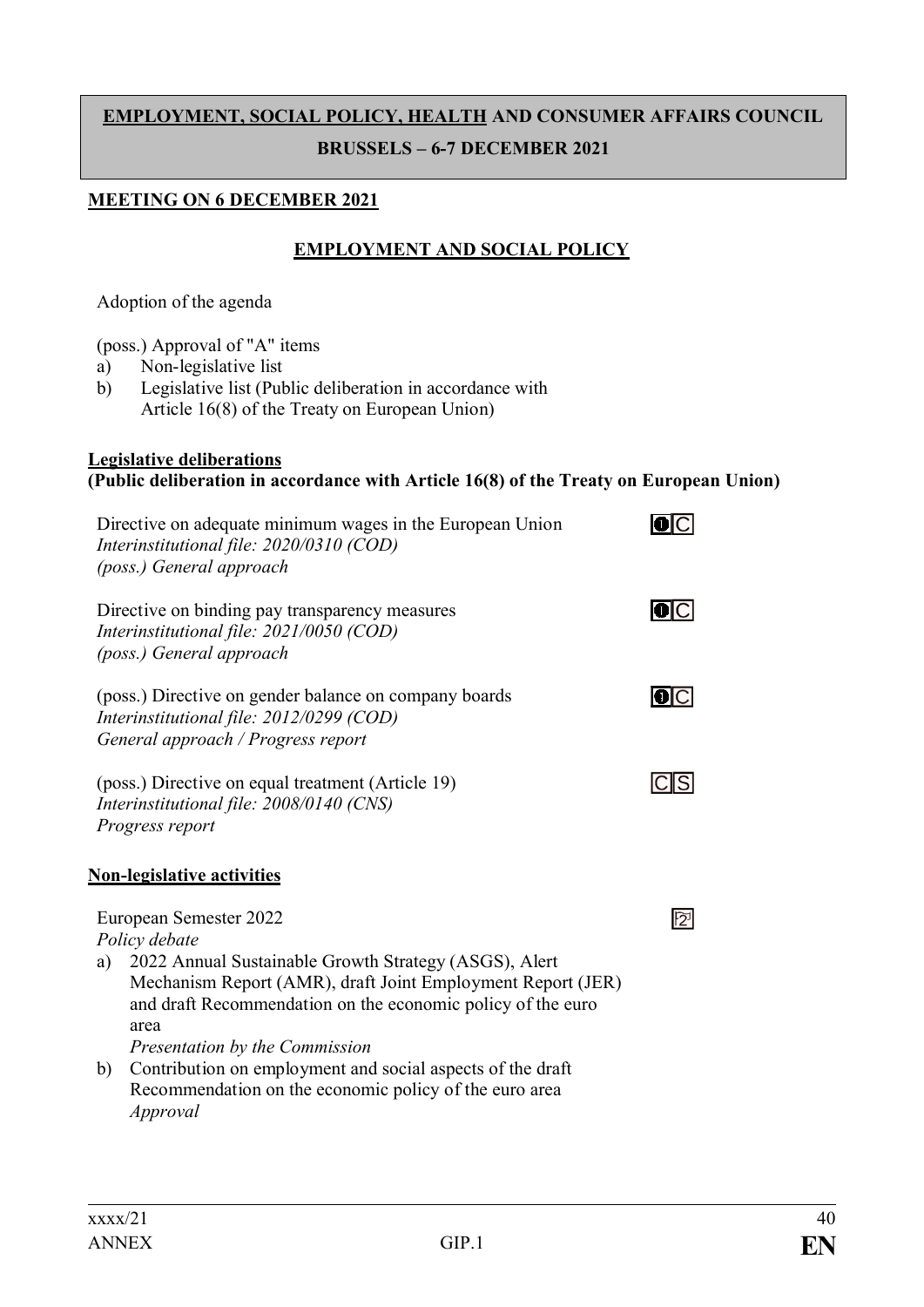**EMPLOYMENT, SOCIAL POLICY, HEALTH AND CONSUMER AFFAIRS COUNCIL**

**BRUSSELS – 6-7 DECEMBER 2021**

**MEETING ON 6 DECEMBER 2021**

**EMPLOYMENT AND SOCIAL POLICY**

Adoption of the agenda

(poss.) Approval of "A" items

a) Non-legislative list
b) Legislative list (Public deliberation in accordance with Article 16(8) of the Treaty on European Union)

**Legislative deliberations**
**(Public deliberation in accordance with Article 16(8) of the Treaty on European Union)**

Directive on adequate minimum wages in the European Union
*Interinstitutional file: 2020/0310 (COD)*
*(poss.) General approach*

Directive on binding pay transparency measures
*Interinstitutional file: 2021/0050 (COD)*
*(poss.) General approach*

(poss.) Directive on gender balance on company boards
*Interinstitutional file: 2012/0299 (COD)*
*General approach / Progress report*

(poss.) Directive on equal treatment (Article 19)
*Interinstitutional file: 2008/0140 (CNS)*
*Progress report*

**Non-legislative activities**

European Semester 2022
*Policy debate*

a) 2022 Annual Sustainable Growth Strategy (ASGS), Alert Mechanism Report (AMR), draft Joint Employment Report (JER) and draft Recommendation on the economic policy of the euro area
*Presentation by the Commission*
b) Contribution on employment and social aspects of the draft Recommendation on the economic policy of the euro area
*Approval*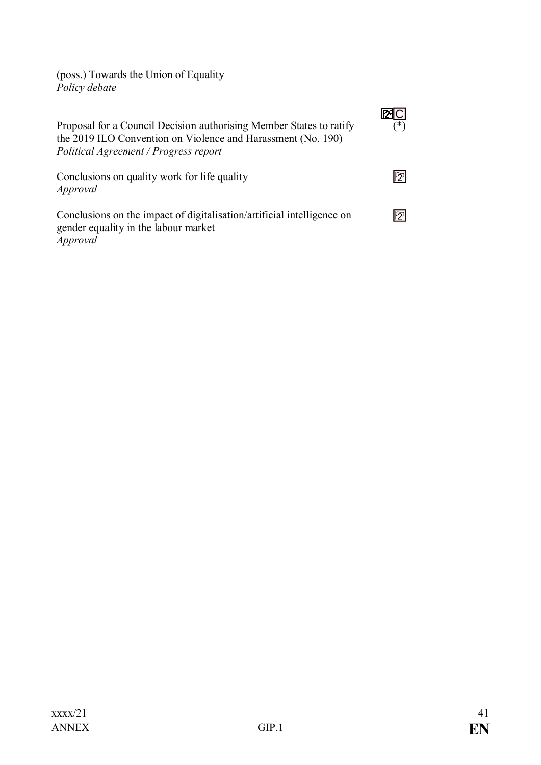(poss.) Towards the Union of Equality
*Policy debate*

Proposal for a Council Decision authorising Member States to ratify the 2019 ILO Convention on Violence and Harassment (No. 190) (*)
*Political Agreement / Progress report*

Conclusions on quality work for life quality
*Approval*

Conclusions on the impact of digitalisation/artificial intelligence on gender equality in the labour market
*Approval*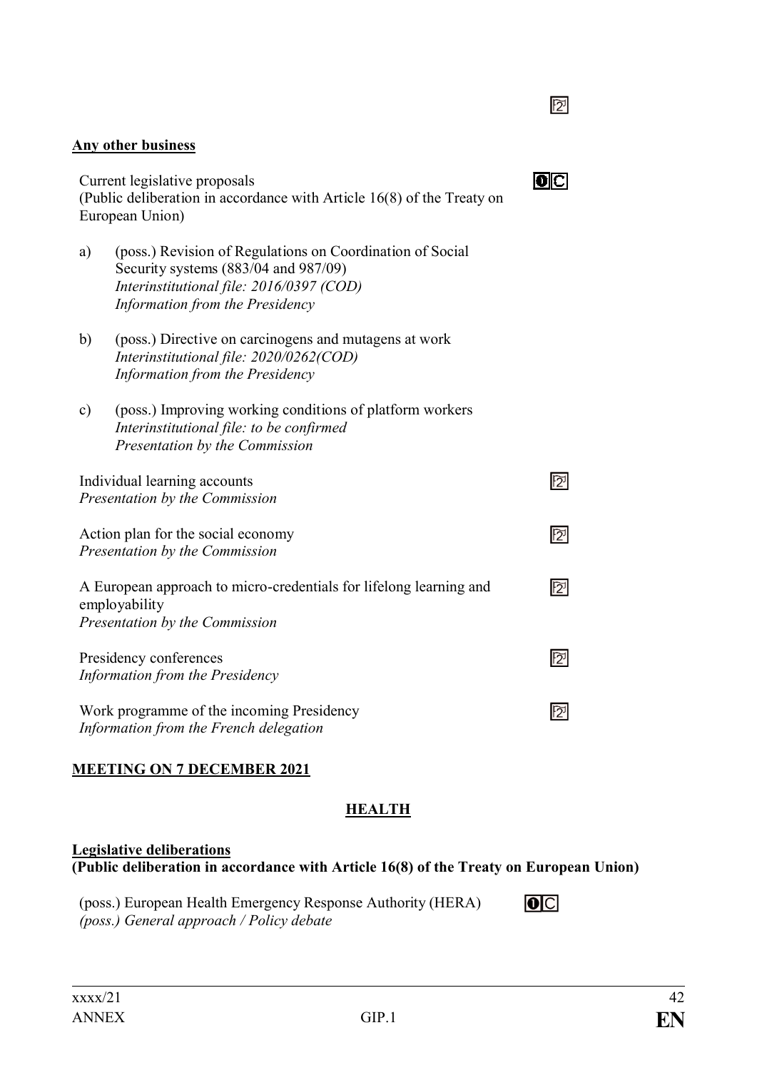**Any other business**

Current legislative proposals
(Public deliberation in accordance with Article 16(8) of the Treaty on European Union)

a) (poss.) Revision of Regulations on Coordination of Social Security systems (883/04 and 987/09)
*Interinstitutional file: 2016/0397 (COD)*
*Information from the Presidency*

b) (poss.) Directive on carcinogens and mutagens at work
*Interinstitutional file: 2020/0262(COD)*
*Information from the Presidency*

c) (poss.) Improving working conditions of platform workers
*Interinstitutional file: to be confirmed*
*Presentation by the Commission*

Individual learning accounts
*Presentation by the Commission*

Action plan for the social economy
*Presentation by the Commission*

A European approach to micro-credentials for lifelong learning and employability
*Presentation by the Commission*

Presidency conferences
*Information from the Presidency*

Work programme of the incoming Presidency
*Information from the French delegation*

**MEETING ON 7 DECEMBER 2021**

**HEALTH**

**Legislative deliberations**
**(Public deliberation in accordance with Article 16(8) of the Treaty on European Union)**

(poss.) European Health Emergency Response Authority (HERA)
*(poss.) General approach / Policy debate*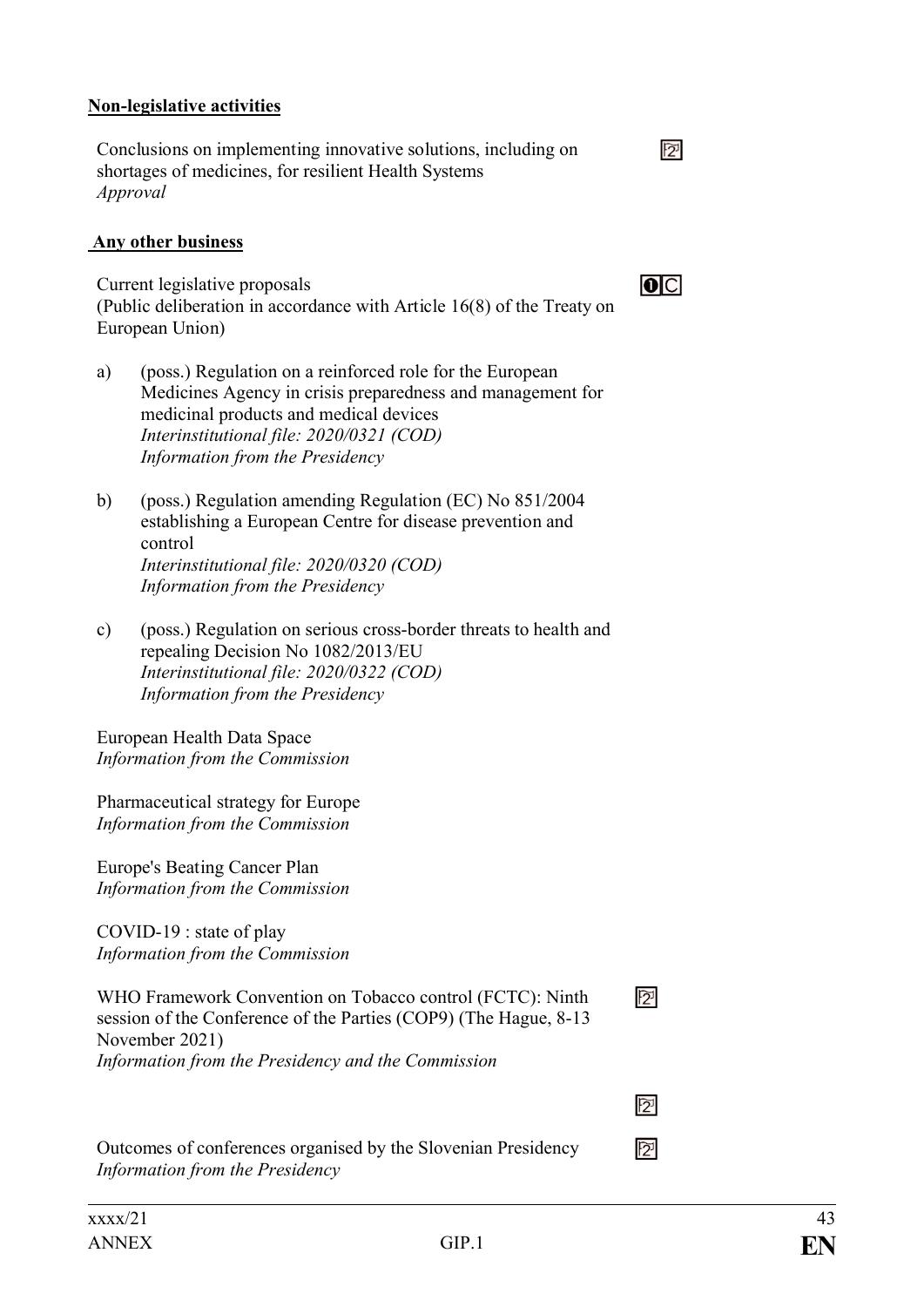**Non-legislative activities**

Conclusions on implementing innovative solutions, including on shortages of medicines, for resilient Health Systems
*Approval*

**Any other business**

Current legislative proposals
(Public deliberation in accordance with Article 16(8) of the Treaty on European Union)

a) (poss.) Regulation on a reinforced role for the European Medicines Agency in crisis preparedness and management for medicinal products and medical devices
*Interinstitutional file: 2020/0321 (COD)*
*Information from the Presidency*

b) (poss.) Regulation amending Regulation (EC) No 851/2004 establishing a European Centre for disease prevention and control
*Interinstitutional file: 2020/0320 (COD)*
*Information from the Presidency*

c) (poss.) Regulation on serious cross-border threats to health and repealing Decision No 1082/2013/EU
*Interinstitutional file: 2020/0322 (COD)*
*Information from the Presidency*

European Health Data Space
*Information from the Commission*

Pharmaceutical strategy for Europe
*Information from the Commission*

Europe's Beating Cancer Plan
*Information from the Commission*

COVID-19 : state of play
*Information from the Commission*

WHO Framework Convention on Tobacco control (FCTC): Ninth session of the Conference of the Parties (COP9) (The Hague, 8-13 November 2021)
*Information from the Presidency and the Commission*

Outcomes of conferences organised by the Slovenian Presidency
*Information from the Presidency*

xxxx/21
ANNEX GIP.1 EN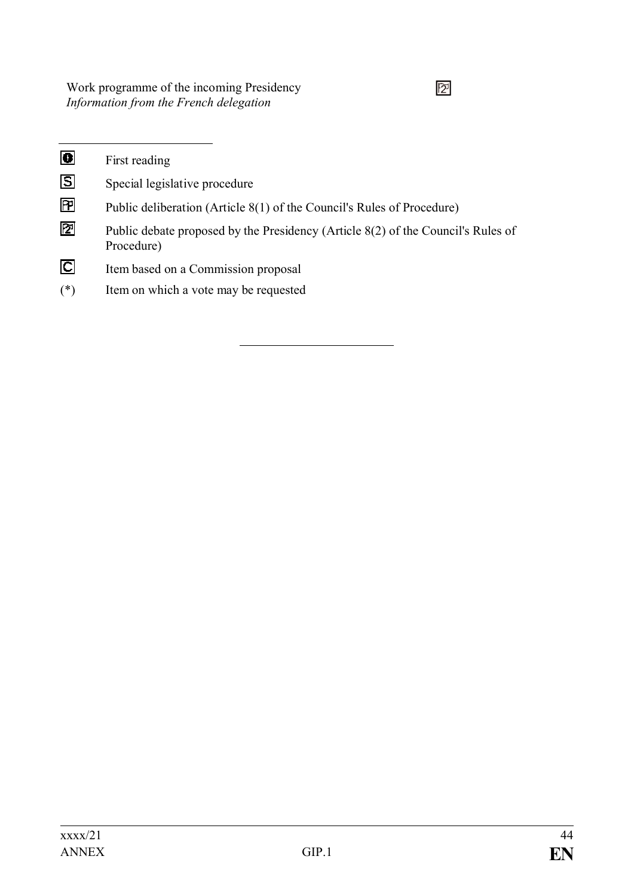Work programme of the incoming Presidency
*Information from the French delegation*

2

---

| | |
|---|---|
| 1 | First reading |
| S | Special legislative procedure |
| P | Public deliberation (Article 8(1) of the Council's Rules of Procedure) |
| 2 | Public debate proposed by the Presidency (Article 8(2) of the Council's Rules of Procedure) |
| C | Item based on a Commission proposal |
| (*) | Item on which a vote may be requested |

---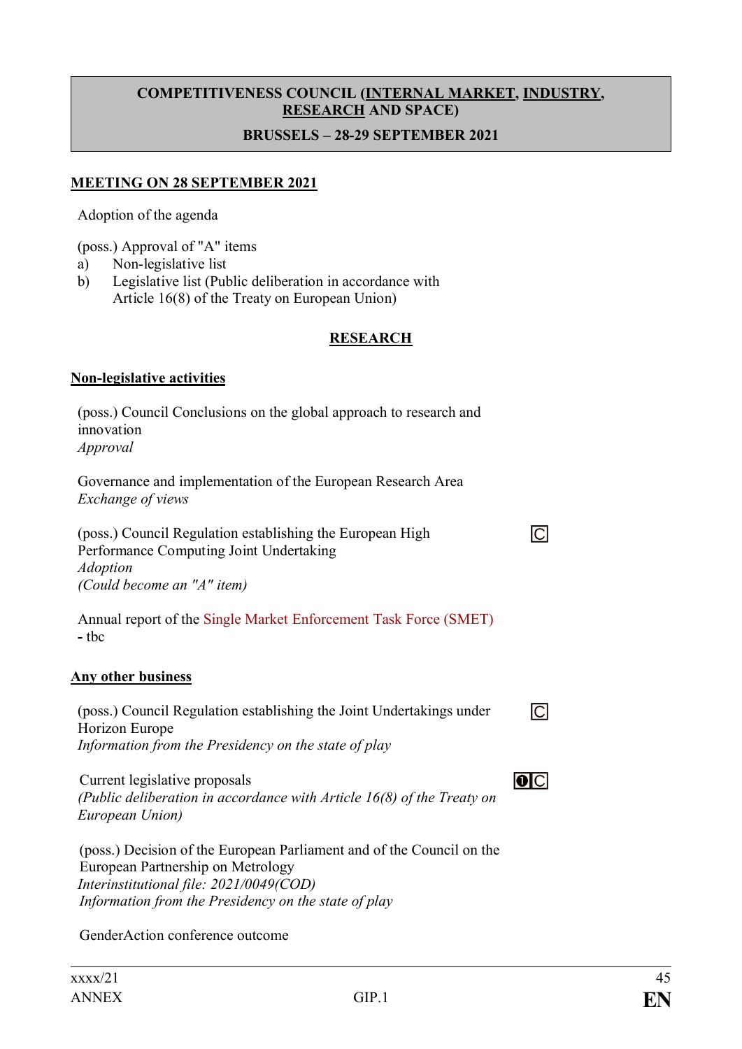**COMPETITIVENESS COUNCIL (INTERNAL MARKET, INDUSTRY, RESEARCH AND SPACE)**

**BRUSSELS – 28-29 SEPTEMBER 2021**

**MEETING ON 28 SEPTEMBER 2021**

Adoption of the agenda

(poss.) Approval of "A" items
a) Non-legislative list
b) Legislative list (Public deliberation in accordance with Article 16(8) of the Treaty on European Union)

**RESEARCH**

**Non-legislative activities**

(poss.) Council Conclusions on the global approach to research and innovation
*Approval*

Governance and implementation of the European Research Area
*Exchange of views*

(poss.) Council Regulation establishing the European High Performance Computing Joint Undertaking C
*Adoption*
*(Could become an "A" item)*

Annual report of the Single Market Enforcement Task Force (SMET)
- tbc

**Any other business**

(poss.) Council Regulation establishing the Joint Undertakings under Horizon Europe C
*Information from the Presidency on the state of play*

Current legislative proposals ❶C
*(Public deliberation in accordance with Article 16(8) of the Treaty on European Union)*

(poss.) Decision of the European Parliament and of the Council on the European Partnership on Metrology
*Interinstitutional file: 2021/0049(COD)*
*Information from the Presidency on the state of play*

GenderAction conference outcome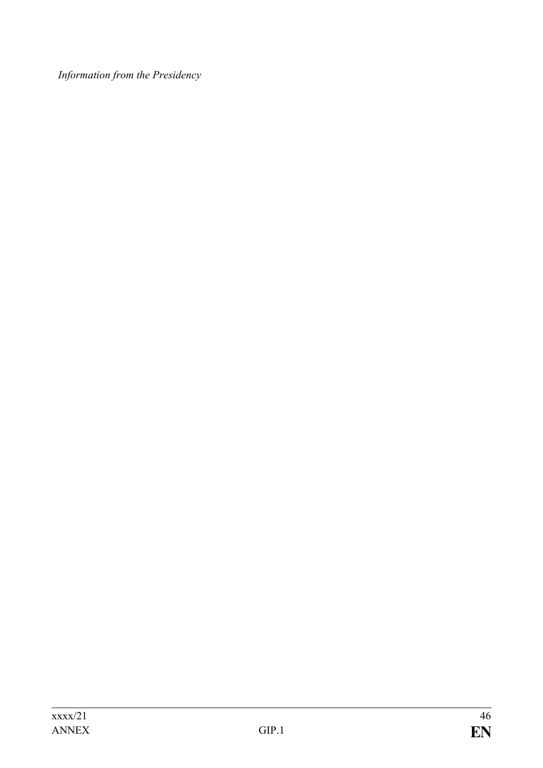*Information from the Presidency*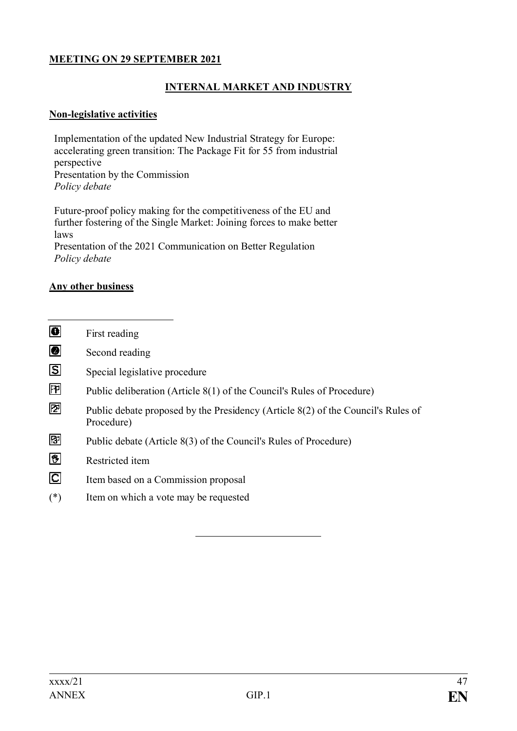**MEETING ON 29 SEPTEMBER 2021**

**INTERNAL MARKET AND INDUSTRY**

**Non-legislative activities**

Implementation of the updated New Industrial Strategy for Europe: accelerating green transition: The Package Fit for 55 from industrial perspective
Presentation by the Commission
*Policy debate*

Future-proof policy making for the competitiveness of the EU and further fostering of the Single Market: Joining forces to make better laws
Presentation of the 2021 Communication on Better Regulation
*Policy debate*

**Any other business**

---

- ❶ First reading
- ❷ Second reading
- S Special legislative procedure
- P1 Public deliberation (Article 8(1) of the Council's Rules of Procedure)
- P2 Public debate proposed by the Presidency (Article 8(2) of the Council's Rules of Procedure)
- P3 Public debate (Article 8(3) of the Council's Rules of Procedure)
- R Restricted item
- C Item based on a Commission proposal
- (*) Item on which a vote may be requested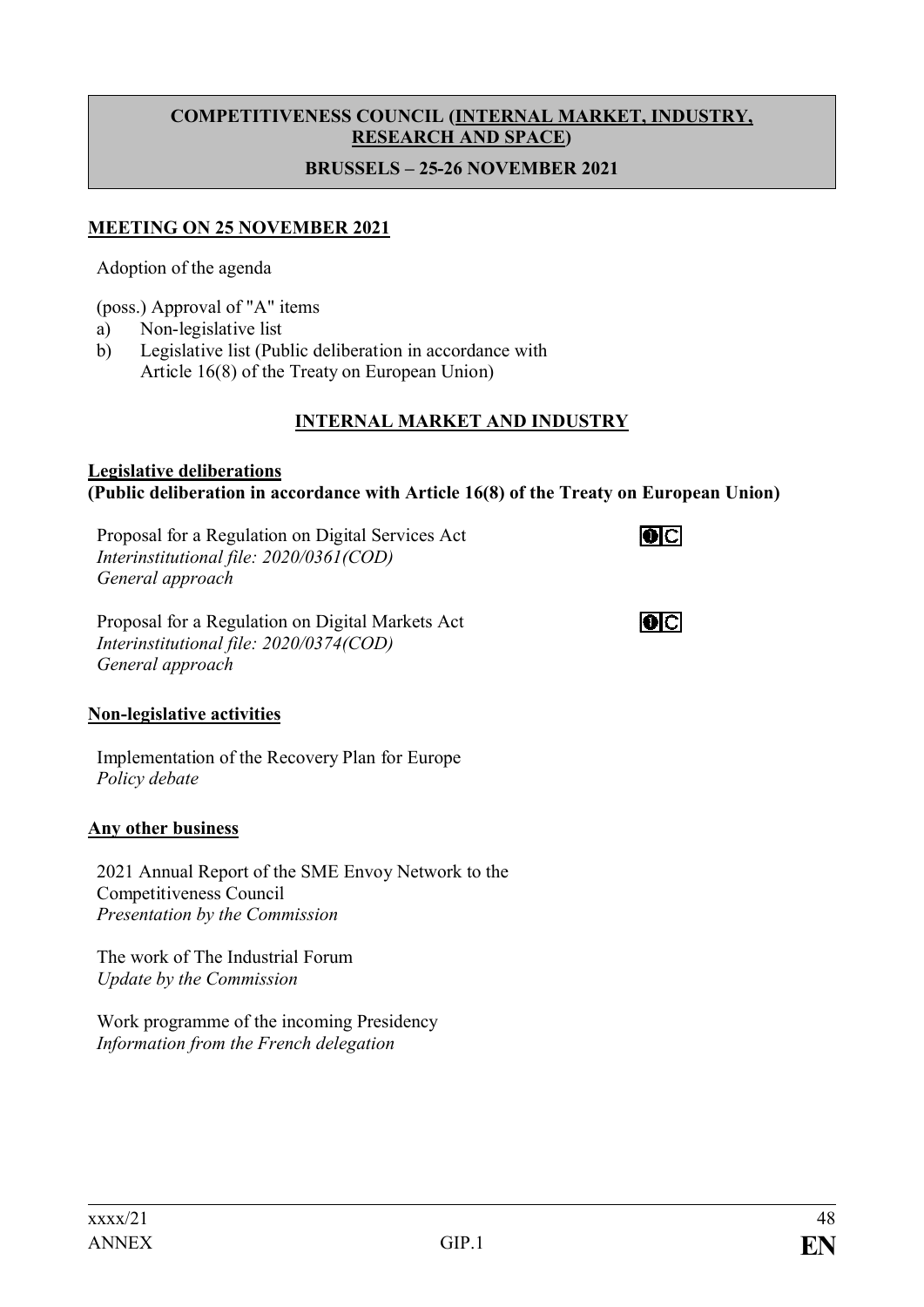**COMPETITIVENESS COUNCIL (INTERNAL MARKET, INDUSTRY, RESEARCH AND SPACE)**

**BRUSSELS – 25-26 NOVEMBER 2021**

**MEETING ON 25 NOVEMBER 2021**

Adoption of the agenda

(poss.) Approval of "A" items

a) Non-legislative list
b) Legislative list (Public deliberation in accordance with Article 16(8) of the Treaty on European Union)

## INTERNAL MARKET AND INDUSTRY

**Legislative deliberations**
**(Public deliberation in accordance with Article 16(8) of the Treaty on European Union)**

Proposal for a Regulation on Digital Services Act
*Interinstitutional file: 2020/0361(COD)*
*General approach*

Proposal for a Regulation on Digital Markets Act
*Interinstitutional file: 2020/0374(COD)*
*General approach*

**Non-legislative activities**

Implementation of the Recovery Plan for Europe
*Policy debate*

**Any other business**

2021 Annual Report of the SME Envoy Network to the Competitiveness Council
*Presentation by the Commission*

The work of The Industrial Forum
*Update by the Commission*

Work programme of the incoming Presidency
*Information from the French delegation*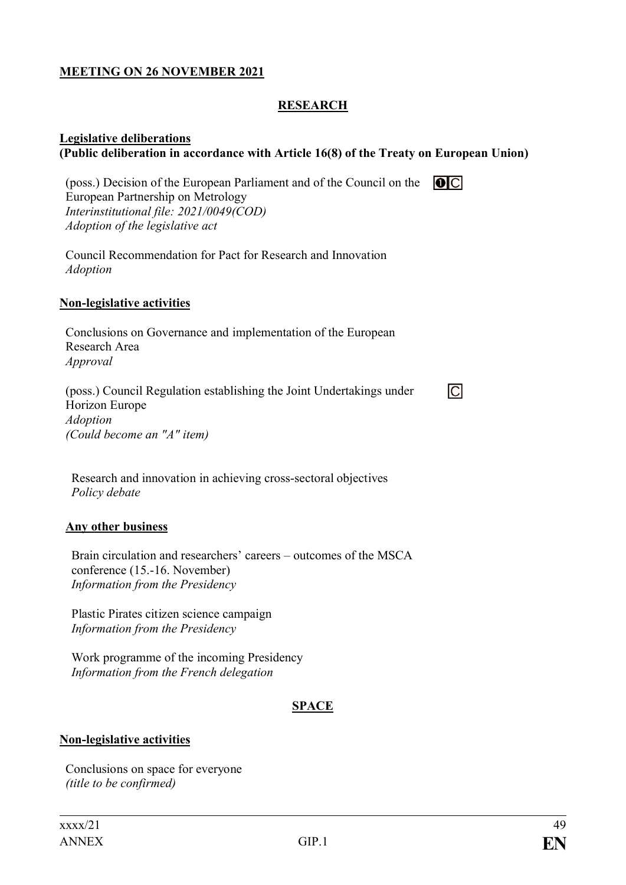**MEETING ON 26 NOVEMBER 2021**

**RESEARCH**

**Legislative deliberations**
**(Public deliberation in accordance with Article 16(8) of the Treaty on European Union)**

(poss.) Decision of the European Parliament and of the Council on the European Partnership on Metrology ❶ C
*Interinstitutional file: 2021/0049(COD)*
*Adoption of the legislative act*

Council Recommendation for Pact for Research and Innovation
*Adoption*

**Non-legislative activities**

Conclusions on Governance and implementation of the European Research Area
*Approval*

(poss.) Council Regulation establishing the Joint Undertakings under Horizon Europe C
*Adoption*
*(Could become an "A" item)*

Research and innovation in achieving cross-sectoral objectives
*Policy debate*

**Any other business**

Brain circulation and researchers' careers – outcomes of the MSCA conference (15.-16. November)
*Information from the Presidency*

Plastic Pirates citizen science campaign
*Information from the Presidency*

Work programme of the incoming Presidency
*Information from the French delegation*

**SPACE**

**Non-legislative activities**

Conclusions on space for everyone
*(title to be confirmed)*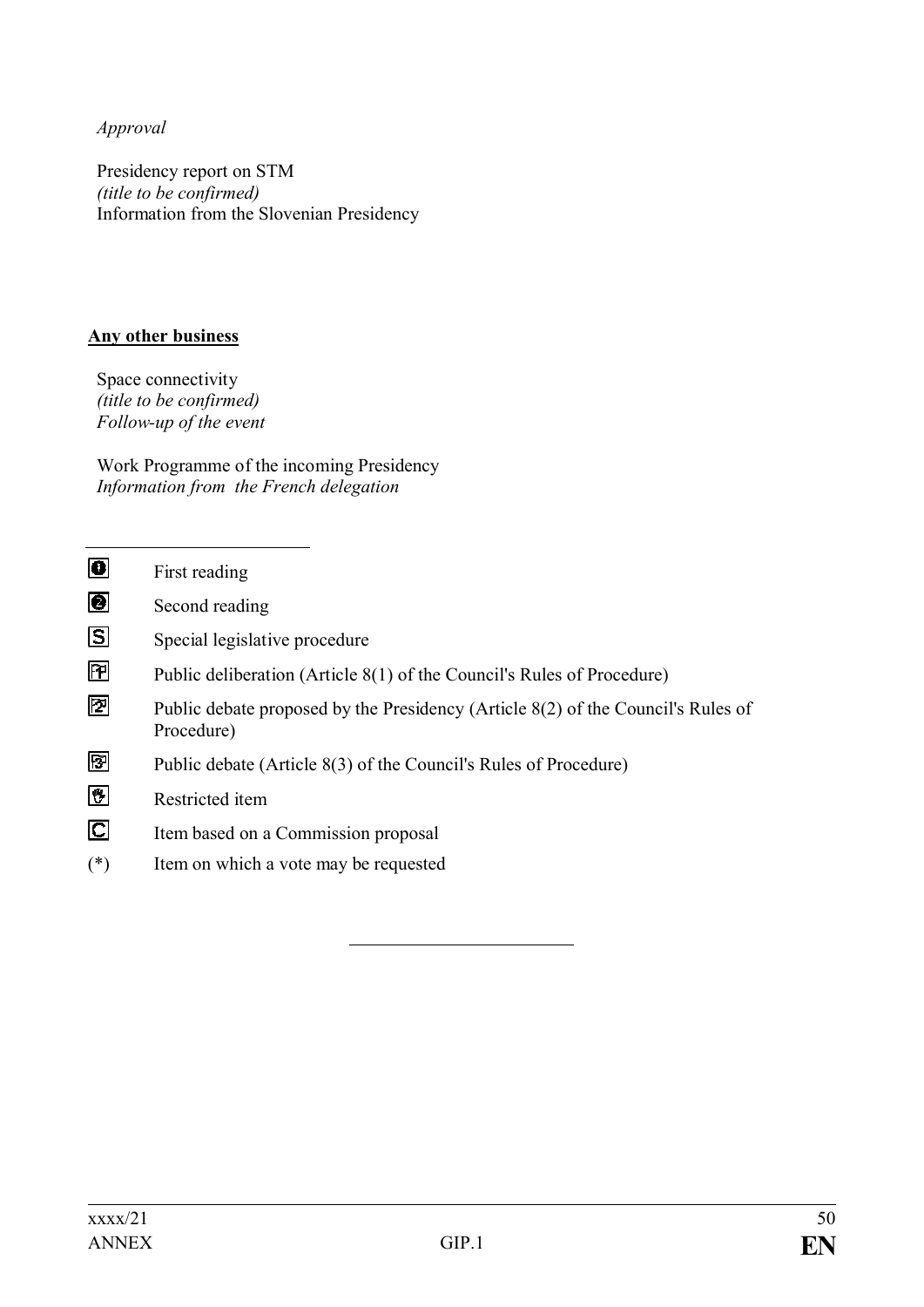*Approval*

Presidency report on STM
*(title to be confirmed)*
Information from the Slovenian Presidency

**Any other business**

Space connectivity
*(title to be confirmed)*
*Follow-up of the event*

Work Programme of the incoming Presidency
*Information from the French delegation*

---

| | |
|---|---|
| ❶ | First reading |
| ❷ | Second reading |
| S | Special legislative procedure |
| P1 | Public deliberation (Article 8(1) of the Council's Rules of Procedure) |
| P2 | Public debate proposed by the Presidency (Article 8(2) of the Council's Rules of Procedure) |
| P3 | Public debate (Article 8(3) of the Council's Rules of Procedure) |
| R | Restricted item |
| C | Item based on a Commission proposal |
| (*) | Item on which a vote may be requested |

---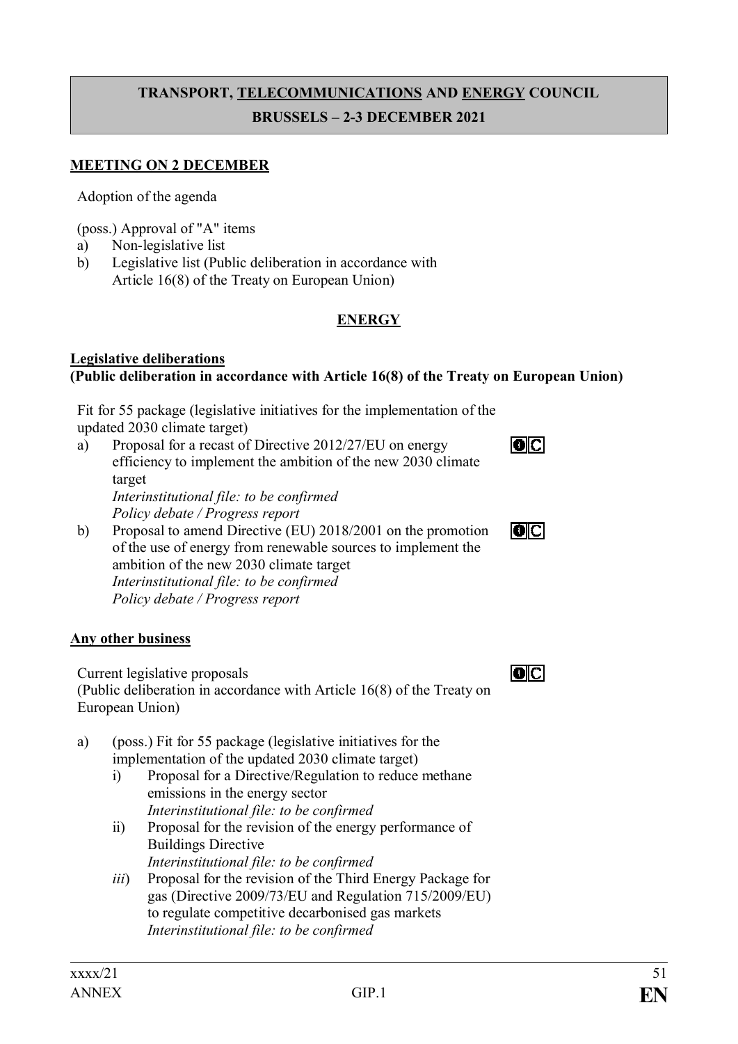**TRANSPORT, <u>TELECOMMUNICATIONS</u> AND <u>ENERGY</u> COUNCIL**
**BRUSSELS – 2-3 DECEMBER 2021**

**<u>MEETING ON 2 DECEMBER</u>**

Adoption of the agenda

(poss.) Approval of "A" items

a) Non-legislative list
b) Legislative list (Public deliberation in accordance with Article 16(8) of the Treaty on European Union)

**<u>ENERGY</u>**

**<u>Legislative deliberations</u>**
**(Public deliberation in accordance with Article 16(8) of the Treaty on European Union)**

Fit for 55 package (legislative initiatives for the implementation of the updated 2030 climate target)

a) Proposal for a recast of Directive 2012/27/EU on energy efficiency to implement the ambition of the new 2030 climate target
*Interinstitutional file: to be confirmed*
*Policy debate / Progress report*

b) Proposal to amend Directive (EU) 2018/2001 on the promotion of the use of energy from renewable sources to implement the ambition of the new 2030 climate target
*Interinstitutional file: to be confirmed*
*Policy debate / Progress report*

**<u>Any other business</u>**

Current legislative proposals
(Public deliberation in accordance with Article 16(8) of the Treaty on European Union)

a) (poss.) Fit for 55 package (legislative initiatives for the implementation of the updated 2030 climate target)
   i) Proposal for a Directive/Regulation to reduce methane emissions in the energy sector
   *Interinstitutional file: to be confirmed*
   ii) Proposal for the revision of the energy performance of Buildings Directive
   *Interinstitutional file: to be confirmed*
   *iii*) Proposal for the revision of the Third Energy Package for gas (Directive 2009/73/EU and Regulation 715/2009/EU) to regulate competitive decarbonised gas markets
   *Interinstitutional file: to be confirmed*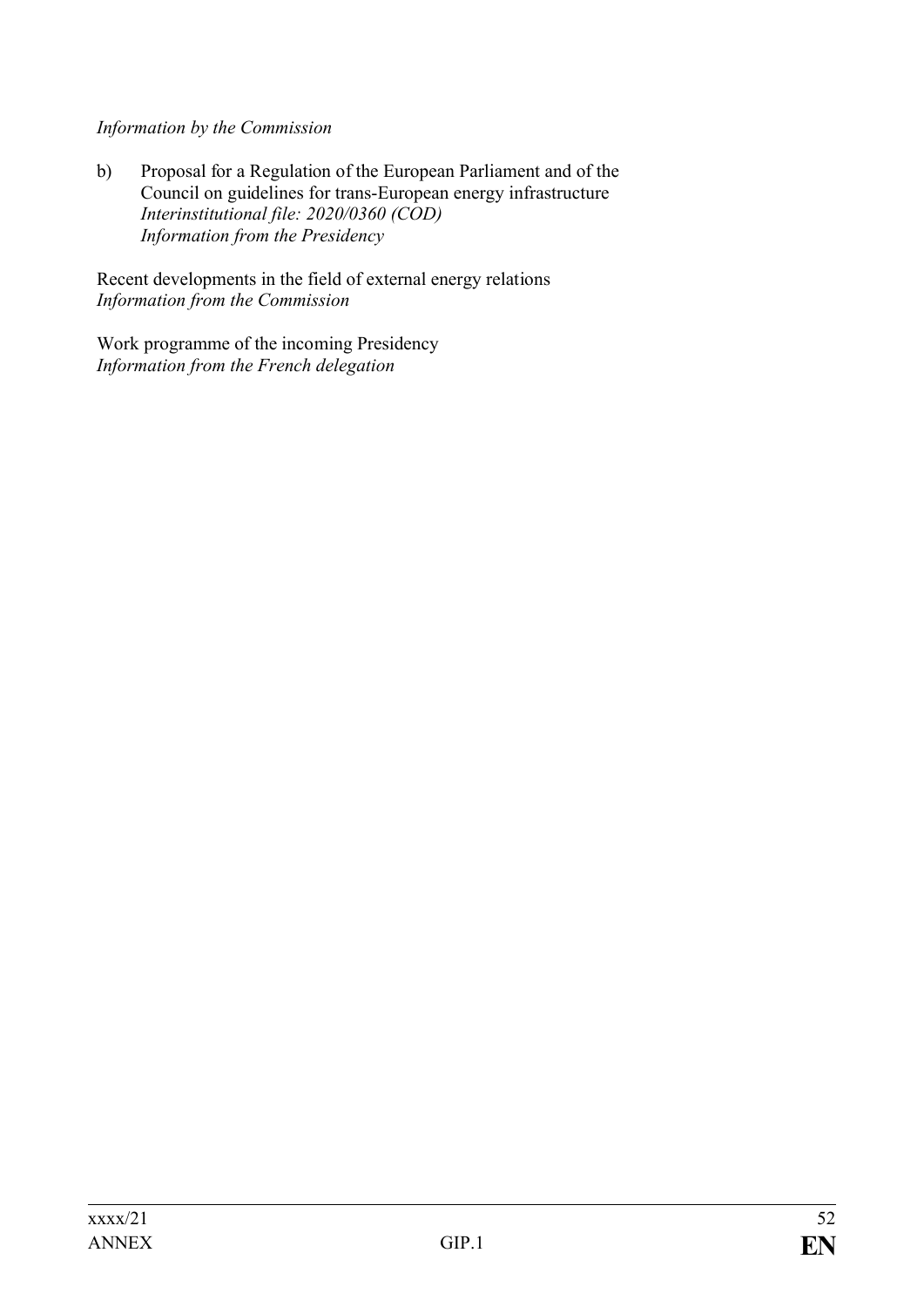*Information by the Commission*

b) Proposal for a Regulation of the European Parliament and of the Council on guidelines for trans-European energy infrastructure
*Interinstitutional file: 2020/0360 (COD)*
*Information from the Presidency*

Recent developments in the field of external energy relations
*Information from the Commission*

Work programme of the incoming Presidency
*Information from the French delegation*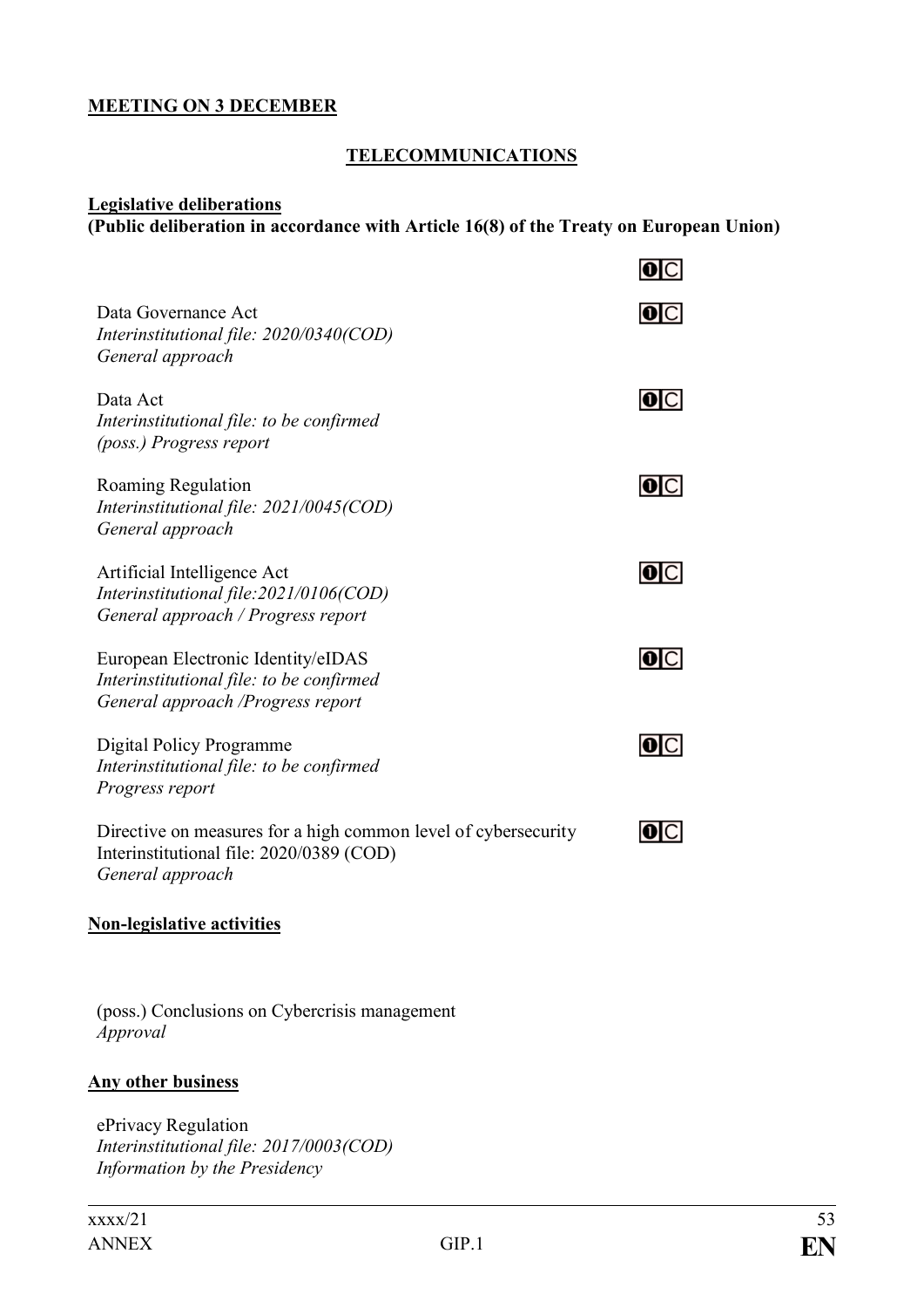**MEETING ON 3 DECEMBER**

**TELECOMMUNICATIONS**

**Legislative deliberations**
**(Public deliberation in accordance with Article 16(8) of the Treaty on European Union)**

Data Governance Act
*Interinstitutional file: 2020/0340(COD)*
*General approach*

Data Act
*Interinstitutional file: to be confirmed*
*(poss.) Progress report*

Roaming Regulation
*Interinstitutional file: 2021/0045(COD)*
*General approach*

Artificial Intelligence Act
*Interinstitutional file:2021/0106(COD)*
*General approach / Progress report*

European Electronic Identity/eIDAS
*Interinstitutional file: to be confirmed*
*General approach /Progress report*

Digital Policy Programme
*Interinstitutional file: to be confirmed*
*Progress report*

Directive on measures for a high common level of cybersecurity
Interinstitutional file: 2020/0389 (COD)
*General approach*

**Non-legislative activities**

(poss.) Conclusions on Cybercrisis management
*Approval*

**Any other business**

ePrivacy Regulation
*Interinstitutional file: 2017/0003(COD)*
*Information by the Presidency*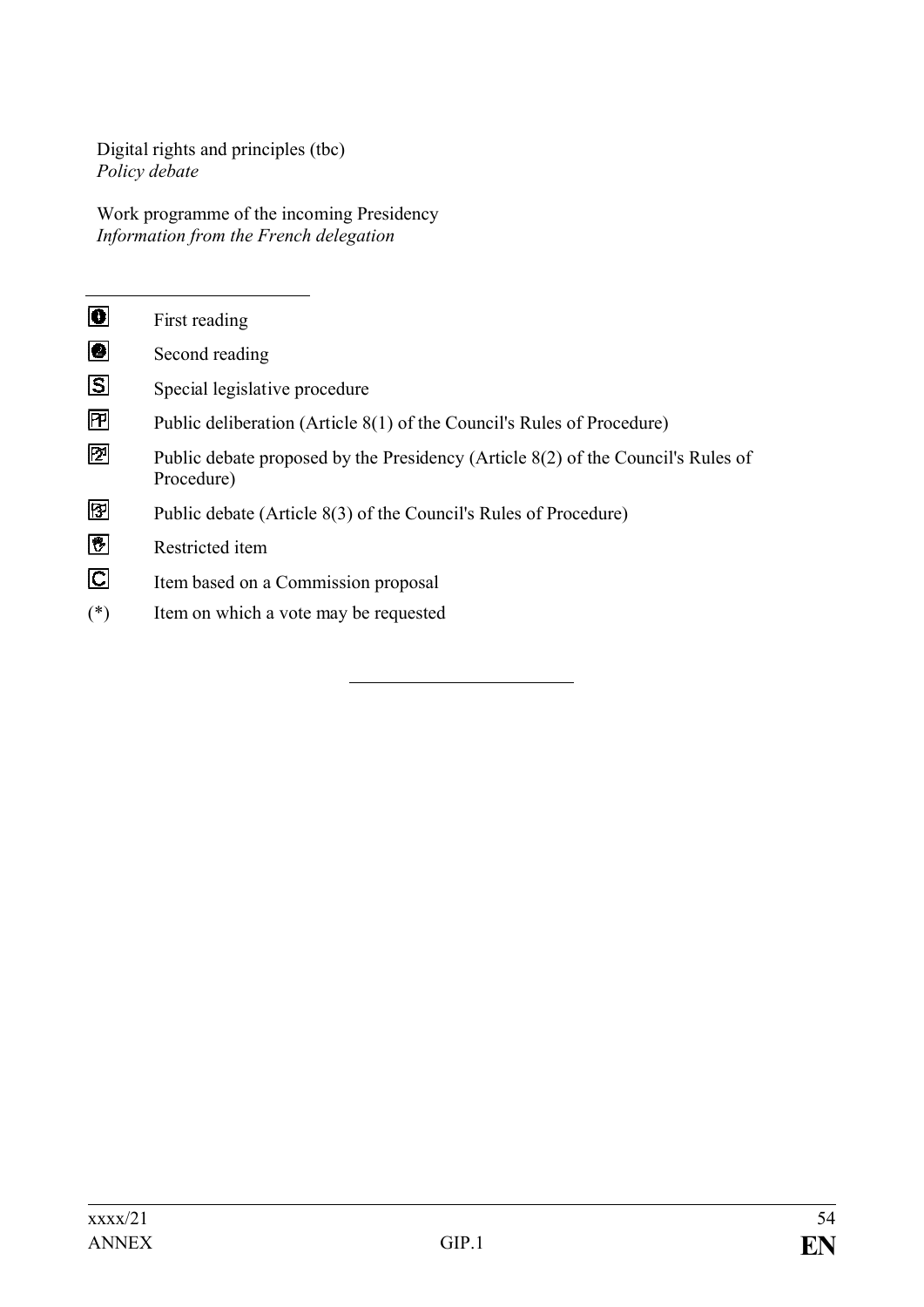Digital rights and principles (tbc)
*Policy debate*

Work programme of the incoming Presidency
*Information from the French delegation*

---

| | |
|---|---|
| ❶ | First reading |
| ❷ | Second reading |
| S | Special legislative procedure |
| P | Public deliberation (Article 8(1) of the Council's Rules of Procedure) |
| P2 | Public debate proposed by the Presidency (Article 8(2) of the Council's Rules of Procedure) |
| P3 | Public debate (Article 8(3) of the Council's Rules of Procedure) |
| R | Restricted item |
| C | Item based on a Commission proposal |
| (*) | Item on which a vote may be requested |

---

xxxx/21
ANNEX GIP.1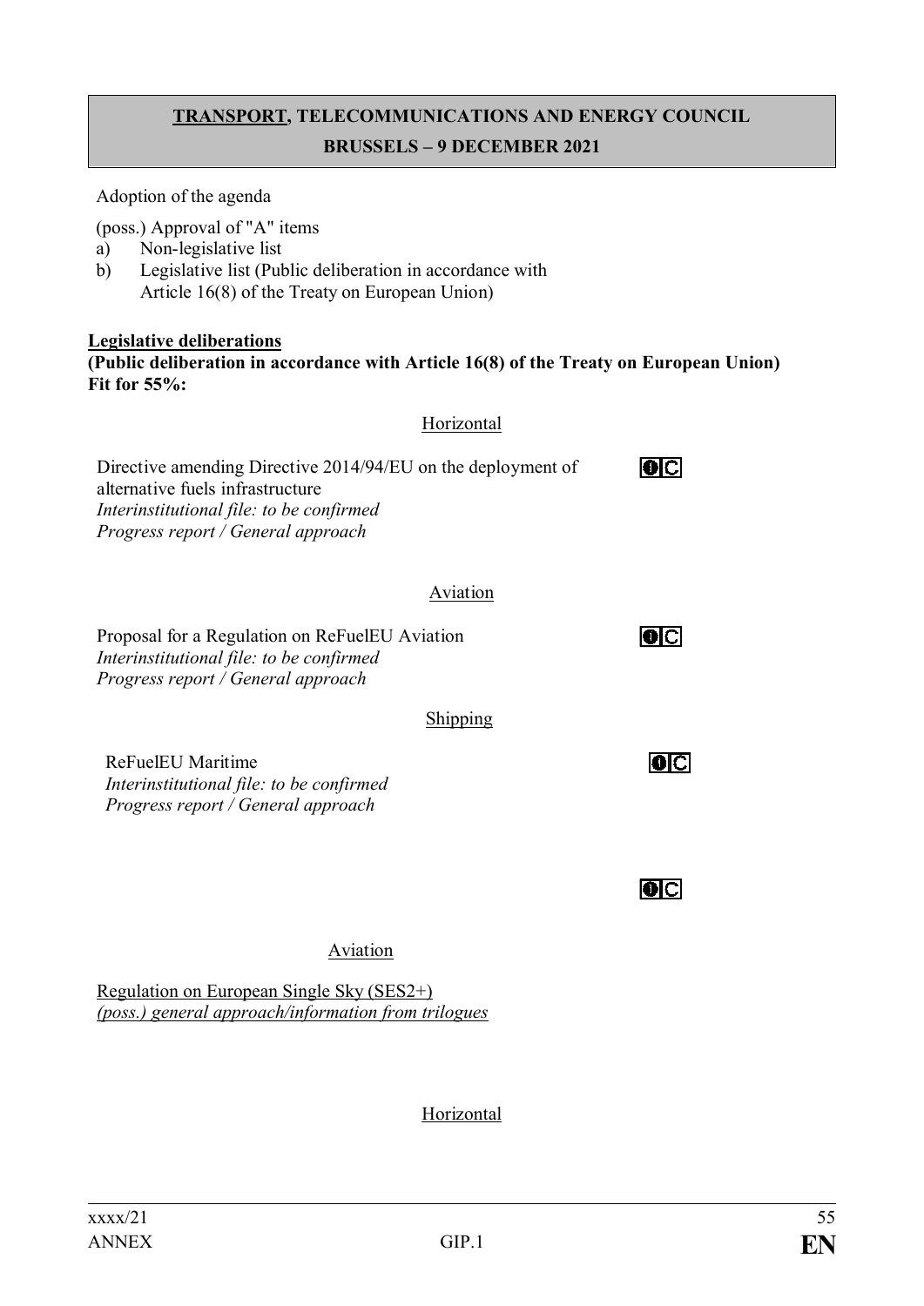**TRANSPORT, TELECOMMUNICATIONS AND ENERGY COUNCIL**
**BRUSSELS – 9 DECEMBER 2021**

Adoption of the agenda

(poss.) Approval of "A" items

a) Non-legislative list
b) Legislative list (Public deliberation in accordance with Article 16(8) of the Treaty on European Union)

**Legislative deliberations**
**(Public deliberation in accordance with Article 16(8) of the Treaty on European Union)**
**Fit for 55%:**

Horizontal

Directive amending Directive 2014/94/EU on the deployment of alternative fuels infrastructure
*Interinstitutional file: to be confirmed*
*Progress report / General approach*

Aviation

Proposal for a Regulation on ReFuelEU Aviation
*Interinstitutional file: to be confirmed*
*Progress report / General approach*

Shipping

ReFuelEU Maritime
*Interinstitutional file: to be confirmed*
*Progress report / General approach*

Aviation

Regulation on European Single Sky (SES2+)
*(poss.) general approach/information from trilogues*

Horizontal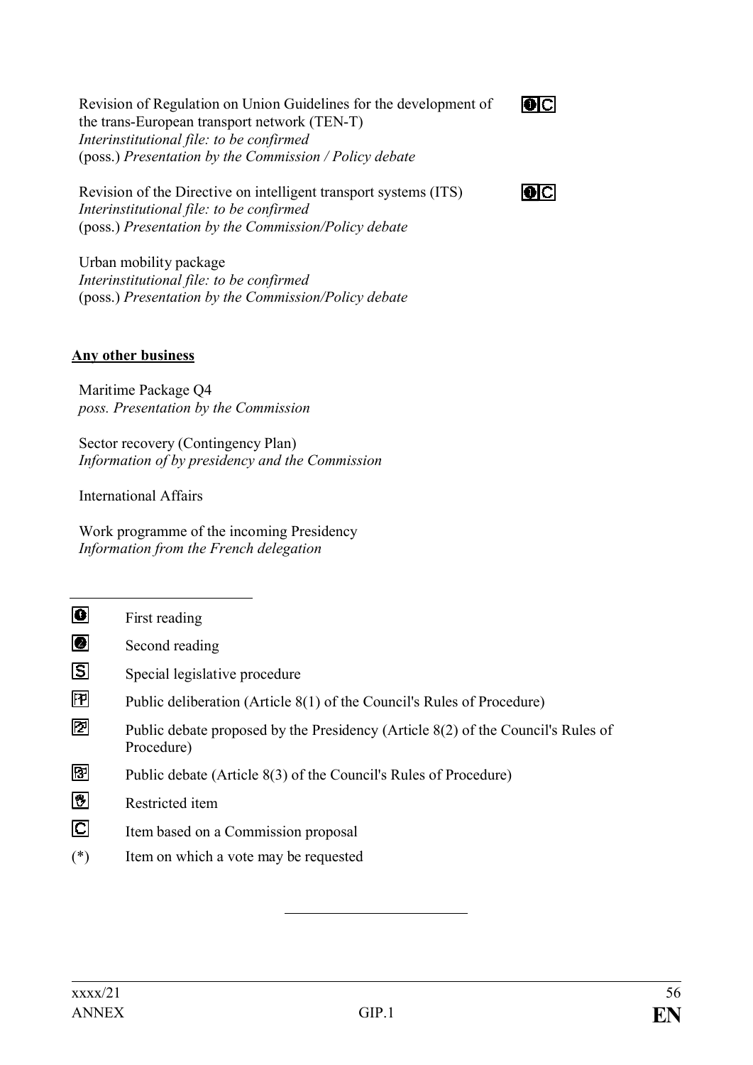Revision of Regulation on Union Guidelines for the development of the trans-European transport network (TEN-T) ❶C
*Interinstitutional file: to be confirmed*
(poss.) *Presentation by the Commission / Policy debate*

Revision of the Directive on intelligent transport systems (ITS) ❶C
*Interinstitutional file: to be confirmed*
(poss.) *Presentation by the Commission/Policy debate*

Urban mobility package
*Interinstitutional file: to be confirmed*
(poss.) *Presentation by the Commission/Policy debate*

**Any other business**

Maritime Package Q4
*poss. Presentation by the Commission*

Sector recovery (Contingency Plan)
*Information of by presidency and the Commission*

International Affairs

Work programme of the incoming Presidency
*Information from the French delegation*

---

❶ First reading

❷ Second reading

S Special legislative procedure

P1 Public deliberation (Article 8(1) of the Council's Rules of Procedure)

P2 Public debate proposed by the Presidency (Article 8(2) of the Council's Rules of Procedure)

P3 Public debate (Article 8(3) of the Council's Rules of Procedure)

R Restricted item

C Item based on a Commission proposal

(*) Item on which a vote may be requested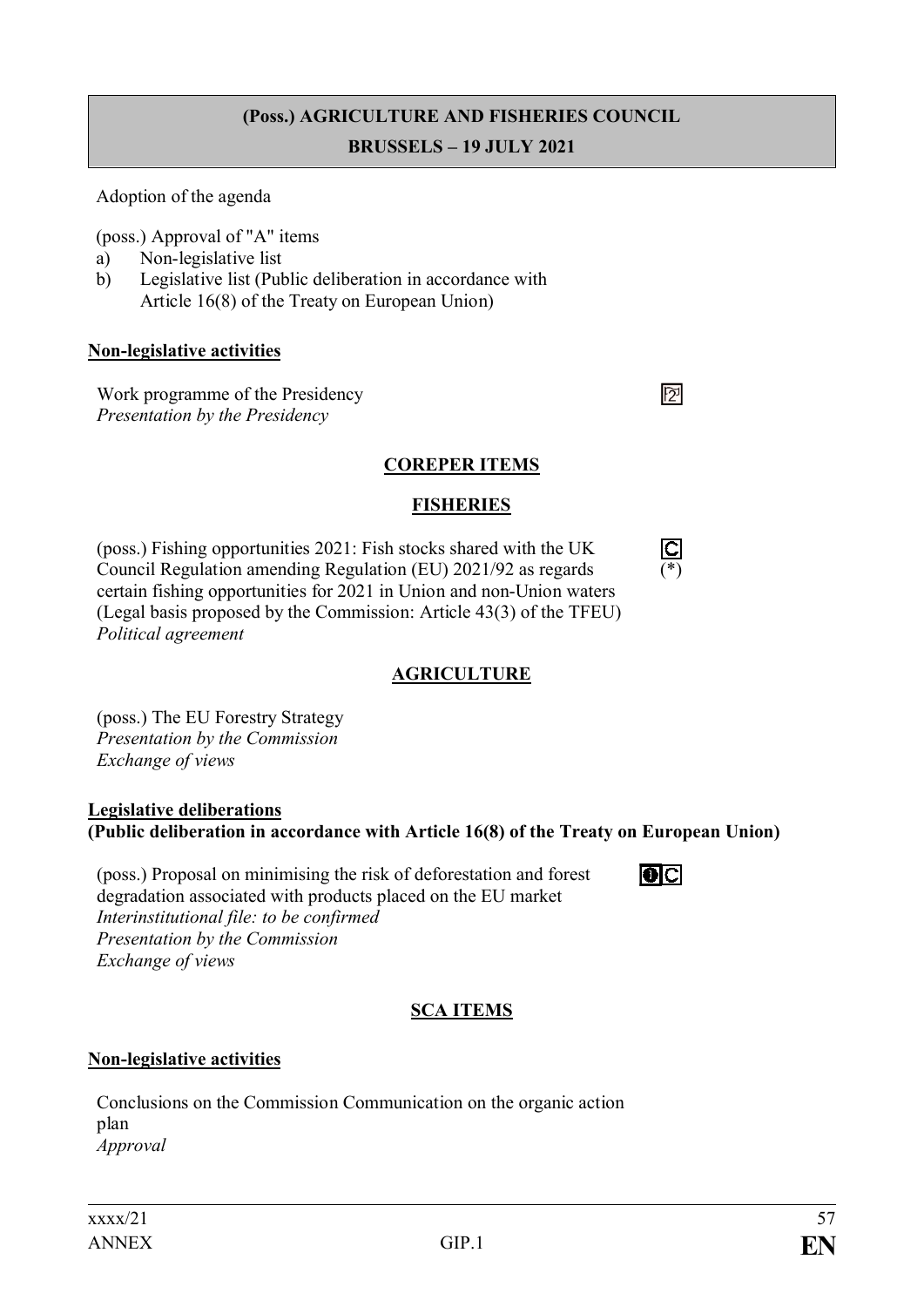**(Poss.) AGRICULTURE AND FISHERIES COUNCIL**

**BRUSSELS – 19 JULY 2021**

Adoption of the agenda

(poss.) Approval of "A" items

a) Non-legislative list
b) Legislative list (Public deliberation in accordance with Article 16(8) of the Treaty on European Union)

**Non-legislative activities**

Work programme of the Presidency
*Presentation by the Presidency*

**COREPER ITEMS**

**FISHERIES**

(poss.) Fishing opportunities 2021: Fish stocks shared with the UK Council Regulation amending Regulation (EU) 2021/92 as regards certain fishing opportunities for 2021 in Union and non-Union waters (Legal basis proposed by the Commission: Article 43(3) of the TFEU)
*Political agreement*

(*)

**AGRICULTURE**

(poss.) The EU Forestry Strategy
*Presentation by the Commission*
*Exchange of views*

**Legislative deliberations**
**(Public deliberation in accordance with Article 16(8) of the Treaty on European Union)**

(poss.) Proposal on minimising the risk of deforestation and forest degradation associated with products placed on the EU market
*Interinstitutional file: to be confirmed*
*Presentation by the Commission*
*Exchange of views*

**SCA ITEMS**

**Non-legislative activities**

Conclusions on the Commission Communication on the organic action plan
*Approval*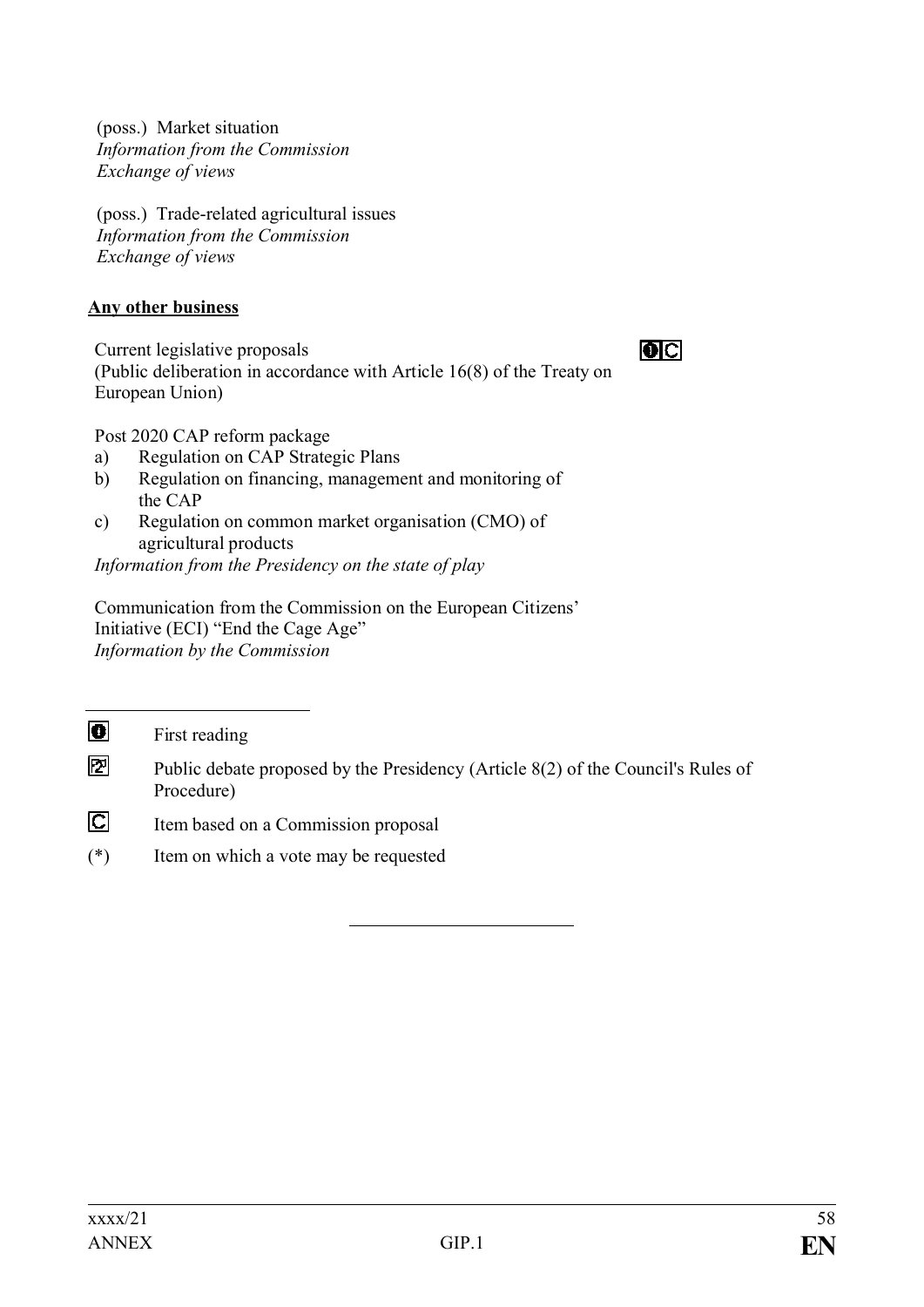(poss.) Market situation
*Information from the Commission*
*Exchange of views*

(poss.) Trade-related agricultural issues
*Information from the Commission*
*Exchange of views*

**Any other business**

Current legislative proposals
(Public deliberation in accordance with Article 16(8) of the Treaty on European Union)

Post 2020 CAP reform package

a) Regulation on CAP Strategic Plans
b) Regulation on financing, management and monitoring of the CAP
c) Regulation on common market organisation (CMO) of agricultural products

*Information from the Presidency on the state of play*

Communication from the Commission on the European Citizens' Initiative (ECI) "End the Cage Age"
*Information by the Commission*

---

- First reading
- Public debate proposed by the Presidency (Article 8(2) of the Council's Rules of Procedure)
- Item based on a Commission proposal
- (*) Item on which a vote may be requested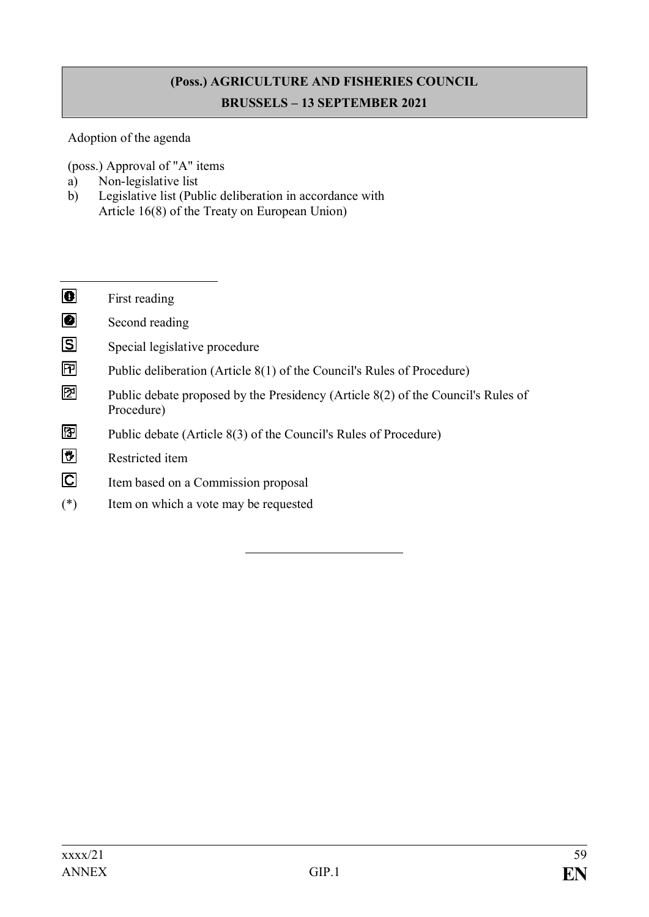**(Poss.) AGRICULTURE AND FISHERIES COUNCIL**

**BRUSSELS – 13 SEPTEMBER 2021**

Adoption of the agenda

(poss.) Approval of "A" items

a) Non-legislative list
b) Legislative list (Public deliberation in accordance with Article 16(8) of the Treaty on European Union)

---

- ❶ First reading
- ❷ Second reading
- S Special legislative procedure
- P1 Public deliberation (Article 8(1) of the Council's Rules of Procedure)
- P2 Public debate proposed by the Presidency (Article 8(2) of the Council's Rules of Procedure)
- P3 Public debate (Article 8(3) of the Council's Rules of Procedure)
- Restricted item
- C Item based on a Commission proposal
- (*) Item on which a vote may be requested

---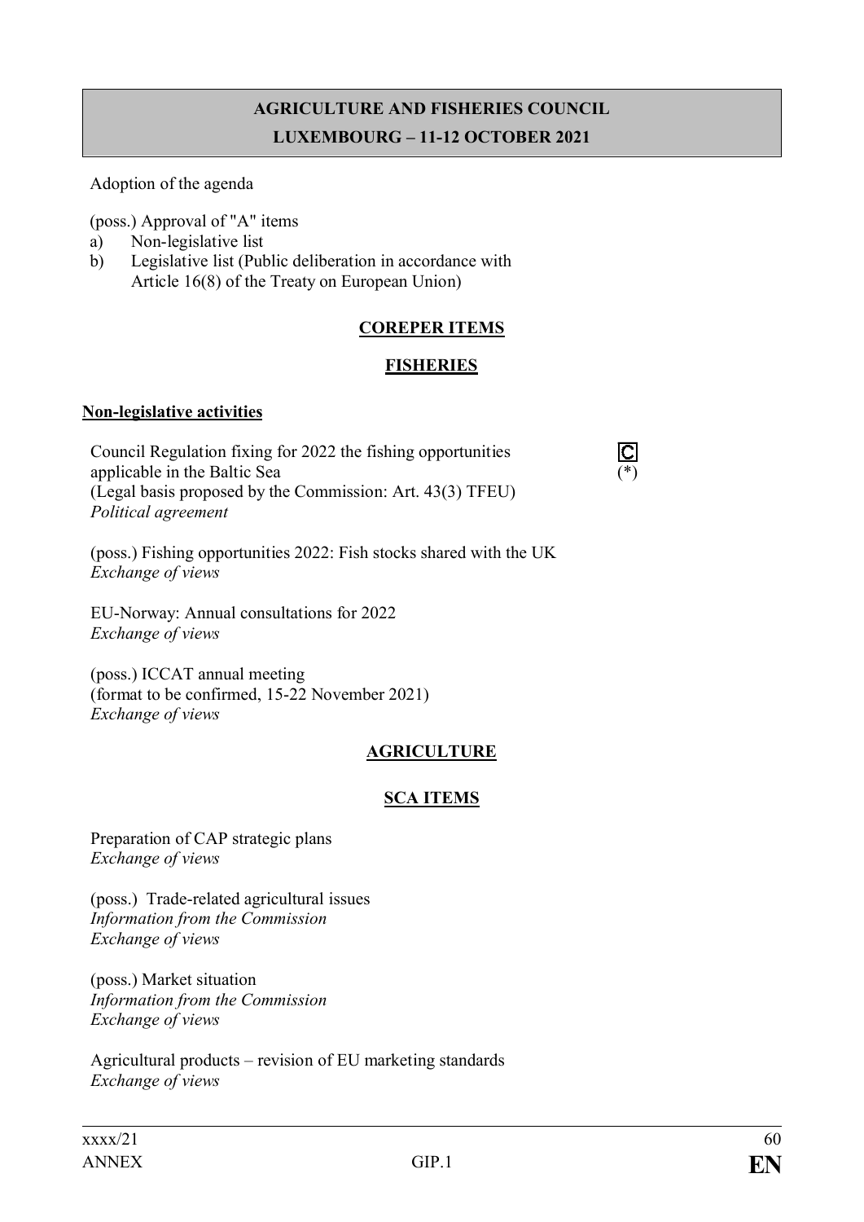## AGRICULTURE AND FISHERIES COUNCIL
## LUXEMBOURG – 11-12 OCTOBER 2021

Adoption of the agenda

(poss.) Approval of "A" items
a) Non-legislative list
b) Legislative list (Public deliberation in accordance with Article 16(8) of the Treaty on European Union)

**COREPER ITEMS**

**FISHERIES**

**Non-legislative activities**

Council Regulation fixing for 2022 the fishing opportunities applicable in the Baltic Sea (Legal basis proposed by the Commission: Art. 43(3) TFEU) C (*)
*Political agreement*

(poss.) Fishing opportunities 2022: Fish stocks shared with the UK
*Exchange of views*

EU-Norway: Annual consultations for 2022
*Exchange of views*

(poss.) ICCAT annual meeting
(format to be confirmed, 15-22 November 2021)
*Exchange of views*

**AGRICULTURE**

**SCA ITEMS**

Preparation of CAP strategic plans
*Exchange of views*

(poss.) Trade-related agricultural issues
*Information from the Commission*
*Exchange of views*

(poss.) Market situation
*Information from the Commission*
*Exchange of views*

Agricultural products – revision of EU marketing standards
*Exchange of views*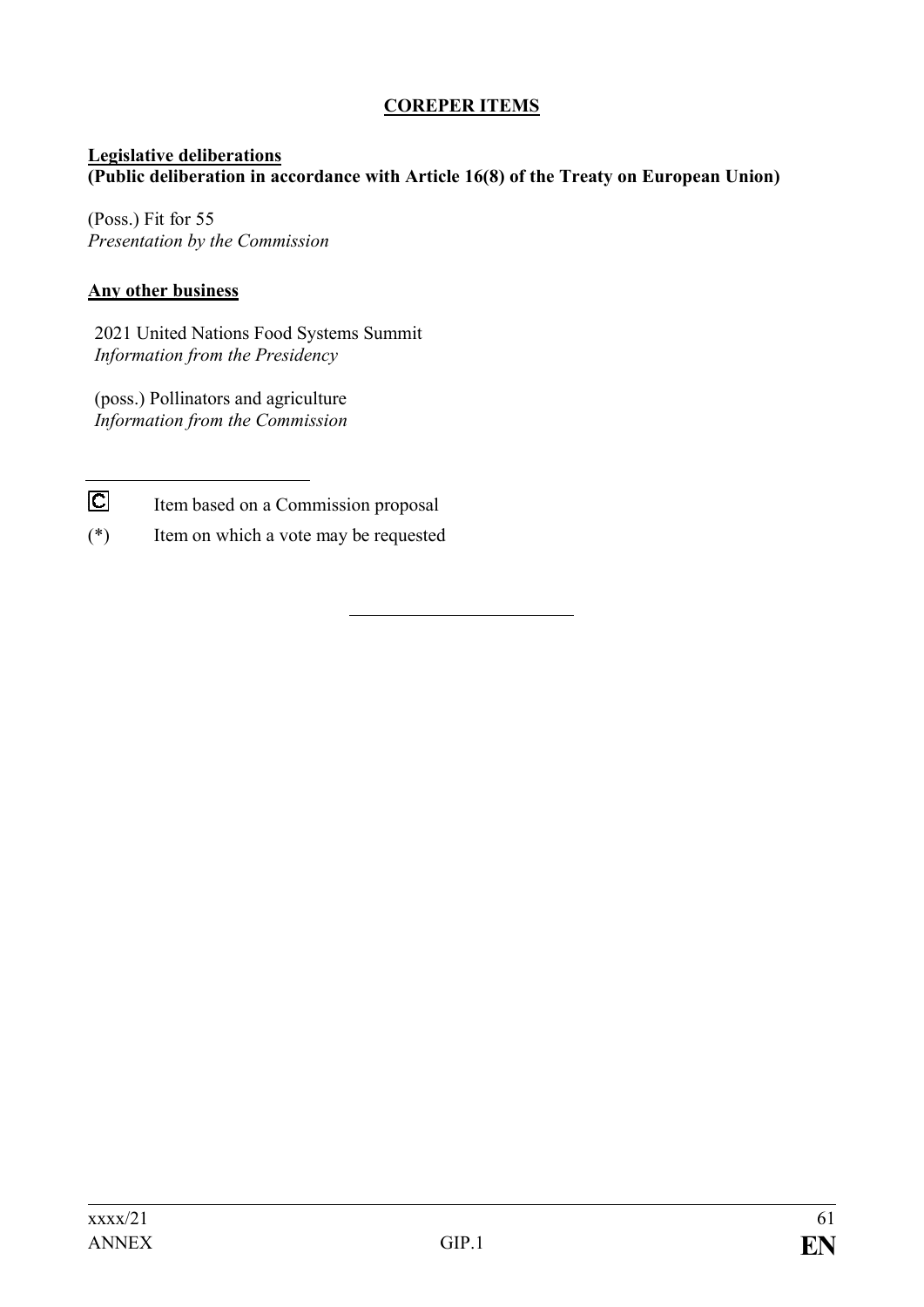## COREPER ITEMS

**Legislative deliberations**
**(Public deliberation in accordance with Article 16(8) of the Treaty on European Union)**

(Poss.) Fit for 55
*Presentation by the Commission*

**Any other business**

2021 United Nations Food Systems Summit
*Information from the Presidency*

(poss.) Pollinators and agriculture
*Information from the Commission*

---

C Item based on a Commission proposal

(*) Item on which a vote may be requested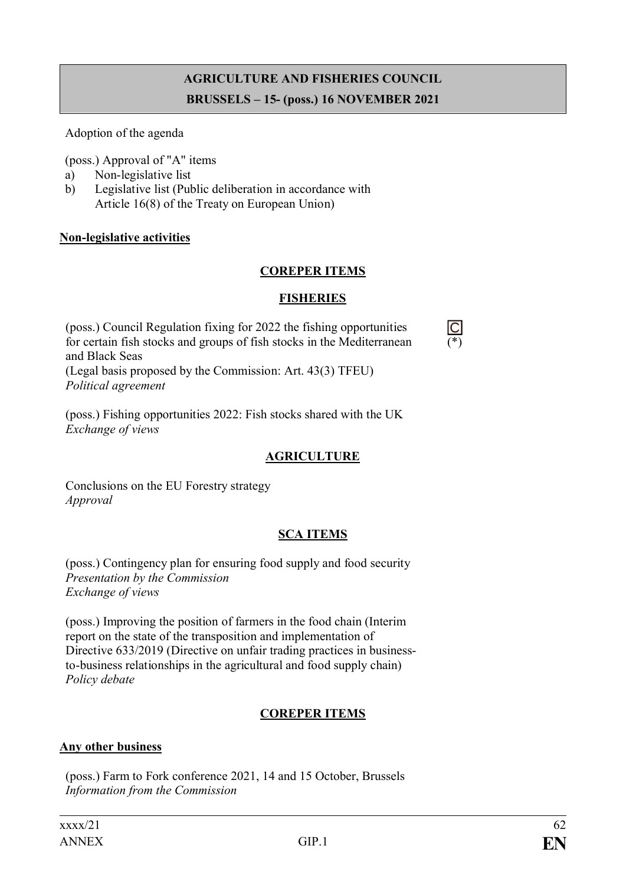**AGRICULTURE AND FISHERIES COUNCIL**
**BRUSSELS – 15- (poss.) 16 NOVEMBER 2021**

Adoption of the agenda

(poss.) Approval of "A" items

a) Non-legislative list
b) Legislative list (Public deliberation in accordance with Article 16(8) of the Treaty on European Union)

**Non-legislative activities**

**COREPER ITEMS**

**FISHERIES**

(poss.) Council Regulation fixing for 2022 the fishing opportunities for certain fish stocks and groups of fish stocks in the Mediterranean and Black Seas
(Legal basis proposed by the Commission: Art. 43(3) TFEU)
*Political agreement*

C (*)

(poss.) Fishing opportunities 2022: Fish stocks shared with the UK
*Exchange of views*

**AGRICULTURE**

Conclusions on the EU Forestry strategy
*Approval*

**SCA ITEMS**

(poss.) Contingency plan for ensuring food supply and food security
*Presentation by the Commission*
*Exchange of views*

(poss.) Improving the position of farmers in the food chain (Interim report on the state of the transposition and implementation of Directive 633/2019 (Directive on unfair trading practices in business-to-business relationships in the agricultural and food supply chain)
*Policy debate*

**COREPER ITEMS**

**Any other business**

(poss.) Farm to Fork conference 2021, 14 and 15 October, Brussels
*Information from the Commission*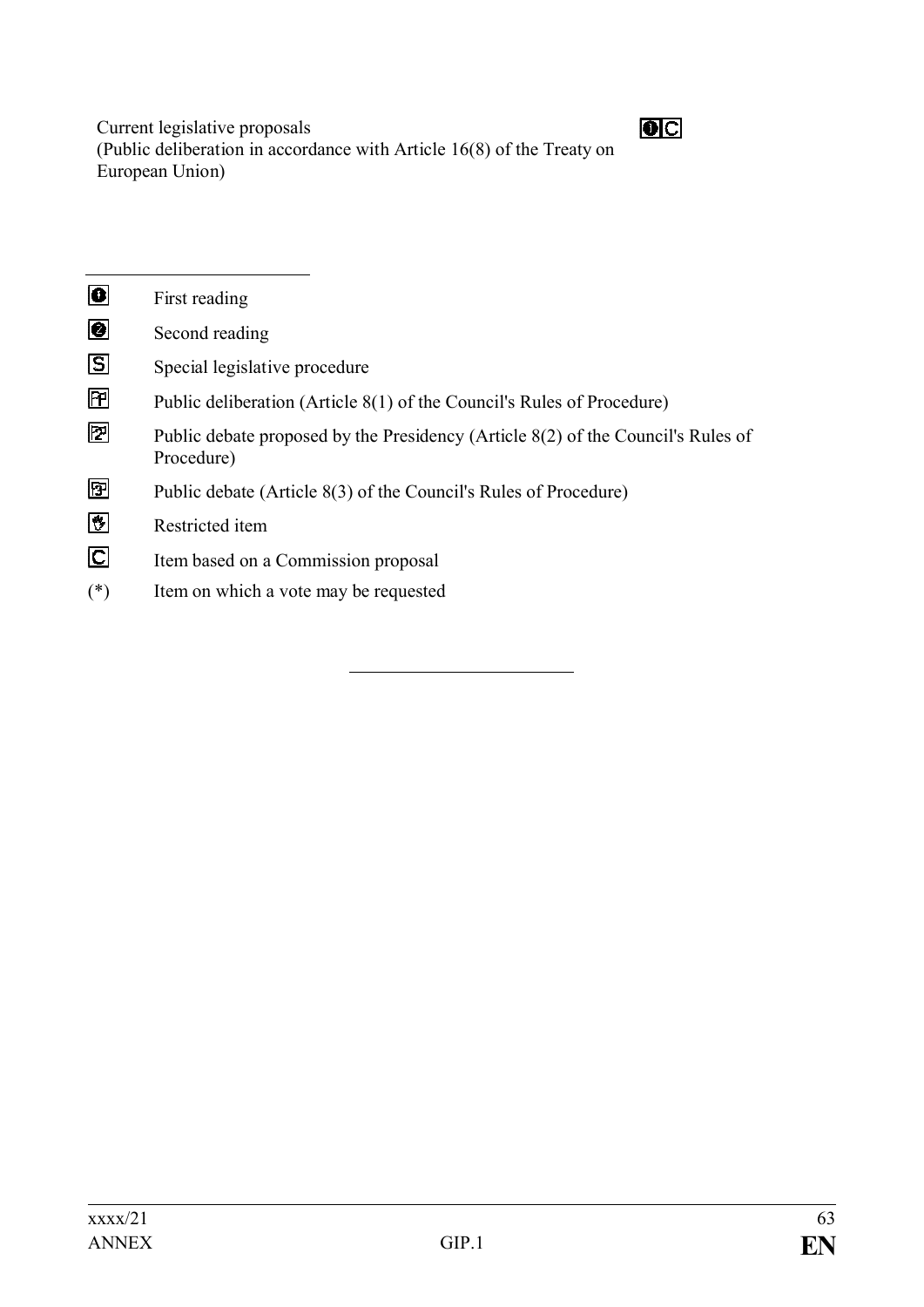Current legislative proposals
(Public deliberation in accordance with Article 16(8) of the Treaty on European Union)

---

| | |
|---|---|
| ❶ | First reading |
| ❷ | Second reading |
| S | Special legislative procedure |
| P1 | Public deliberation (Article 8(1) of the Council's Rules of Procedure) |
| P2 | Public debate proposed by the Presidency (Article 8(2) of the Council's Rules of Procedure) |
| P3 | Public debate (Article 8(3) of the Council's Rules of Procedure) |
| R | Restricted item |
| C | Item based on a Commission proposal |
| (*) | Item on which a vote may be requested |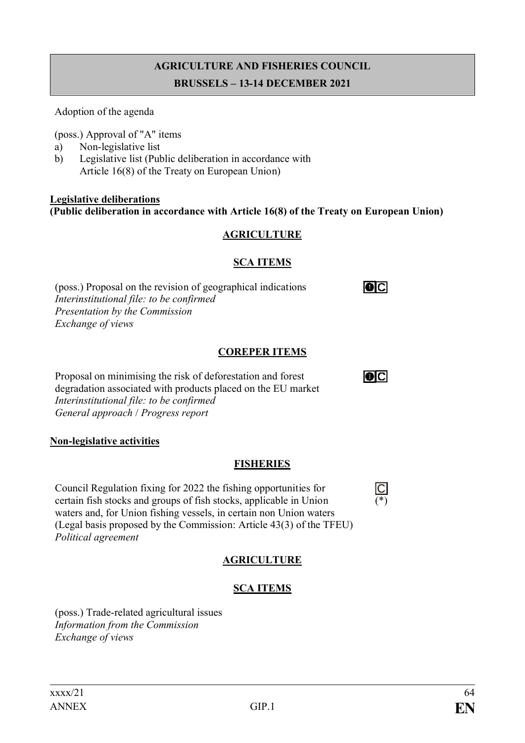**AGRICULTURE AND FISHERIES COUNCIL**
**BRUSSELS – 13-14 DECEMBER 2021**

Adoption of the agenda

(poss.) Approval of "A" items
a) Non-legislative list
b) Legislative list (Public deliberation in accordance with Article 16(8) of the Treaty on European Union)

**Legislative deliberations**
**(Public deliberation in accordance with Article 16(8) of the Treaty on European Union)**

**AGRICULTURE**

**SCA ITEMS**

(poss.) Proposal on the revision of geographical indications
*Interinstitutional file: to be confirmed*
*Presentation by the Commission*
*Exchange of views*

**COREPER ITEMS**

Proposal on minimising the risk of deforestation and forest degradation associated with products placed on the EU market
*Interinstitutional file: to be confirmed*
*General approach / Progress report*

**Non-legislative activities**

**FISHERIES**

Council Regulation fixing for 2022 the fishing opportunities for certain fish stocks and groups of fish stocks, applicable in Union waters and, for Union fishing vessels, in certain non Union waters (Legal basis proposed by the Commission: Article 43(3) of the TFEU) (*)
*Political agreement*

**AGRICULTURE**

**SCA ITEMS**

(poss.) Trade-related agricultural issues
*Information from the Commission*
*Exchange of views*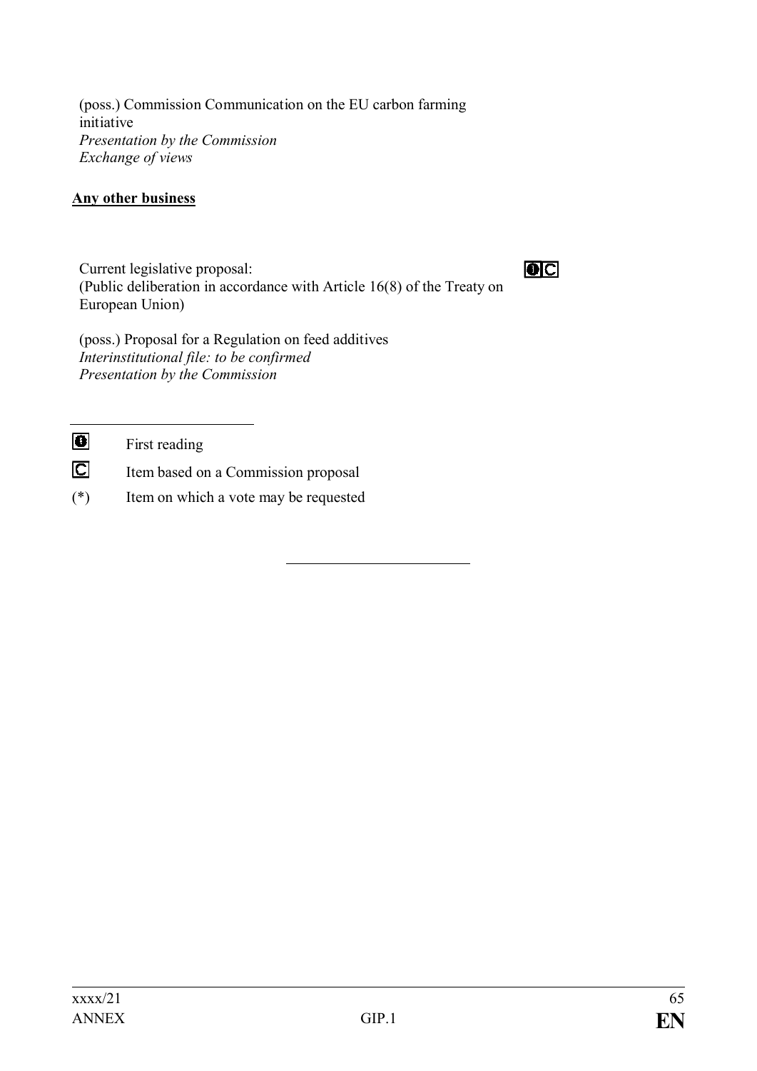(poss.) Commission Communication on the EU carbon farming initiative
*Presentation by the Commission*
*Exchange of views*

**Any other business**

Current legislative proposal:
(Public deliberation in accordance with Article 16(8) of the Treaty on European Union)

(poss.) Proposal for a Regulation on feed additives
*Interinstitutional file: to be confirmed*
*Presentation by the Commission*

---

| | |
|---|---|
| ❶ | First reading |
| C | Item based on a Commission proposal |
| (*) | Item on which a vote may be requested |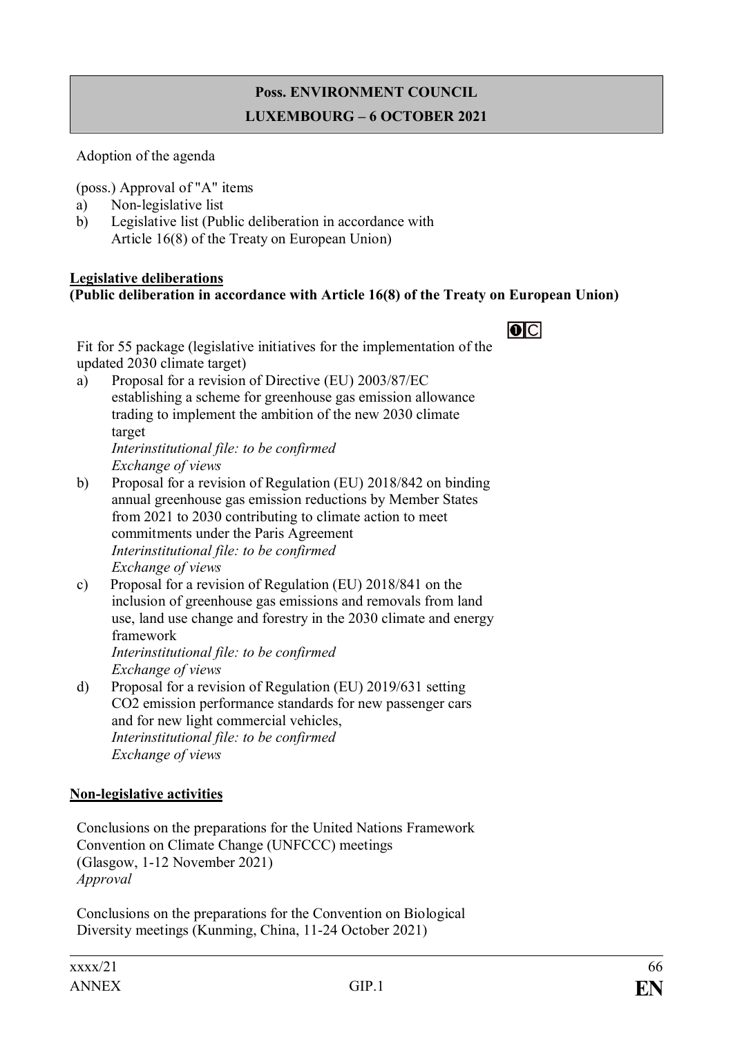**Poss. ENVIRONMENT COUNCIL**

**LUXEMBOURG – 6 OCTOBER 2021**

Adoption of the agenda

(poss.) Approval of "A" items

a) Non-legislative list
b) Legislative list (Public deliberation in accordance with Article 16(8) of the Treaty on European Union)

**Legislative deliberations**
**(Public deliberation in accordance with Article 16(8) of the Treaty on European Union)**

❶C

Fit for 55 package (legislative initiatives for the implementation of the updated 2030 climate target)

a) Proposal for a revision of Directive (EU) 2003/87/EC establishing a scheme for greenhouse gas emission allowance trading to implement the ambition of the new 2030 climate target
*Interinstitutional file: to be confirmed*
*Exchange of views*
b) Proposal for a revision of Regulation (EU) 2018/842 on binding annual greenhouse gas emission reductions by Member States from 2021 to 2030 contributing to climate action to meet commitments under the Paris Agreement
*Interinstitutional file: to be confirmed*
*Exchange of views*
c) Proposal for a revision of Regulation (EU) 2018/841 on the inclusion of greenhouse gas emissions and removals from land use, land use change and forestry in the 2030 climate and energy framework
*Interinstitutional file: to be confirmed*
*Exchange of views*
d) Proposal for a revision of Regulation (EU) 2019/631 setting CO2 emission performance standards for new passenger cars and for new light commercial vehicles,
*Interinstitutional file: to be confirmed*
*Exchange of views*

**Non-legislative activities**

Conclusions on the preparations for the United Nations Framework Convention on Climate Change (UNFCCC) meetings (Glasgow, 1-12 November 2021)
*Approval*

Conclusions on the preparations for the Convention on Biological Diversity meetings (Kunming, China, 11-24 October 2021)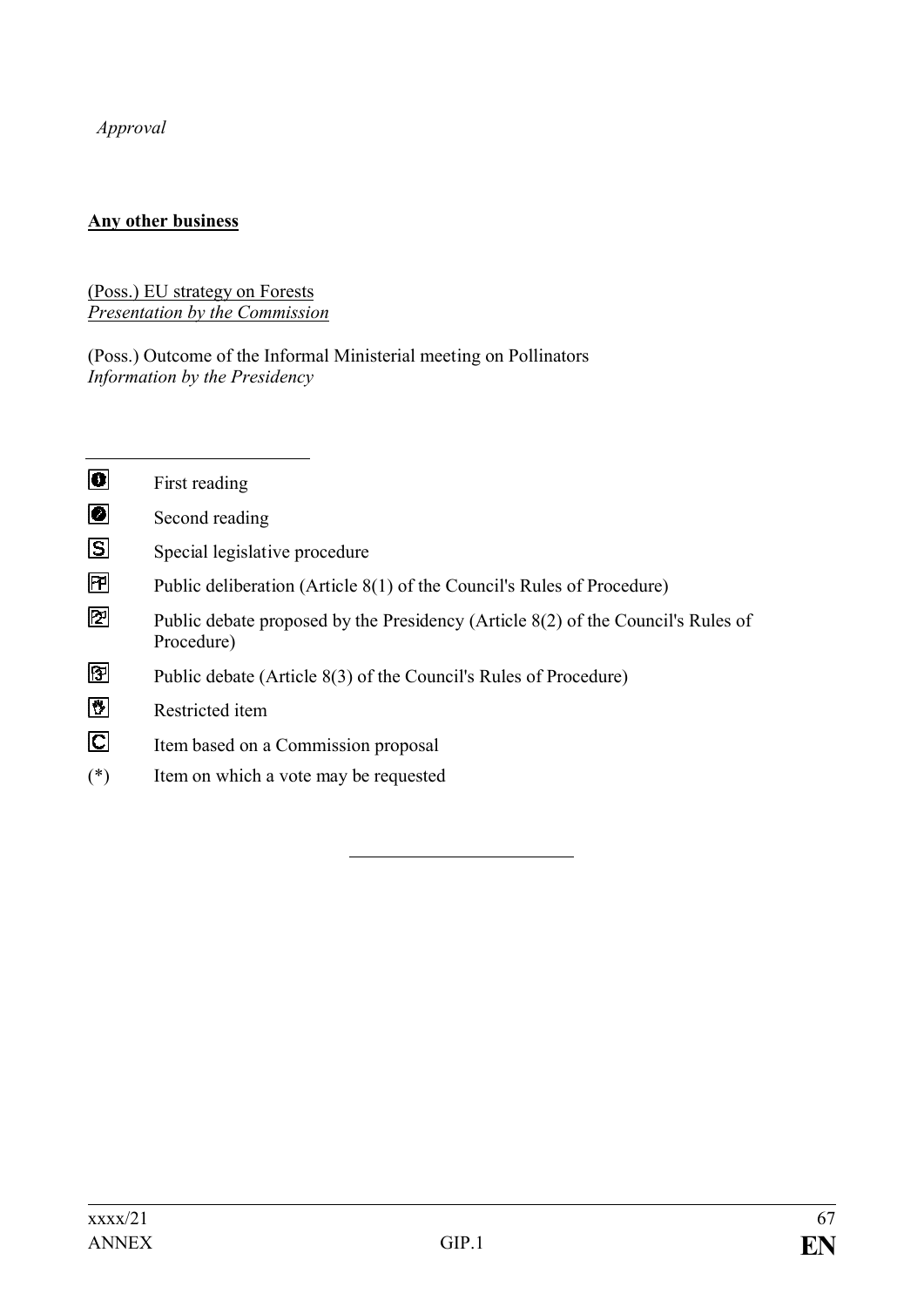*Approval*

**Any other business**

(Poss.) EU strategy on Forests
*Presentation by the Commission*

(Poss.) Outcome of the Informal Ministerial meeting on Pollinators
*Information by the Presidency*

---

| | |
|---|---|
| ❶ | First reading |
| ❷ | Second reading |
| S | Special legislative procedure |
| P | Public deliberation (Article 8(1) of the Council's Rules of Procedure) |
| 2 | Public debate proposed by the Presidency (Article 8(2) of the Council's Rules of Procedure) |
| 3 | Public debate (Article 8(3) of the Council's Rules of Procedure) |
| R | Restricted item |
| C | Item based on a Commission proposal |
| (*) | Item on which a vote may be requested |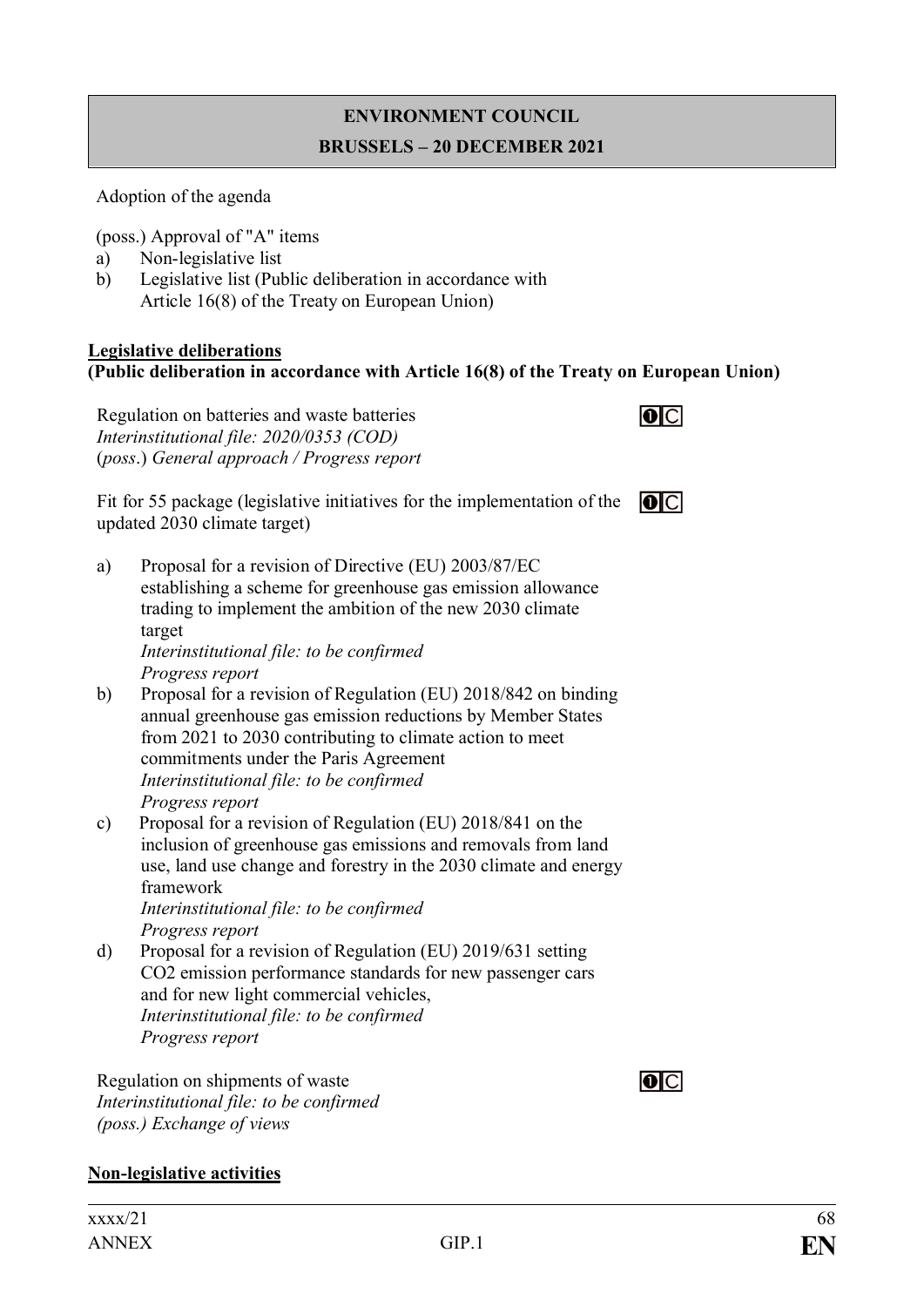**ENVIRONMENT COUNCIL**

**BRUSSELS – 20 DECEMBER 2021**

Adoption of the agenda

(poss.) Approval of "A" items

a) Non-legislative list
b) Legislative list (Public deliberation in accordance with Article 16(8) of the Treaty on European Union)

**Legislative deliberations**
**(Public deliberation in accordance with Article 16(8) of the Treaty on European Union)**

Regulation on batteries and waste batteries ❶C
*Interinstitutional file: 2020/0353 (COD)*
(*poss.*) *General approach / Progress report*

Fit for 55 package (legislative initiatives for the implementation of the updated 2030 climate target) ❶C

a) Proposal for a revision of Directive (EU) 2003/87/EC establishing a scheme for greenhouse gas emission allowance trading to implement the ambition of the new 2030 climate target
*Interinstitutional file: to be confirmed*
*Progress report*
b) Proposal for a revision of Regulation (EU) 2018/842 on binding annual greenhouse gas emission reductions by Member States from 2021 to 2030 contributing to climate action to meet commitments under the Paris Agreement
*Interinstitutional file: to be confirmed*
*Progress report*
c) Proposal for a revision of Regulation (EU) 2018/841 on the inclusion of greenhouse gas emissions and removals from land use, land use change and forestry in the 2030 climate and energy framework
*Interinstitutional file: to be confirmed*
*Progress report*
d) Proposal for a revision of Regulation (EU) 2019/631 setting CO2 emission performance standards for new passenger cars and for new light commercial vehicles,
*Interinstitutional file: to be confirmed*
*Progress report*

Regulation on shipments of waste ❶C
*Interinstitutional file: to be confirmed*
*(poss.) Exchange of views*

**Non-legislative activities**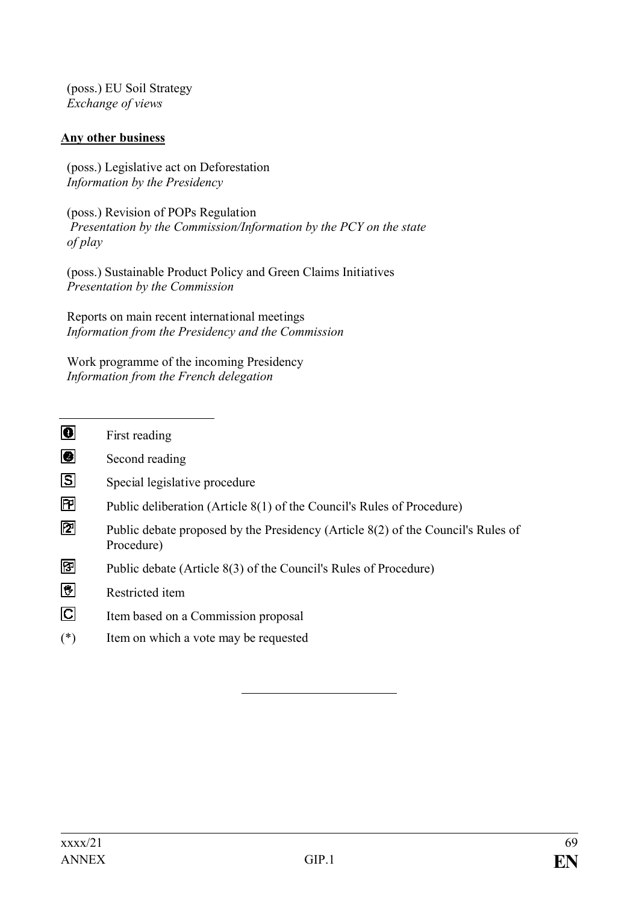(poss.) EU Soil Strategy
*Exchange of views*

**Any other business**

(poss.) Legislative act on Deforestation
*Information by the Presidency*

(poss.) Revision of POPs Regulation
*Presentation by the Commission/Information by the PCY on the state of play*

(poss.) Sustainable Product Policy and Green Claims Initiatives
*Presentation by the Commission*

Reports on main recent international meetings
*Information from the Presidency and the Commission*

Work programme of the incoming Presidency
*Information from the French delegation*

---

| | |
|---|---|
| ❶ | First reading |
| ❷ | Second reading |
| S | Special legislative procedure |
| P | Public deliberation (Article 8(1) of the Council's Rules of Procedure) |
| 2 | Public debate proposed by the Presidency (Article 8(2) of the Council's Rules of Procedure) |
| 3 | Public debate (Article 8(3) of the Council's Rules of Procedure) |
| ✋ | Restricted item |
| C | Item based on a Commission proposal |
| (*) | Item on which a vote may be requested |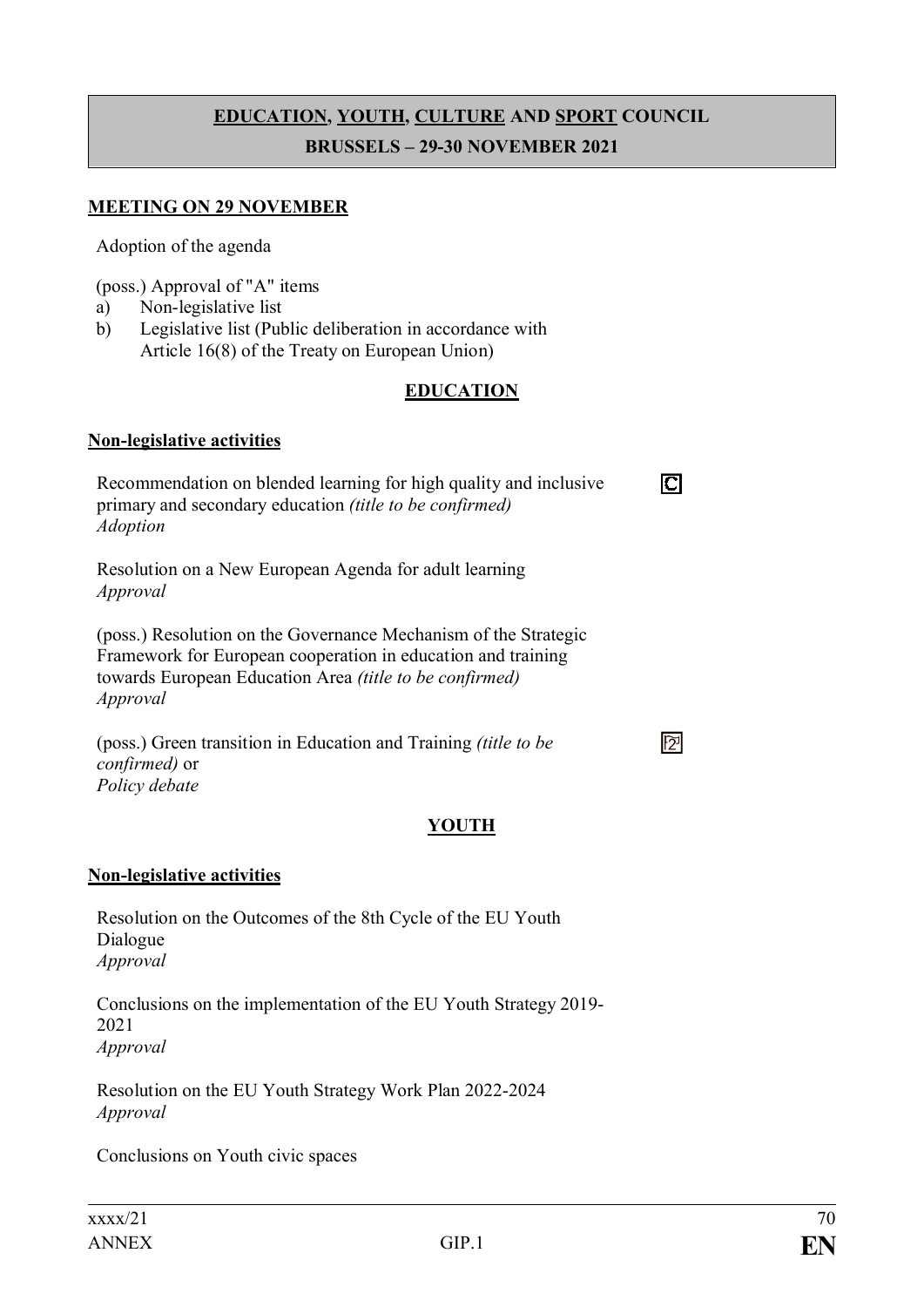## EDUCATION, YOUTH, CULTURE AND SPORT COUNCIL

## BRUSSELS – 29-30 NOVEMBER 2021

**MEETING ON 29 NOVEMBER**

Adoption of the agenda

(poss.) Approval of "A" items

a) Non-legislative list
b) Legislative list (Public deliberation in accordance with Article 16(8) of the Treaty on European Union)

### EDUCATION

**Non-legislative activities**

Recommendation on blended learning for high quality and inclusive primary and secondary education *(title to be confirmed)*
*Adoption*

Resolution on a New European Agenda for adult learning
*Approval*

(poss.) Resolution on the Governance Mechanism of the Strategic Framework for European cooperation in education and training towards European Education Area *(title to be confirmed)*
*Approval*

(poss.) Green transition in Education and Training *(title to be confirmed)* or
*Policy debate*

### YOUTH

**Non-legislative activities**

Resolution on the Outcomes of the 8th Cycle of the EU Youth Dialogue
*Approval*

Conclusions on the implementation of the EU Youth Strategy 2019-2021
*Approval*

Resolution on the EU Youth Strategy Work Plan 2022-2024
*Approval*

Conclusions on Youth civic spaces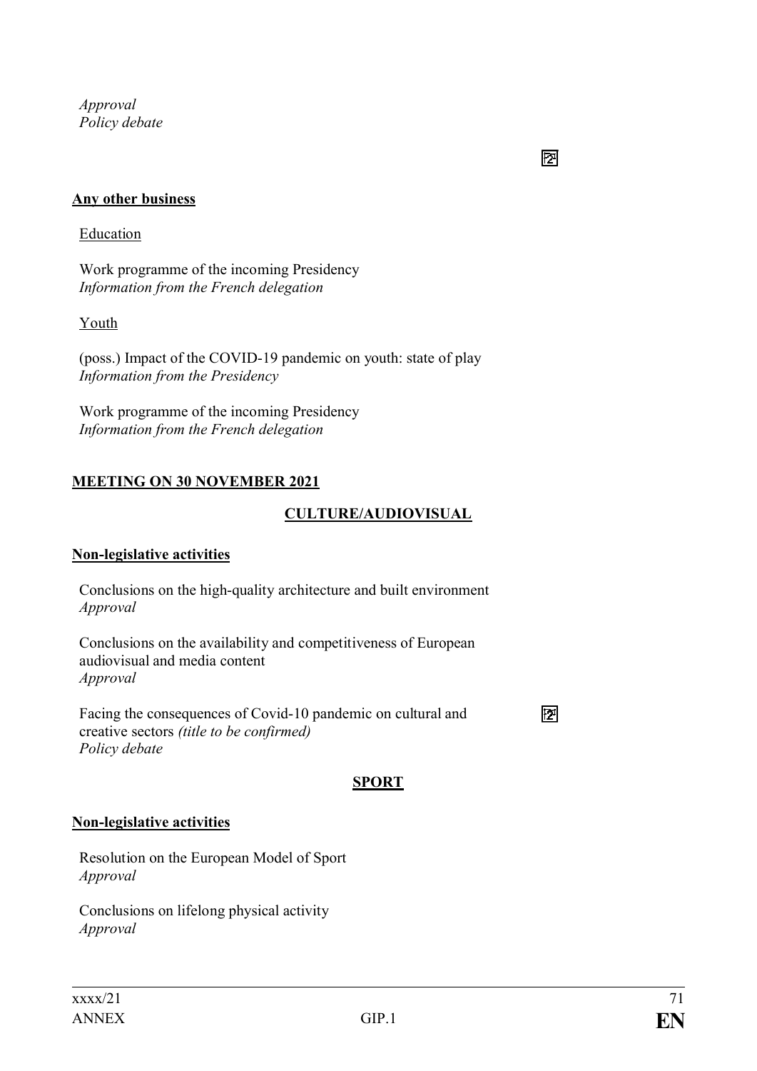*Approval*
*Policy debate*

**Any other business**

Education

Work programme of the incoming Presidency
*Information from the French delegation*

Youth

(poss.) Impact of the COVID-19 pandemic on youth: state of play
*Information from the Presidency*

Work programme of the incoming Presidency
*Information from the French delegation*

**MEETING ON 30 NOVEMBER 2021**

**CULTURE/AUDIOVISUAL**

**Non-legislative activities**

Conclusions on the high-quality architecture and built environment
*Approval*

Conclusions on the availability and competitiveness of European audiovisual and media content
*Approval*

Facing the consequences of Covid-10 pandemic on cultural and creative sectors *(title to be confirmed)*
*Policy debate*

**SPORT**

**Non-legislative activities**

Resolution on the European Model of Sport
*Approval*

Conclusions on lifelong physical activity
*Approval*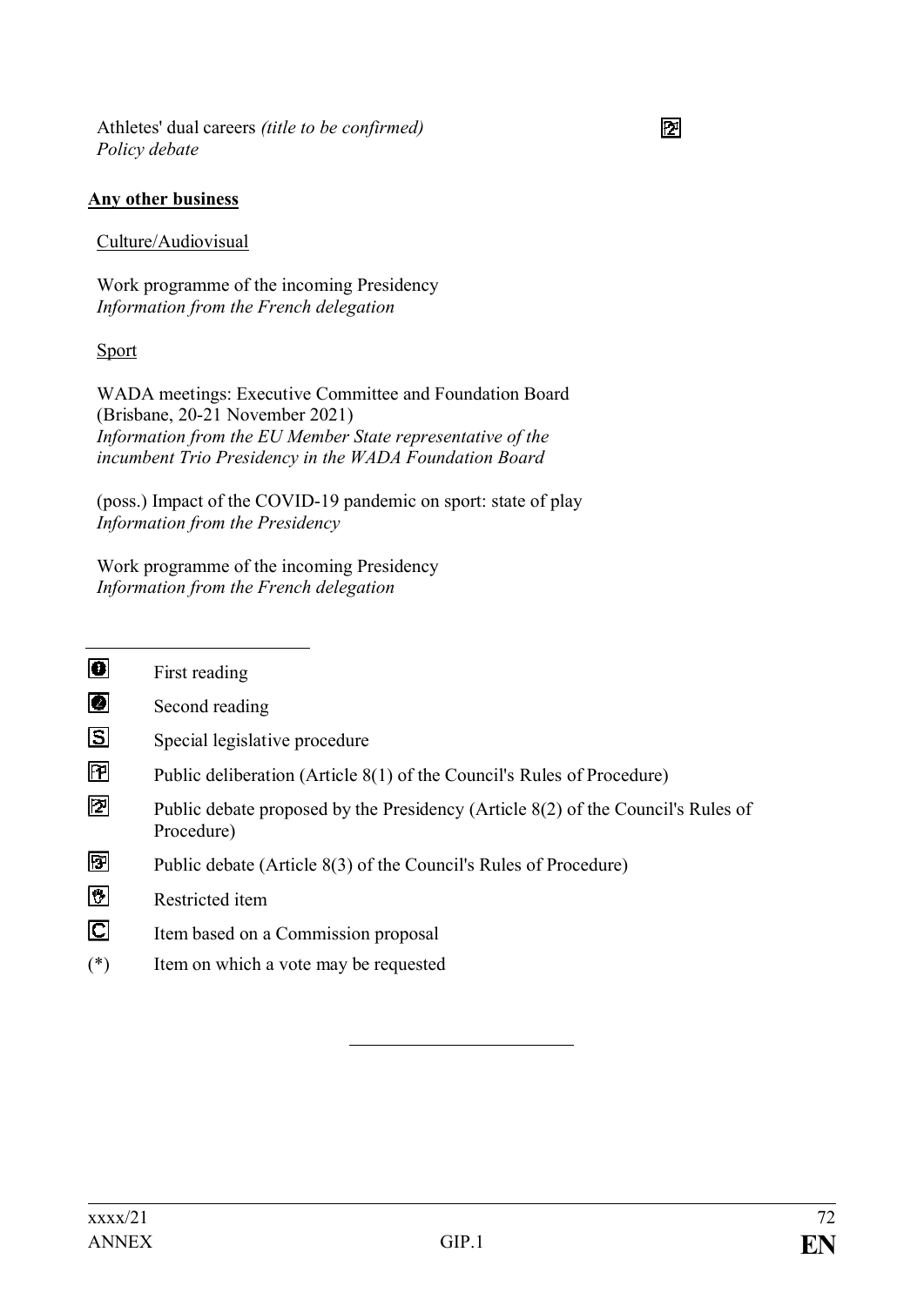Athletes' dual careers *(title to be confirmed)*
*Policy debate*

**Any other business**

Culture/Audiovisual

Work programme of the incoming Presidency
*Information from the French delegation*

Sport

WADA meetings: Executive Committee and Foundation Board (Brisbane, 20-21 November 2021)
*Information from the EU Member State representative of the incumbent Trio Presidency in the WADA Foundation Board*

(poss.) Impact of the COVID-19 pandemic on sport: state of play
*Information from the Presidency*

Work programme of the incoming Presidency
*Information from the French delegation*

---

- First reading
- Second reading
- Special legislative procedure
- Public deliberation (Article 8(1) of the Council's Rules of Procedure)
- Public debate proposed by the Presidency (Article 8(2) of the Council's Rules of Procedure)
- Public debate (Article 8(3) of the Council's Rules of Procedure)
- Restricted item
- Item based on a Commission proposal
- (*) Item on which a vote may be requested